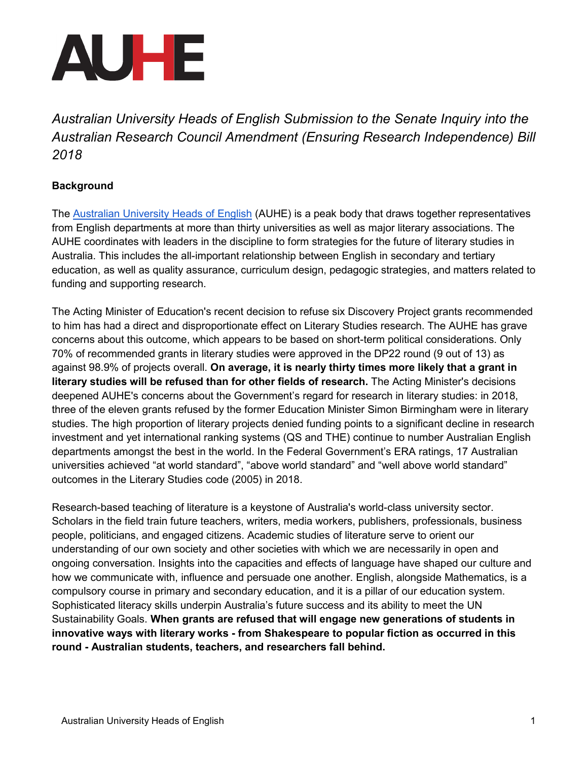# AUHE

*Australian University Heads of English Submission to the Senate Inquiry into the Australian Research Council Amendment (Ensuring Research Independence) Bill 2018*

**Background**

The Australian University Heads of English (AUHE) is a peak body that draws together representatives from English departments at more than thirty universities as well as major literary associations. The AUHE coordinates with leaders in the discipline to form strategies for the future of literary studies in Australia. This includes the all-important relationship between English in secondary and tertiary education, as well as quality assurance, curriculum design, pedagogic strategies, and matters related to funding and supporting research.

The Acting Minister of Education's recent decision to refuse six Discovery Project grants recommended to him has had a direct and disproportionate effect on Literary Studies research. The AUHE has grave concerns about this outcome, which appears to be based on short-term political considerations. Only 70% of recommended grants in literary studies were approved in the DP22 round (9 out of 13) as against 98.9% of projects overall. **On average, it is nearly thirty times more likely that a grant in literary studies will be refused than for other fields of research.** The Acting Minister's decisions deepened AUHE's concerns about the Government's regard for research in literary studies: in 2018, three of the eleven grants refused by the former Education Minister Simon Birmingham were in literary studies. The high proportion of literary projects denied funding points to a significant decline in research investment and yet international ranking systems (QS and THE) continue to number Australian English departments amongst the best in the world. In the Federal Government's ERA ratings, 17 Australian universities achieved "at world standard", "above world standard" and "well above world standard" outcomes in the Literary Studies code (2005) in 2018.

Research-based teaching of literature is a keystone of Australia's world-class university sector. Scholars in the field train future teachers, writers, media workers, publishers, professionals, business people, politicians, and engaged citizens. Academic studies of literature serve to orient our understanding of our own society and other societies with which we are necessarily in open and ongoing conversation. Insights into the capacities and effects of language have shaped our culture and how we communicate with, influence and persuade one another. English, alongside Mathematics, is a compulsory course in primary and secondary education, and it is a pillar of our education system. Sophisticated literacy skills underpin Australia's future success and its ability to meet the UN Sustainability Goals. **When grants are refused that will engage new generations of students in innovative ways with literary works - from Shakespeare to popular fiction as occurred in this round - Australian students, teachers, and researchers fall behind.**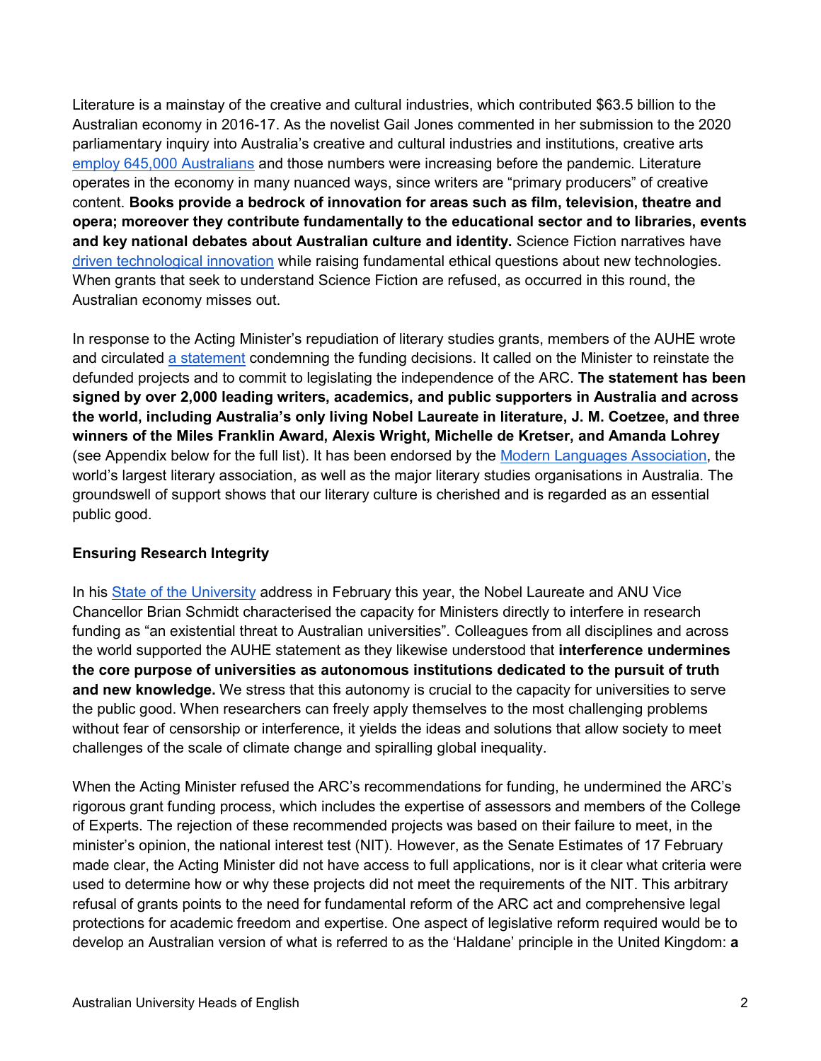Literature is a mainstay of the creative and cultural industries, which contributed $63.5 billion to the Australian economy in 2016-17. As the novelist Gail Jones commented in her submission to the 2020 parliamentary inquiry into Australia's creative and cultural industries and institutions, creative arts [employ 645,000 Australians] and those numbers were increasing before the pandemic. Literature operates in the economy in many nuanced ways, since writers are "primary producers" of creative content. **Books provide a bedrock of innovation for areas such as film, television, theatre and opera; moreover they contribute fundamentally to the educational sector and to libraries, events and key national debates about Australian culture and identity.** Science Fiction narratives have [driven technological innovation] while raising fundamental ethical questions about new technologies. When grants that seek to understand Science Fiction are refused, as occurred in this round, the Australian economy misses out.

In response to the Acting Minister's repudiation of literary studies grants, members of the AUHE wrote and circulated [a statement] condemning the funding decisions. It called on the Minister to reinstate the defunded projects and to commit to legislating the independence of the ARC. **The statement has been signed by over 2,000 leading writers, academics, and public supporters in Australia and across the world, including Australia's only living Nobel Laureate in literature, J. M. Coetzee, and three winners of the Miles Franklin Award, Alexis Wright, Michelle de Kretser, and Amanda Lohrey** (see Appendix below for the full list). It has been endorsed by the [Modern Languages Association], the world's largest literary association, as well as the major literary studies organisations in Australia. The groundswell of support shows that our literary culture is cherished and is regarded as an essential public good.

## Ensuring Research Integrity

In his [State of the University] address in February this year, the Nobel Laureate and ANU Vice Chancellor Brian Schmidt characterised the capacity for Ministers directly to interfere in research funding as "an existential threat to Australian universities". Colleagues from all disciplines and across the world supported the AUHE statement as they likewise understood that **interference undermines the core purpose of universities as autonomous institutions dedicated to the pursuit of truth and new knowledge.** We stress that this autonomy is crucial to the capacity for universities to serve the public good. When researchers can freely apply themselves to the most challenging problems without fear of censorship or interference, it yields the ideas and solutions that allow society to meet challenges of the scale of climate change and spiralling global inequality.

When the Acting Minister refused the ARC's recommendations for funding, he undermined the ARC's rigorous grant funding process, which includes the expertise of assessors and members of the College of Experts. The rejection of these recommended projects was based on their failure to meet, in the minister's opinion, the national interest test (NIT). However, as the Senate Estimates of 17 February made clear, the Acting Minister did not have access to full applications, nor is it clear what criteria were used to determine how or why these projects did not meet the requirements of the NIT. This arbitrary refusal of grants points to the need for fundamental reform of the ARC act and comprehensive legal protections for academic freedom and expertise. One aspect of legislative reform required would be to develop an Australian version of what is referred to as the 'Haldane' principle in the United Kingdom: **a**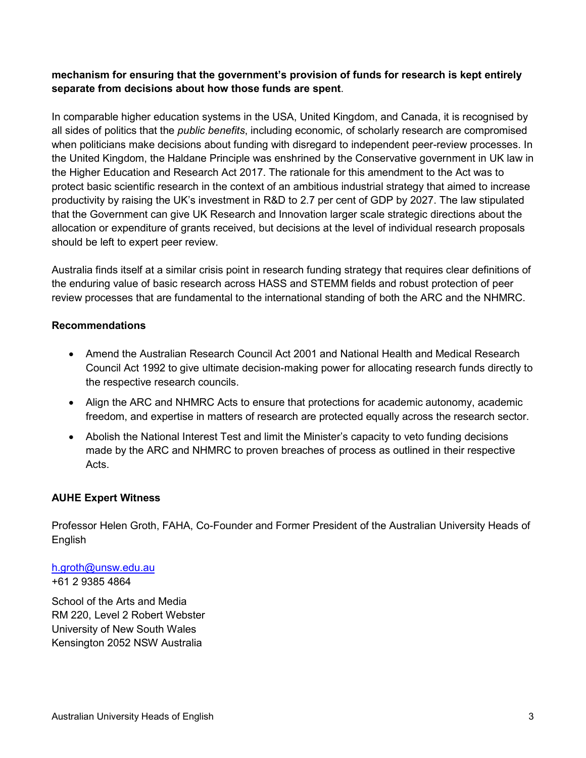**mechanism for ensuring that the government's provision of funds for research is kept entirely separate from decisions about how those funds are spent**.

In comparable higher education systems in the USA, United Kingdom, and Canada, it is recognised by all sides of politics that the *public benefits*, including economic, of scholarly research are compromised when politicians make decisions about funding with disregard to independent peer-review processes. In the United Kingdom, the Haldane Principle was enshrined by the Conservative government in UK law in the Higher Education and Research Act 2017. The rationale for this amendment to the Act was to protect basic scientific research in the context of an ambitious industrial strategy that aimed to increase productivity by raising the UK's investment in R&D to 2.7 per cent of GDP by 2027. The law stipulated that the Government can give UK Research and Innovation larger scale strategic directions about the allocation or expenditure of grants received, but decisions at the level of individual research proposals should be left to expert peer review.

Australia finds itself at a similar crisis point in research funding strategy that requires clear definitions of the enduring value of basic research across HASS and STEMM fields and robust protection of peer review processes that are fundamental to the international standing of both the ARC and the NHMRC.

### Recommendations

- Amend the Australian Research Council Act 2001 and National Health and Medical Research Council Act 1992 to give ultimate decision-making power for allocating research funds directly to the respective research councils.
- Align the ARC and NHMRC Acts to ensure that protections for academic autonomy, academic freedom, and expertise in matters of research are protected equally across the research sector.
- Abolish the National Interest Test and limit the Minister's capacity to veto funding decisions made by the ARC and NHMRC to proven breaches of process as outlined in their respective Acts.

### AUHE Expert Witness

Professor Helen Groth, FAHA, Co-Founder and Former President of the Australian University Heads of English

h.groth@unsw.edu.au
+61 2 9385 4864

School of the Arts and Media
RM 220, Level 2 Robert Webster
University of New South Wales
Kensington 2052 NSW Australia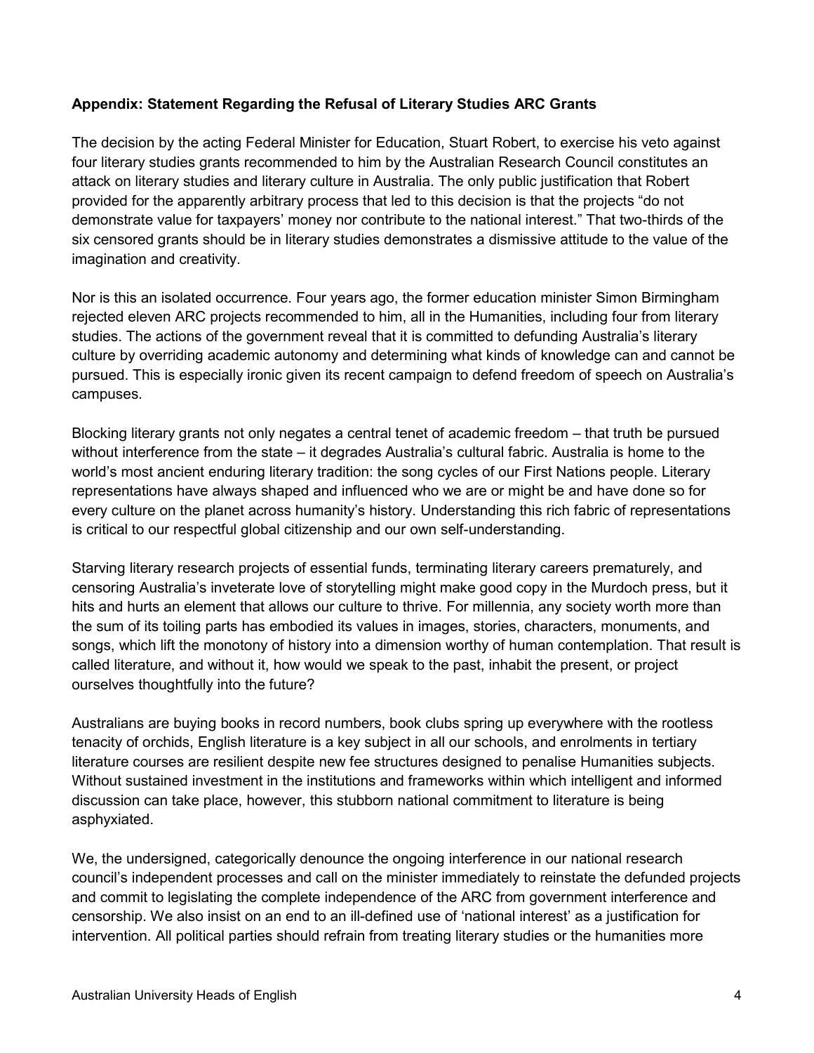**Appendix: Statement Regarding the Refusal of Literary Studies ARC Grants**

The decision by the acting Federal Minister for Education, Stuart Robert, to exercise his veto against four literary studies grants recommended to him by the Australian Research Council constitutes an attack on literary studies and literary culture in Australia. The only public justification that Robert provided for the apparently arbitrary process that led to this decision is that the projects "do not demonstrate value for taxpayers' money nor contribute to the national interest." That two-thirds of the six censored grants should be in literary studies demonstrates a dismissive attitude to the value of the imagination and creativity.

Nor is this an isolated occurrence. Four years ago, the former education minister Simon Birmingham rejected eleven ARC projects recommended to him, all in the Humanities, including four from literary studies. The actions of the government reveal that it is committed to defunding Australia's literary culture by overriding academic autonomy and determining what kinds of knowledge can and cannot be pursued. This is especially ironic given its recent campaign to defend freedom of speech on Australia's campuses.

Blocking literary grants not only negates a central tenet of academic freedom – that truth be pursued without interference from the state – it degrades Australia's cultural fabric. Australia is home to the world's most ancient enduring literary tradition: the song cycles of our First Nations people. Literary representations have always shaped and influenced who we are or might be and have done so for every culture on the planet across humanity's history. Understanding this rich fabric of representations is critical to our respectful global citizenship and our own self-understanding.

Starving literary research projects of essential funds, terminating literary careers prematurely, and censoring Australia's inveterate love of storytelling might make good copy in the Murdoch press, but it hits and hurts an element that allows our culture to thrive. For millennia, any society worth more than the sum of its toiling parts has embodied its values in images, stories, characters, monuments, and songs, which lift the monotony of history into a dimension worthy of human contemplation. That result is called literature, and without it, how would we speak to the past, inhabit the present, or project ourselves thoughtfully into the future?

Australians are buying books in record numbers, book clubs spring up everywhere with the rootless tenacity of orchids, English literature is a key subject in all our schools, and enrolments in tertiary literature courses are resilient despite new fee structures designed to penalise Humanities subjects. Without sustained investment in the institutions and frameworks within which intelligent and informed discussion can take place, however, this stubborn national commitment to literature is being asphyxiated.

We, the undersigned, categorically denounce the ongoing interference in our national research council's independent processes and call on the minister immediately to reinstate the defunded projects and commit to legislating the complete independence of the ARC from government interference and censorship. We also insist on an end to an ill-defined use of 'national interest' as a justification for intervention. All political parties should refrain from treating literary studies or the humanities more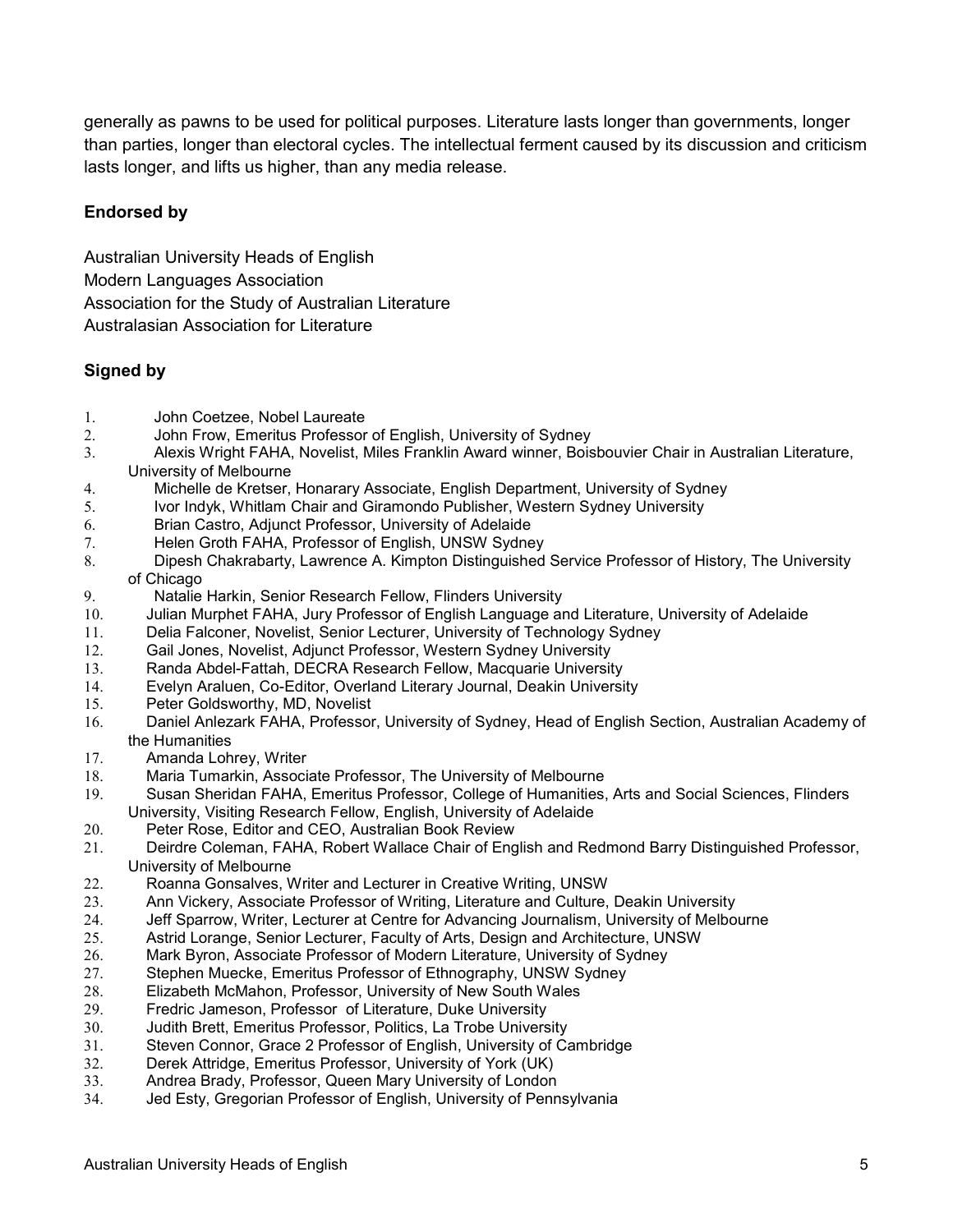generally as pawns to be used for political purposes. Literature lasts longer than governments, longer than parties, longer than electoral cycles. The intellectual ferment caused by its discussion and criticism lasts longer, and lifts us higher, than any media release.

**Endorsed by**

Australian University Heads of English
Modern Languages Association
Association for the Study of Australian Literature
Australasian Association for Literature

**Signed by**

1. John Coetzee, Nobel Laureate
2. John Frow, Emeritus Professor of English, University of Sydney
3. Alexis Wright FAHA, Novelist, Miles Franklin Award winner, Boisbouvier Chair in Australian Literature, University of Melbourne
4. Michelle de Kretser, Honarary Associate, English Department, University of Sydney
5. Ivor Indyk, Whitlam Chair and Giramondo Publisher, Western Sydney University
6. Brian Castro, Adjunct Professor, University of Adelaide
7. Helen Groth FAHA, Professor of English, UNSW Sydney
8. Dipesh Chakrabarty, Lawrence A. Kimpton Distinguished Service Professor of History, The University of Chicago
9. Natalie Harkin, Senior Research Fellow, Flinders University
10. Julian Murphet FAHA, Jury Professor of English Language and Literature, University of Adelaide
11. Delia Falconer, Novelist, Senior Lecturer, University of Technology Sydney
12. Gail Jones, Novelist, Adjunct Professor, Western Sydney University
13. Randa Abdel-Fattah, DECRA Research Fellow, Macquarie University
14. Evelyn Araluen, Co-Editor, Overland Literary Journal, Deakin University
15. Peter Goldsworthy, MD, Novelist
16. Daniel Anlezark FAHA, Professor, University of Sydney, Head of English Section, Australian Academy of the Humanities
17. Amanda Lohrey, Writer
18. Maria Tumarkin, Associate Professor, The University of Melbourne
19. Susan Sheridan FAHA, Emeritus Professor, College of Humanities, Arts and Social Sciences, Flinders University, Visiting Research Fellow, English, University of Adelaide
20. Peter Rose, Editor and CEO, Australian Book Review
21. Deirdre Coleman, FAHA, Robert Wallace Chair of English and Redmond Barry Distinguished Professor, University of Melbourne
22. Roanna Gonsalves, Writer and Lecturer in Creative Writing, UNSW
23. Ann Vickery, Associate Professor of Writing, Literature and Culture, Deakin University
24. Jeff Sparrow, Writer, Lecturer at Centre for Advancing Journalism, University of Melbourne
25. Astrid Lorange, Senior Lecturer, Faculty of Arts, Design and Architecture, UNSW
26. Mark Byron, Associate Professor of Modern Literature, University of Sydney
27. Stephen Muecke, Emeritus Professor of Ethnography, UNSW Sydney
28. Elizabeth McMahon, Professor, University of New South Wales
29. Fredric Jameson, Professor of Literature, Duke University
30. Judith Brett, Emeritus Professor, Politics, La Trobe University
31. Steven Connor, Grace 2 Professor of English, University of Cambridge
32. Derek Attridge, Emeritus Professor, University of York (UK)
33. Andrea Brady, Professor, Queen Mary University of London
34. Jed Esty, Gregorian Professor of English, University of Pennsylvania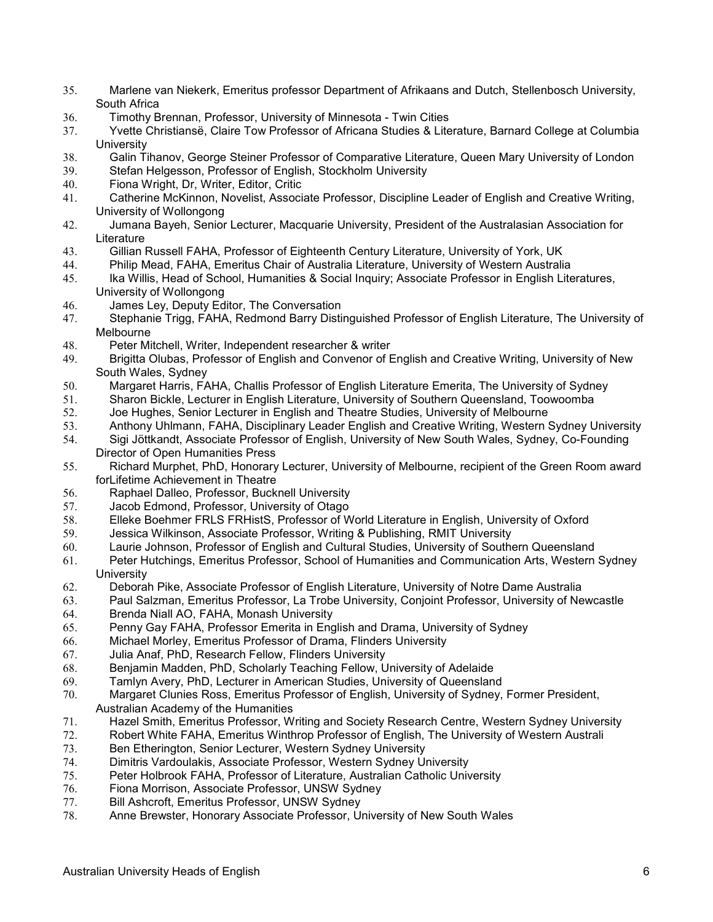35. Marlene van Niekerk, Emeritus professor Department of Afrikaans and Dutch, Stellenbosch University, South Africa
36. Timothy Brennan, Professor, University of Minnesota - Twin Cities
37. Yvette Christiansë, Claire Tow Professor of Africana Studies & Literature, Barnard College at Columbia University
38. Galin Tihanov, George Steiner Professor of Comparative Literature, Queen Mary University of London
39. Stefan Helgesson, Professor of English, Stockholm University
40. Fiona Wright, Dr, Writer, Editor, Critic
41. Catherine McKinnon, Novelist, Associate Professor, Discipline Leader of English and Creative Writing, University of Wollongong
42. Jumana Bayeh, Senior Lecturer, Macquarie University, President of the Australasian Association for Literature
43. Gillian Russell FAHA, Professor of Eighteenth Century Literature, University of York, UK
44. Philip Mead, FAHA, Emeritus Chair of Australia Literature, University of Western Australia
45. Ika Willis, Head of School, Humanities & Social Inquiry; Associate Professor in English Literatures, University of Wollongong
46. James Ley, Deputy Editor, The Conversation
47. Stephanie Trigg, FAHA, Redmond Barry Distinguished Professor of English Literature, The University of Melbourne
48. Peter Mitchell, Writer, Independent researcher & writer
49. Brigitta Olubas, Professor of English and Convenor of English and Creative Writing, University of New South Wales, Sydney
50. Margaret Harris, FAHA, Challis Professor of English Literature Emerita, The University of Sydney
51. Sharon Bickle, Lecturer in English Literature, University of Southern Queensland, Toowoomba
52. Joe Hughes, Senior Lecturer in English and Theatre Studies, University of Melbourne
53. Anthony Uhlmann, FAHA, Disciplinary Leader English and Creative Writing, Western Sydney University
54. Sigi Jöttkandt, Associate Professor of English, University of New South Wales, Sydney, Co-Founding Director of Open Humanities Press
55. Richard Murphet, PhD, Honorary Lecturer, University of Melbourne, recipient of the Green Room award forLifetime Achievement in Theatre
56. Raphael Dalleo, Professor, Bucknell University
57. Jacob Edmond, Professor, University of Otago
58. Elleke Boehmer FRLS FRHistS, Professor of World Literature in English, University of Oxford
59. Jessica Wilkinson, Associate Professor, Writing & Publishing, RMIT University
60. Laurie Johnson, Professor of English and Cultural Studies, University of Southern Queensland
61. Peter Hutchings, Emeritus Professor, School of Humanities and Communication Arts, Western Sydney University
62. Deborah Pike, Associate Professor of English Literature, University of Notre Dame Australia
63. Paul Salzman, Emeritus Professor, La Trobe University, Conjoint Professor, University of Newcastle
64. Brenda Niall AO, FAHA, Monash University
65. Penny Gay FAHA, Professor Emerita in English and Drama, University of Sydney
66. Michael Morley, Emeritus Professor of Drama, Flinders University
67. Julia Anaf, PhD, Research Fellow, Flinders University
68. Benjamin Madden, PhD, Scholarly Teaching Fellow, University of Adelaide
69. Tamlyn Avery, PhD, Lecturer in American Studies, University of Queensland
70. Margaret Clunies Ross, Emeritus Professor of English, University of Sydney, Former President, Australian Academy of the Humanities
71. Hazel Smith, Emeritus Professor, Writing and Society Research Centre, Western Sydney University
72. Robert White FAHA, Emeritus Winthrop Professor of English, The University of Western Australi
73. Ben Etherington, Senior Lecturer, Western Sydney University
74. Dimitris Vardoulakis, Associate Professor, Western Sydney University
75. Peter Holbrook FAHA, Professor of Literature, Australian Catholic University
76. Fiona Morrison, Associate Professor, UNSW Sydney
77. Bill Ashcroft, Emeritus Professor, UNSW Sydney
78. Anne Brewster, Honorary Associate Professor, University of New South Wales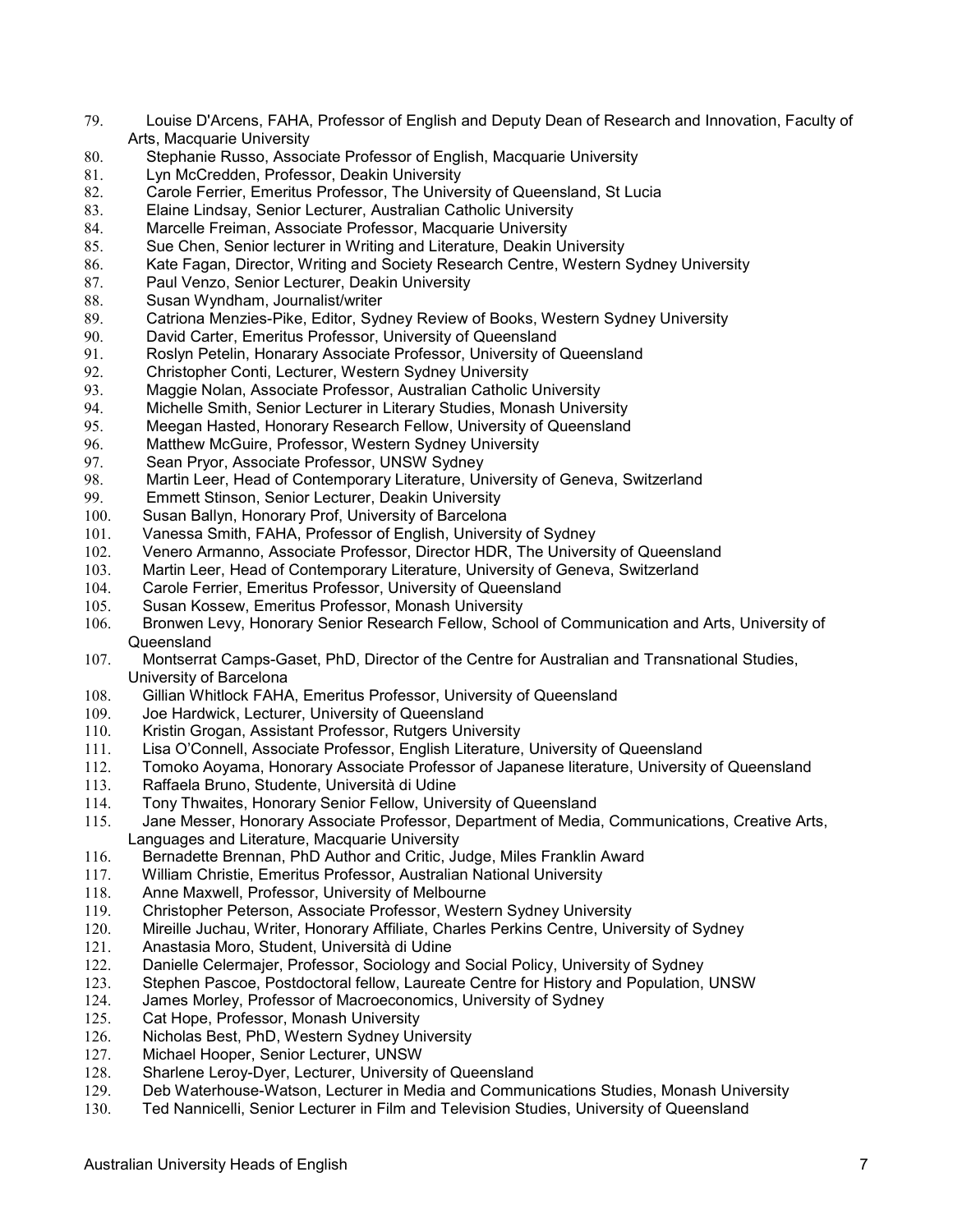79. Louise D'Arcens, FAHA, Professor of English and Deputy Dean of Research and Innovation, Faculty of Arts, Macquarie University
80. Stephanie Russo, Associate Professor of English, Macquarie University
81. Lyn McCredden, Professor, Deakin University
82. Carole Ferrier, Emeritus Professor, The University of Queensland, St Lucia
83. Elaine Lindsay, Senior Lecturer, Australian Catholic University
84. Marcelle Freiman, Associate Professor, Macquarie University
85. Sue Chen, Senior lecturer in Writing and Literature, Deakin University
86. Kate Fagan, Director, Writing and Society Research Centre, Western Sydney University
87. Paul Venzo, Senior Lecturer, Deakin University
88. Susan Wyndham, Journalist/writer
89. Catriona Menzies-Pike, Editor, Sydney Review of Books, Western Sydney University
90. David Carter, Emeritus Professor, University of Queensland
91. Roslyn Petelin, Honarary Associate Professor, University of Queensland
92. Christopher Conti, Lecturer, Western Sydney University
93. Maggie Nolan, Associate Professor, Australian Catholic University
94. Michelle Smith, Senior Lecturer in Literary Studies, Monash University
95. Meegan Hasted, Honorary Research Fellow, University of Queensland
96. Matthew McGuire, Professor, Western Sydney University
97. Sean Pryor, Associate Professor, UNSW Sydney
98. Martin Leer, Head of Contemporary Literature, University of Geneva, Switzerland
99. Emmett Stinson, Senior Lecturer, Deakin University
100. Susan Ballyn, Honorary Prof, University of Barcelona
101. Vanessa Smith, FAHA, Professor of English, University of Sydney
102. Venero Armanno, Associate Professor, Director HDR, The University of Queensland
103. Martin Leer, Head of Contemporary Literature, University of Geneva, Switzerland
104. Carole Ferrier, Emeritus Professor, University of Queensland
105. Susan Kossew, Emeritus Professor, Monash University
106. Bronwen Levy, Honorary Senior Research Fellow, School of Communication and Arts, University of Queensland
107. Montserrat Camps-Gaset, PhD, Director of the Centre for Australian and Transnational Studies, University of Barcelona
108. Gillian Whitlock FAHA, Emeritus Professor, University of Queensland
109. Joe Hardwick, Lecturer, University of Queensland
110. Kristin Grogan, Assistant Professor, Rutgers University
111. Lisa O'Connell, Associate Professor, English Literature, University of Queensland
112. Tomoko Aoyama, Honorary Associate Professor of Japanese literature, University of Queensland
113. Raffaela Bruno, Studente, Università di Udine
114. Tony Thwaites, Honorary Senior Fellow, University of Queensland
115. Jane Messer, Honorary Associate Professor, Department of Media, Communications, Creative Arts, Languages and Literature, Macquarie University
116. Bernadette Brennan, PhD Author and Critic, Judge, Miles Franklin Award
117. William Christie, Emeritus Professor, Australian National University
118. Anne Maxwell, Professor, University of Melbourne
119. Christopher Peterson, Associate Professor, Western Sydney University
120. Mireille Juchau, Writer, Honorary Affiliate, Charles Perkins Centre, University of Sydney
121. Anastasia Moro, Student, Università di Udine
122. Danielle Celermajer, Professor, Sociology and Social Policy, University of Sydney
123. Stephen Pascoe, Postdoctoral fellow, Laureate Centre for History and Population, UNSW
124. James Morley, Professor of Macroeconomics, University of Sydney
125. Cat Hope, Professor, Monash University
126. Nicholas Best, PhD, Western Sydney University
127. Michael Hooper, Senior Lecturer, UNSW
128. Sharlene Leroy-Dyer, Lecturer, University of Queensland
129. Deb Waterhouse-Watson, Lecturer in Media and Communications Studies, Monash University
130. Ted Nannicelli, Senior Lecturer in Film and Television Studies, University of Queensland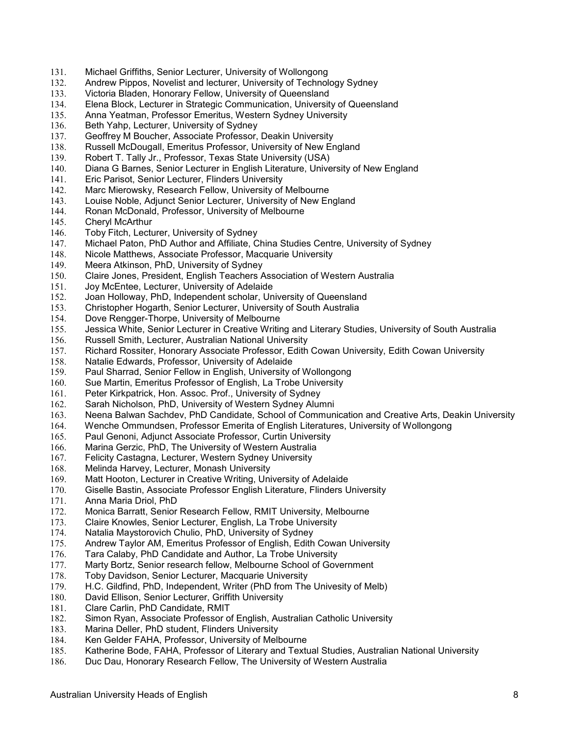131. Michael Griffiths, Senior Lecturer, University of Wollongong
132. Andrew Pippos, Novelist and lecturer, University of Technology Sydney
133. Victoria Bladen, Honorary Fellow, University of Queensland
134. Elena Block, Lecturer in Strategic Communication, University of Queensland
135. Anna Yeatman, Professor Emeritus, Western Sydney University
136. Beth Yahp, Lecturer, University of Sydney
137. Geoffrey M Boucher, Associate Professor, Deakin University
138. Russell McDougall, Emeritus Professor, University of New England
139. Robert T. Tally Jr., Professor, Texas State University (USA)
140. Diana G Barnes, Senior Lecturer in English Literature, University of New England
141. Eric Parisot, Senior Lecturer, Flinders University
142. Marc Mierowsky, Research Fellow, University of Melbourne
143. Louise Noble, Adjunct Senior Lecturer, University of New England
144. Ronan McDonald, Professor, University of Melbourne
145. Cheryl McArthur
146. Toby Fitch, Lecturer, University of Sydney
147. Michael Paton, PhD Author and Affiliate, China Studies Centre, University of Sydney
148. Nicole Matthews, Associate Professor, Macquarie University
149. Meera Atkinson, PhD, University of Sydney
150. Claire Jones, President, English Teachers Association of Western Australia
151. Joy McEntee, Lecturer, University of Adelaide
152. Joan Holloway, PhD, Independent scholar, University of Queensland
153. Christopher Hogarth, Senior Lecturer, University of South Australia
154. Dove Rengger-Thorpe, University of Melbourne
155. Jessica White, Senior Lecturer in Creative Writing and Literary Studies, University of South Australia
156. Russell Smith, Lecturer, Australian National University
157. Richard Rossiter, Honorary Associate Professor, Edith Cowan University, Edith Cowan University
158. Natalie Edwards, Professor, University of Adelaide
159. Paul Sharrad, Senior Fellow in English, University of Wollongong
160. Sue Martin, Emeritus Professor of English, La Trobe University
161. Peter Kirkpatrick, Hon. Assoc. Prof., University of Sydney
162. Sarah Nicholson, PhD, University of Western Sydney Alumni
163. Neena Balwan Sachdev, PhD Candidate, School of Communication and Creative Arts, Deakin University
164. Wenche Ommundsen, Professor Emerita of English Literatures, University of Wollongong
165. Paul Genoni, Adjunct Associate Professor, Curtin University
166. Marina Gerzic, PhD, The University of Western Australia
167. Felicity Castagna, Lecturer, Western Sydney University
168. Melinda Harvey, Lecturer, Monash University
169. Matt Hooton, Lecturer in Creative Writing, University of Adelaide
170. Giselle Bastin, Associate Professor English Literature, Flinders University
171. Anna Maria Driol, PhD
172. Monica Barratt, Senior Research Fellow, RMIT University, Melbourne
173. Claire Knowles, Senior Lecturer, English, La Trobe University
174. Natalia Maystorovich Chulio, PhD, University of Sydney
175. Andrew Taylor AM, Emeritus Professor of English, Edith Cowan University
176. Tara Calaby, PhD Candidate and Author, La Trobe University
177. Marty Bortz, Senior research fellow, Melbourne School of Government
178. Toby Davidson, Senior Lecturer, Macquarie University
179. H.C. Gildfind, PhD, Independent, Writer (PhD from The Univesity of Melb)
180. David Ellison, Senior Lecturer, Griffith University
181. Clare Carlin, PhD Candidate, RMIT
182. Simon Ryan, Associate Professor of English, Australian Catholic University
183. Marina Deller, PhD student, Flinders University
184. Ken Gelder FAHA, Professor, University of Melbourne
185. Katherine Bode, FAHA, Professor of Literary and Textual Studies, Australian National University
186. Duc Dau, Honorary Research Fellow, The University of Western Australia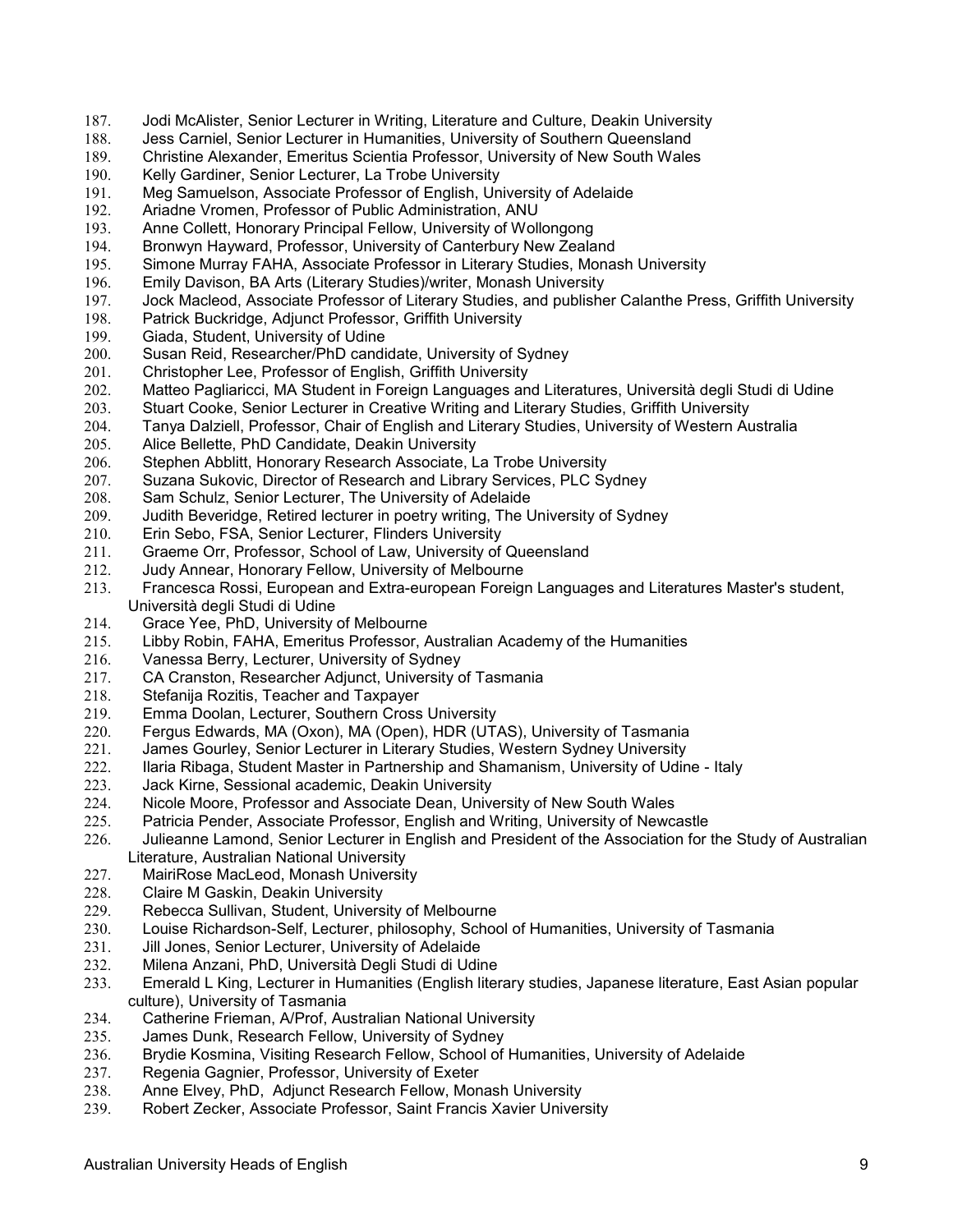187. Jodi McAlister, Senior Lecturer in Writing, Literature and Culture, Deakin University
188. Jess Carniel, Senior Lecturer in Humanities, University of Southern Queensland
189. Christine Alexander, Emeritus Scientia Professor, University of New South Wales
190. Kelly Gardiner, Senior Lecturer, La Trobe University
191. Meg Samuelson, Associate Professor of English, University of Adelaide
192. Ariadne Vromen, Professor of Public Administration, ANU
193. Anne Collett, Honorary Principal Fellow, University of Wollongong
194. Bronwyn Hayward, Professor, University of Canterbury New Zealand
195. Simone Murray FAHA, Associate Professor in Literary Studies, Monash University
196. Emily Davison, BA Arts (Literary Studies)/writer, Monash University
197. Jock Macleod, Associate Professor of Literary Studies, and publisher Calanthe Press, Griffith University
198. Patrick Buckridge, Adjunct Professor, Griffith University
199. Giada, Student, University of Udine
200. Susan Reid, Researcher/PhD candidate, University of Sydney
201. Christopher Lee, Professor of English, Griffith University
202. Matteo Pagliaricci, MA Student in Foreign Languages and Literatures, Università degli Studi di Udine
203. Stuart Cooke, Senior Lecturer in Creative Writing and Literary Studies, Griffith University
204. Tanya Dalziell, Professor, Chair of English and Literary Studies, University of Western Australia
205. Alice Bellette, PhD Candidate, Deakin University
206. Stephen Abblitt, Honorary Research Associate, La Trobe University
207. Suzana Sukovic, Director of Research and Library Services, PLC Sydney
208. Sam Schulz, Senior Lecturer, The University of Adelaide
209. Judith Beveridge, Retired lecturer in poetry writing, The University of Sydney
210. Erin Sebo, FSA, Senior Lecturer, Flinders University
211. Graeme Orr, Professor, School of Law, University of Queensland
212. Judy Annear, Honorary Fellow, University of Melbourne
213. Francesca Rossi, European and Extra-european Foreign Languages and Literatures Master's student, Università degli Studi di Udine
214. Grace Yee, PhD, University of Melbourne
215. Libby Robin, FAHA, Emeritus Professor, Australian Academy of the Humanities
216. Vanessa Berry, Lecturer, University of Sydney
217. CA Cranston, Researcher Adjunct, University of Tasmania
218. Stefanija Rozitis, Teacher and Taxpayer
219. Emma Doolan, Lecturer, Southern Cross University
220. Fergus Edwards, MA (Oxon), MA (Open), HDR (UTAS), University of Tasmania
221. James Gourley, Senior Lecturer in Literary Studies, Western Sydney University
222. Ilaria Ribaga, Student Master in Partnership and Shamanism, University of Udine - Italy
223. Jack Kirne, Sessional academic, Deakin University
224. Nicole Moore, Professor and Associate Dean, University of New South Wales
225. Patricia Pender, Associate Professor, English and Writing, University of Newcastle
226. Julieanne Lamond, Senior Lecturer in English and President of the Association for the Study of Australian Literature, Australian National University
227. MairiRose MacLeod, Monash University
228. Claire M Gaskin, Deakin University
229. Rebecca Sullivan, Student, University of Melbourne
230. Louise Richardson-Self, Lecturer, philosophy, School of Humanities, University of Tasmania
231. Jill Jones, Senior Lecturer, University of Adelaide
232. Milena Anzani, PhD, Università Degli Studi di Udine
233. Emerald L King, Lecturer in Humanities (English literary studies, Japanese literature, East Asian popular culture), University of Tasmania
234. Catherine Frieman, A/Prof, Australian National University
235. James Dunk, Research Fellow, University of Sydney
236. Brydie Kosmina, Visiting Research Fellow, School of Humanities, University of Adelaide
237. Regenia Gagnier, Professor, University of Exeter
238. Anne Elvey, PhD, Adjunct Research Fellow, Monash University
239. Robert Zecker, Associate Professor, Saint Francis Xavier University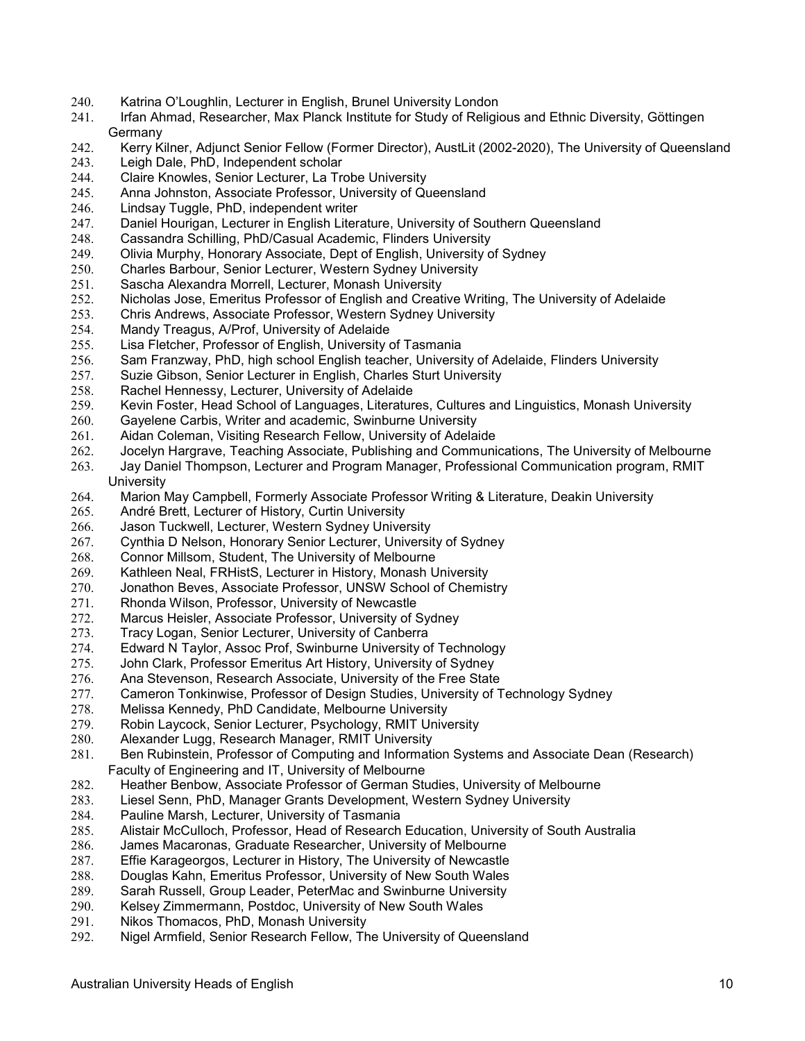240. Katrina O'Loughlin, Lecturer in English, Brunel University London
241. Irfan Ahmad, Researcher, Max Planck Institute for Study of Religious and Ethnic Diversity, Göttingen Germany
242. Kerry Kilner, Adjunct Senior Fellow (Former Director), AustLit (2002-2020), The University of Queensland
243. Leigh Dale, PhD, Independent scholar
244. Claire Knowles, Senior Lecturer, La Trobe University
245. Anna Johnston, Associate Professor, University of Queensland
246. Lindsay Tuggle, PhD, independent writer
247. Daniel Hourigan, Lecturer in English Literature, University of Southern Queensland
248. Cassandra Schilling, PhD/Casual Academic, Flinders University
249. Olivia Murphy, Honorary Associate, Dept of English, University of Sydney
250. Charles Barbour, Senior Lecturer, Western Sydney University
251. Sascha Alexandra Morrell, Lecturer, Monash University
252. Nicholas Jose, Emeritus Professor of English and Creative Writing, The University of Adelaide
253. Chris Andrews, Associate Professor, Western Sydney University
254. Mandy Treagus, A/Prof, University of Adelaide
255. Lisa Fletcher, Professor of English, University of Tasmania
256. Sam Franzway, PhD, high school English teacher, University of Adelaide, Flinders University
257. Suzie Gibson, Senior Lecturer in English, Charles Sturt University
258. Rachel Hennessy, Lecturer, University of Adelaide
259. Kevin Foster, Head School of Languages, Literatures, Cultures and Linguistics, Monash University
260. Gayelene Carbis, Writer and academic, Swinburne University
261. Aidan Coleman, Visiting Research Fellow, University of Adelaide
262. Jocelyn Hargrave, Teaching Associate, Publishing and Communications, The University of Melbourne
263. Jay Daniel Thompson, Lecturer and Program Manager, Professional Communication program, RMIT University
264. Marion May Campbell, Formerly Associate Professor Writing & Literature, Deakin University
265. André Brett, Lecturer of History, Curtin University
266. Jason Tuckwell, Lecturer, Western Sydney University
267. Cynthia D Nelson, Honorary Senior Lecturer, University of Sydney
268. Connor Millsom, Student, The University of Melbourne
269. Kathleen Neal, FRHistS, Lecturer in History, Monash University
270. Jonathon Beves, Associate Professor, UNSW School of Chemistry
271. Rhonda Wilson, Professor, University of Newcastle
272. Marcus Heisler, Associate Professor, University of Sydney
273. Tracy Logan, Senior Lecturer, University of Canberra
274. Edward N Taylor, Assoc Prof, Swinburne University of Technology
275. John Clark, Professor Emeritus Art History, University of Sydney
276. Ana Stevenson, Research Associate, University of the Free State
277. Cameron Tonkinwise, Professor of Design Studies, University of Technology Sydney
278. Melissa Kennedy, PhD Candidate, Melbourne University
279. Robin Laycock, Senior Lecturer, Psychology, RMIT University
280. Alexander Lugg, Research Manager, RMIT University
281. Ben Rubinstein, Professor of Computing and Information Systems and Associate Dean (Research) Faculty of Engineering and IT, University of Melbourne
282. Heather Benbow, Associate Professor of German Studies, University of Melbourne
283. Liesel Senn, PhD, Manager Grants Development, Western Sydney University
284. Pauline Marsh, Lecturer, University of Tasmania
285. Alistair McCulloch, Professor, Head of Research Education, University of South Australia
286. James Macaronas, Graduate Researcher, University of Melbourne
287. Effie Karageorgos, Lecturer in History, The University of Newcastle
288. Douglas Kahn, Emeritus Professor, University of New South Wales
289. Sarah Russell, Group Leader, PeterMac and Swinburne University
290. Kelsey Zimmermann, Postdoc, University of New South Wales
291. Nikos Thomacos, PhD, Monash University
292. Nigel Armfield, Senior Research Fellow, The University of Queensland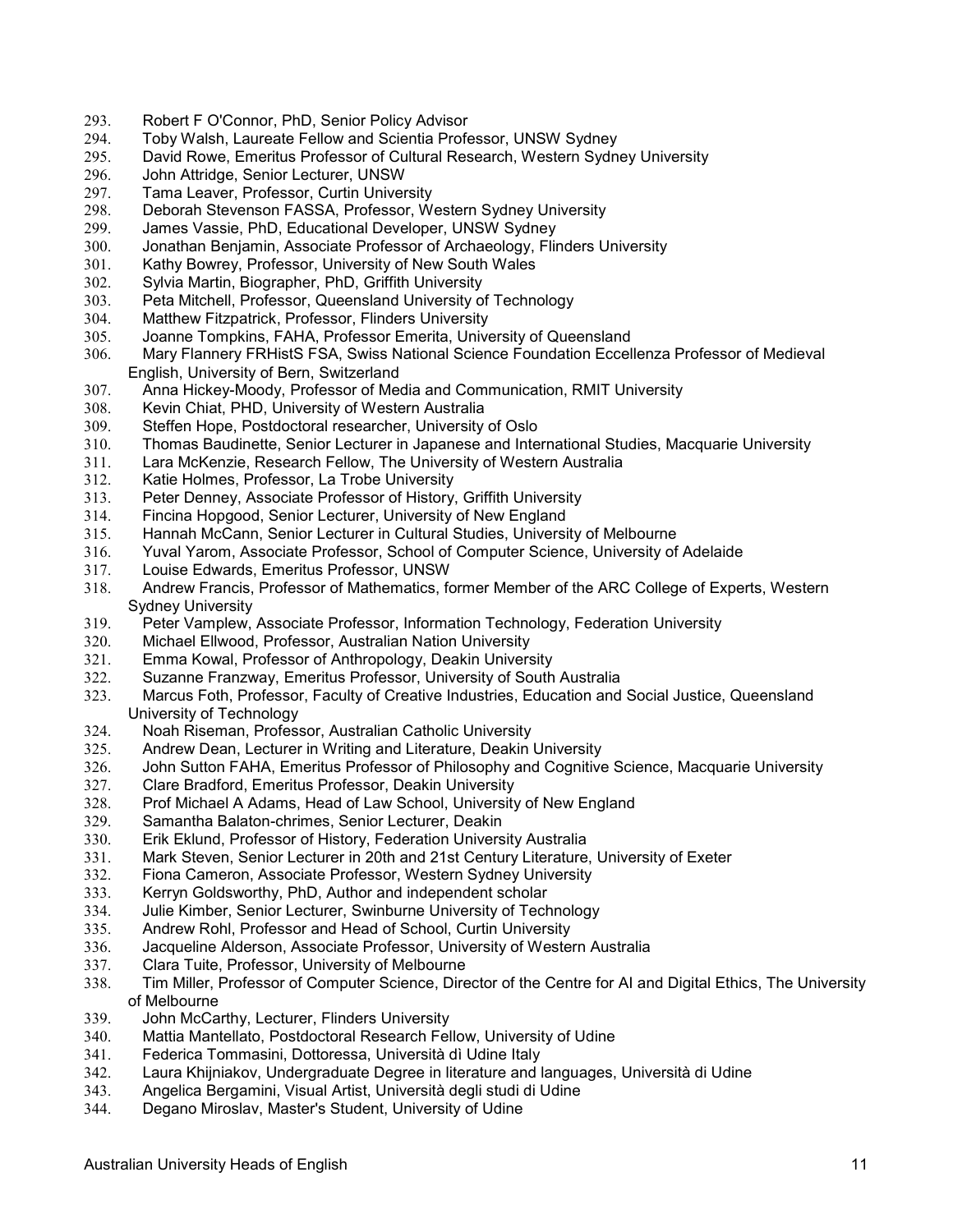293. Robert F O'Connor, PhD, Senior Policy Advisor
294. Toby Walsh, Laureate Fellow and Scientia Professor, UNSW Sydney
295. David Rowe, Emeritus Professor of Cultural Research, Western Sydney University
296. John Attridge, Senior Lecturer, UNSW
297. Tama Leaver, Professor, Curtin University
298. Deborah Stevenson FASSA, Professor, Western Sydney University
299. James Vassie, PhD, Educational Developer, UNSW Sydney
300. Jonathan Benjamin, Associate Professor of Archaeology, Flinders University
301. Kathy Bowrey, Professor, University of New South Wales
302. Sylvia Martin, Biographer, PhD, Griffith University
303. Peta Mitchell, Professor, Queensland University of Technology
304. Matthew Fitzpatrick, Professor, Flinders University
305. Joanne Tompkins, FAHA, Professor Emerita, University of Queensland
306. Mary Flannery FRHistS FSA, Swiss National Science Foundation Eccellenza Professor of Medieval English, University of Bern, Switzerland
307. Anna Hickey-Moody, Professor of Media and Communication, RMIT University
308. Kevin Chiat, PHD, University of Western Australia
309. Steffen Hope, Postdoctoral researcher, University of Oslo
310. Thomas Baudinette, Senior Lecturer in Japanese and International Studies, Macquarie University
311. Lara McKenzie, Research Fellow, The University of Western Australia
312. Katie Holmes, Professor, La Trobe University
313. Peter Denney, Associate Professor of History, Griffith University
314. Fincina Hopgood, Senior Lecturer, University of New England
315. Hannah McCann, Senior Lecturer in Cultural Studies, University of Melbourne
316. Yuval Yarom, Associate Professor, School of Computer Science, University of Adelaide
317. Louise Edwards, Emeritus Professor, UNSW
318. Andrew Francis, Professor of Mathematics, former Member of the ARC College of Experts, Western Sydney University
319. Peter Vamplew, Associate Professor, Information Technology, Federation University
320. Michael Ellwood, Professor, Australian Nation University
321. Emma Kowal, Professor of Anthropology, Deakin University
322. Suzanne Franzway, Emeritus Professor, University of South Australia
323. Marcus Foth, Professor, Faculty of Creative Industries, Education and Social Justice, Queensland University of Technology
324. Noah Riseman, Professor, Australian Catholic University
325. Andrew Dean, Lecturer in Writing and Literature, Deakin University
326. John Sutton FAHA, Emeritus Professor of Philosophy and Cognitive Science, Macquarie University
327. Clare Bradford, Emeritus Professor, Deakin University
328. Prof Michael A Adams, Head of Law School, University of New England
329. Samantha Balaton-chrimes, Senior Lecturer, Deakin
330. Erik Eklund, Professor of History, Federation University Australia
331. Mark Steven, Senior Lecturer in 20th and 21st Century Literature, University of Exeter
332. Fiona Cameron, Associate Professor, Western Sydney University
333. Kerryn Goldsworthy, PhD, Author and independent scholar
334. Julie Kimber, Senior Lecturer, Swinburne University of Technology
335. Andrew Rohl, Professor and Head of School, Curtin University
336. Jacqueline Alderson, Associate Professor, University of Western Australia
337. Clara Tuite, Professor, University of Melbourne
338. Tim Miller, Professor of Computer Science, Director of the Centre for AI and Digital Ethics, The University of Melbourne
339. John McCarthy, Lecturer, Flinders University
340. Mattia Mantellato, Postdoctoral Research Fellow, University of Udine
341. Federica Tommasini, Dottoressa, Università dì Udine Italy
342. Laura Khijniakov, Undergraduate Degree in literature and languages, Università di Udine
343. Angelica Bergamini, Visual Artist, Università degli studi di Udine
344. Degano Miroslav, Master's Student, University of Udine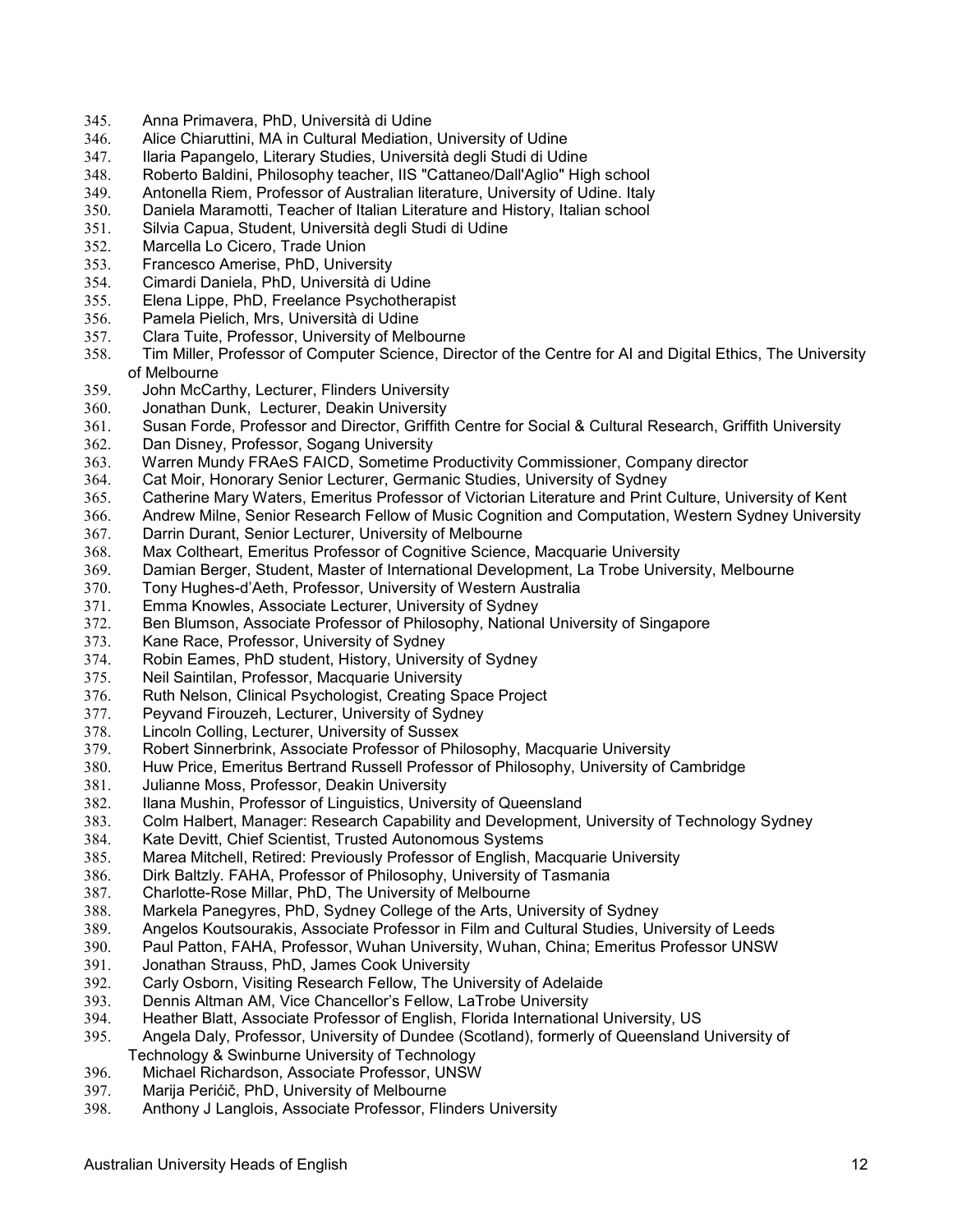345. Anna Primavera, PhD, Università di Udine
346. Alice Chiaruttini, MA in Cultural Mediation, University of Udine
347. Ilaria Papangelo, Literary Studies, Università degli Studi di Udine
348. Roberto Baldini, Philosophy teacher, IIS "Cattaneo/Dall'Aglio" High school
349. Antonella Riem, Professor of Australian literature, University of Udine. Italy
350. Daniela Maramotti, Teacher of Italian Literature and History, Italian school
351. Silvia Capua, Student, Università degli Studi di Udine
352. Marcella Lo Cicero, Trade Union
353. Francesco Amerise, PhD, University
354. Cimardi Daniela, PhD, Università di Udine
355. Elena Lippe, PhD, Freelance Psychotherapist
356. Pamela Pielich, Mrs, Università di Udine
357. Clara Tuite, Professor, University of Melbourne
358. Tim Miller, Professor of Computer Science, Director of the Centre for AI and Digital Ethics, The University of Melbourne
359. John McCarthy, Lecturer, Flinders University
360. Jonathan Dunk, Lecturer, Deakin University
361. Susan Forde, Professor and Director, Griffith Centre for Social & Cultural Research, Griffith University
362. Dan Disney, Professor, Sogang University
363. Warren Mundy FRAeS FAICD, Sometime Productivity Commissioner, Company director
364. Cat Moir, Honorary Senior Lecturer, Germanic Studies, University of Sydney
365. Catherine Mary Waters, Emeritus Professor of Victorian Literature and Print Culture, University of Kent
366. Andrew Milne, Senior Research Fellow of Music Cognition and Computation, Western Sydney University
367. Darrin Durant, Senior Lecturer, University of Melbourne
368. Max Coltheart, Emeritus Professor of Cognitive Science, Macquarie University
369. Damian Berger, Student, Master of International Development, La Trobe University, Melbourne
370. Tony Hughes-d'Aeth, Professor, University of Western Australia
371. Emma Knowles, Associate Lecturer, University of Sydney
372. Ben Blumson, Associate Professor of Philosophy, National University of Singapore
373. Kane Race, Professor, University of Sydney
374. Robin Eames, PhD student, History, University of Sydney
375. Neil Saintilan, Professor, Macquarie University
376. Ruth Nelson, Clinical Psychologist, Creating Space Project
377. Peyvand Firouzeh, Lecturer, University of Sydney
378. Lincoln Colling, Lecturer, University of Sussex
379. Robert Sinnerbrink, Associate Professor of Philosophy, Macquarie University
380. Huw Price, Emeritus Bertrand Russell Professor of Philosophy, University of Cambridge
381. Julianne Moss, Professor, Deakin University
382. Ilana Mushin, Professor of Linguistics, University of Queensland
383. Colm Halbert, Manager: Research Capability and Development, University of Technology Sydney
384. Kate Devitt, Chief Scientist, Trusted Autonomous Systems
385. Marea Mitchell, Retired: Previously Professor of English, Macquarie University
386. Dirk Baltzly. FAHA, Professor of Philosophy, University of Tasmania
387. Charlotte-Rose Millar, PhD, The University of Melbourne
388. Markela Panegyres, PhD, Sydney College of the Arts, University of Sydney
389. Angelos Koutsourakis, Associate Professor in Film and Cultural Studies, University of Leeds
390. Paul Patton, FAHA, Professor, Wuhan University, Wuhan, China; Emeritus Professor UNSW
391. Jonathan Strauss, PhD, James Cook University
392. Carly Osborn, Visiting Research Fellow, The University of Adelaide
393. Dennis Altman AM, Vice Chancellor's Fellow, LaTrobe University
394. Heather Blatt, Associate Professor of English, Florida International University, US
395. Angela Daly, Professor, University of Dundee (Scotland), formerly of Queensland University of Technology & Swinburne University of Technology
396. Michael Richardson, Associate Professor, UNSW
397. Marija Perićič, PhD, University of Melbourne
398. Anthony J Langlois, Associate Professor, Flinders University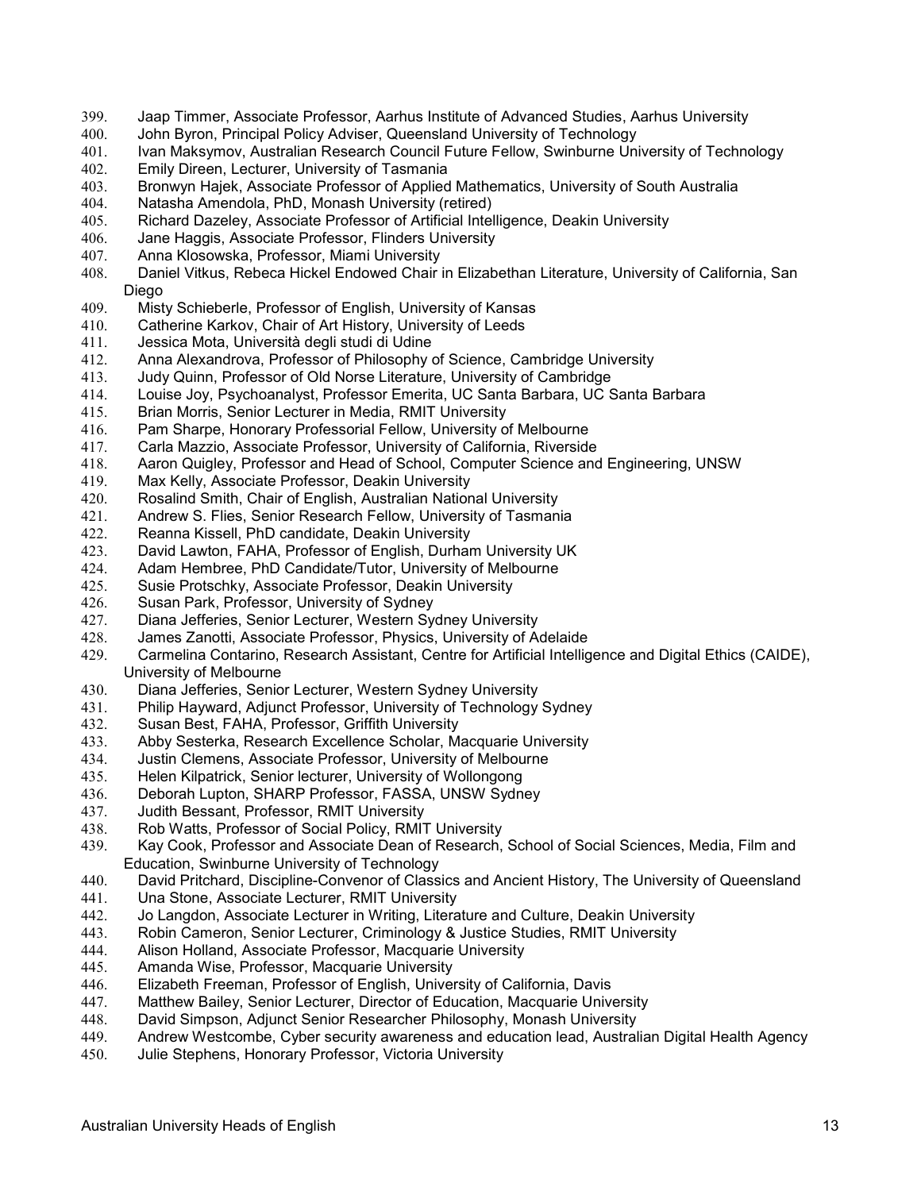399. Jaap Timmer, Associate Professor, Aarhus Institute of Advanced Studies, Aarhus University
400. John Byron, Principal Policy Adviser, Queensland University of Technology
401. Ivan Maksymov, Australian Research Council Future Fellow, Swinburne University of Technology
402. Emily Direen, Lecturer, University of Tasmania
403. Bronwyn Hajek, Associate Professor of Applied Mathematics, University of South Australia
404. Natasha Amendola, PhD, Monash University (retired)
405. Richard Dazeley, Associate Professor of Artificial Intelligence, Deakin University
406. Jane Haggis, Associate Professor, Flinders University
407. Anna Klosowska, Professor, Miami University
408. Daniel Vitkus, Rebeca Hickel Endowed Chair in Elizabethan Literature, University of California, San Diego
409. Misty Schieberle, Professor of English, University of Kansas
410. Catherine Karkov, Chair of Art History, University of Leeds
411. Jessica Mota, Università degli studi di Udine
412. Anna Alexandrova, Professor of Philosophy of Science, Cambridge University
413. Judy Quinn, Professor of Old Norse Literature, University of Cambridge
414. Louise Joy, Psychoanalyst, Professor Emerita, UC Santa Barbara, UC Santa Barbara
415. Brian Morris, Senior Lecturer in Media, RMIT University
416. Pam Sharpe, Honorary Professorial Fellow, University of Melbourne
417. Carla Mazzio, Associate Professor, University of California, Riverside
418. Aaron Quigley, Professor and Head of School, Computer Science and Engineering, UNSW
419. Max Kelly, Associate Professor, Deakin University
420. Rosalind Smith, Chair of English, Australian National University
421. Andrew S. Flies, Senior Research Fellow, University of Tasmania
422. Reanna Kissell, PhD candidate, Deakin University
423. David Lawton, FAHA, Professor of English, Durham University UK
424. Adam Hembree, PhD Candidate/Tutor, University of Melbourne
425. Susie Protschky, Associate Professor, Deakin University
426. Susan Park, Professor, University of Sydney
427. Diana Jefferies, Senior Lecturer, Western Sydney University
428. James Zanotti, Associate Professor, Physics, University of Adelaide
429. Carmelina Contarino, Research Assistant, Centre for Artificial Intelligence and Digital Ethics (CAIDE), University of Melbourne
430. Diana Jefferies, Senior Lecturer, Western Sydney University
431. Philip Hayward, Adjunct Professor, University of Technology Sydney
432. Susan Best, FAHA, Professor, Griffith University
433. Abby Sesterka, Research Excellence Scholar, Macquarie University
434. Justin Clemens, Associate Professor, University of Melbourne
435. Helen Kilpatrick, Senior lecturer, University of Wollongong
436. Deborah Lupton, SHARP Professor, FASSA, UNSW Sydney
437. Judith Bessant, Professor, RMIT University
438. Rob Watts, Professor of Social Policy, RMIT University
439. Kay Cook, Professor and Associate Dean of Research, School of Social Sciences, Media, Film and Education, Swinburne University of Technology
440. David Pritchard, Discipline-Convenor of Classics and Ancient History, The University of Queensland
441. Una Stone, Associate Lecturer, RMIT University
442. Jo Langdon, Associate Lecturer in Writing, Literature and Culture, Deakin University
443. Robin Cameron, Senior Lecturer, Criminology & Justice Studies, RMIT University
444. Alison Holland, Associate Professor, Macquarie University
445. Amanda Wise, Professor, Macquarie University
446. Elizabeth Freeman, Professor of English, University of California, Davis
447. Matthew Bailey, Senior Lecturer, Director of Education, Macquarie University
448. David Simpson, Adjunct Senior Researcher Philosophy, Monash University
449. Andrew Westcombe, Cyber security awareness and education lead, Australian Digital Health Agency
450. Julie Stephens, Honorary Professor, Victoria University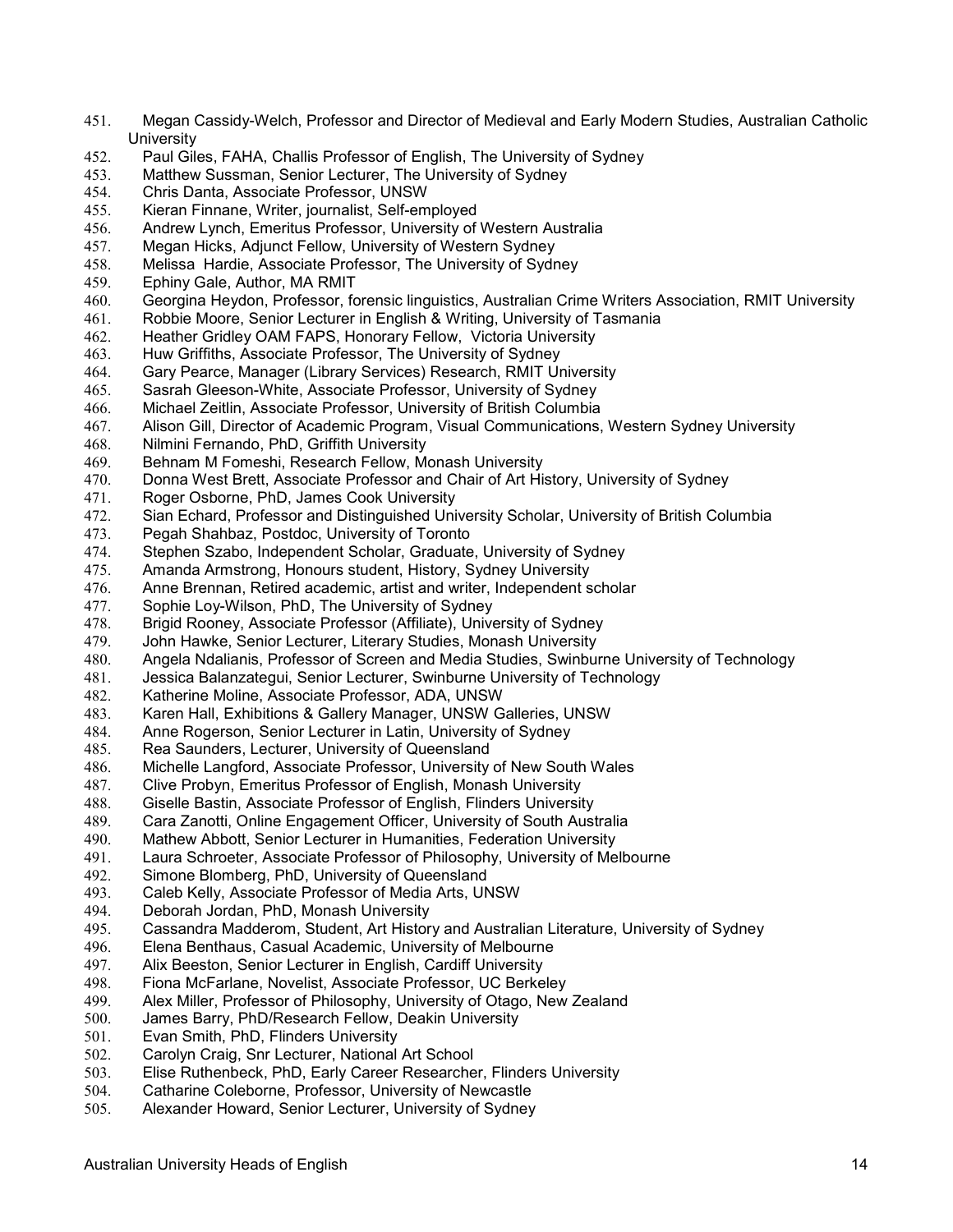451. Megan Cassidy-Welch, Professor and Director of Medieval and Early Modern Studies, Australian Catholic University
452. Paul Giles, FAHA, Challis Professor of English, The University of Sydney
453. Matthew Sussman, Senior Lecturer, The University of Sydney
454. Chris Danta, Associate Professor, UNSW
455. Kieran Finnane, Writer, journalist, Self-employed
456. Andrew Lynch, Emeritus Professor, University of Western Australia
457. Megan Hicks, Adjunct Fellow, University of Western Sydney
458. Melissa  Hardie, Associate Professor, The University of Sydney
459. Ephiny Gale, Author, MA RMIT
460. Georgina Heydon, Professor, forensic linguistics, Australian Crime Writers Association, RMIT University
461. Robbie Moore, Senior Lecturer in English & Writing, University of Tasmania
462. Heather Gridley OAM FAPS, Honorary Fellow,  Victoria University
463. Huw Griffiths, Associate Professor, The University of Sydney
464. Gary Pearce, Manager (Library Services) Research, RMIT University
465. Sasrah Gleeson-White, Associate Professor, University of Sydney
466. Michael Zeitlin, Associate Professor, University of British Columbia
467. Alison Gill, Director of Academic Program, Visual Communications, Western Sydney University
468. Nilmini Fernando, PhD, Griffith University
469. Behnam M Fomeshi, Research Fellow, Monash University
470. Donna West Brett, Associate Professor and Chair of Art History, University of Sydney
471. Roger Osborne, PhD, James Cook University
472. Sian Echard, Professor and Distinguished University Scholar, University of British Columbia
473. Pegah Shahbaz, Postdoc, University of Toronto
474. Stephen Szabo, Independent Scholar, Graduate, University of Sydney
475. Amanda Armstrong, Honours student, History, Sydney University
476. Anne Brennan, Retired academic, artist and writer, Independent scholar
477. Sophie Loy-Wilson, PhD, The University of Sydney
478. Brigid Rooney, Associate Professor (Affiliate), University of Sydney
479. John Hawke, Senior Lecturer, Literary Studies, Monash University
480. Angela Ndalianis, Professor of Screen and Media Studies, Swinburne University of Technology
481. Jessica Balanzategui, Senior Lecturer, Swinburne University of Technology
482. Katherine Moline, Associate Professor, ADA, UNSW
483. Karen Hall, Exhibitions & Gallery Manager, UNSW Galleries, UNSW
484. Anne Rogerson, Senior Lecturer in Latin, University of Sydney
485. Rea Saunders, Lecturer, University of Queensland
486. Michelle Langford, Associate Professor, University of New South Wales
487. Clive Probyn, Emeritus Professor of English, Monash University
488. Giselle Bastin, Associate Professor of English, Flinders University
489. Cara Zanotti, Online Engagement Officer, University of South Australia
490. Mathew Abbott, Senior Lecturer in Humanities, Federation University
491. Laura Schroeter, Associate Professor of Philosophy, University of Melbourne
492. Simone Blomberg, PhD, University of Queensland
493. Caleb Kelly, Associate Professor of Media Arts, UNSW
494. Deborah Jordan, PhD, Monash University
495. Cassandra Madderom, Student, Art History and Australian Literature, University of Sydney
496. Elena Benthaus, Casual Academic, University of Melbourne
497. Alix Beeston, Senior Lecturer in English, Cardiff University
498. Fiona McFarlane, Novelist, Associate Professor, UC Berkeley
499. Alex Miller, Professor of Philosophy, University of Otago, New Zealand
500. James Barry, PhD/Research Fellow, Deakin University
501. Evan Smith, PhD, Flinders University
502. Carolyn Craig, Snr Lecturer, National Art School
503. Elise Ruthenbeck, PhD, Early Career Researcher, Flinders University
504. Catharine Coleborne, Professor, University of Newcastle
505. Alexander Howard, Senior Lecturer, University of Sydney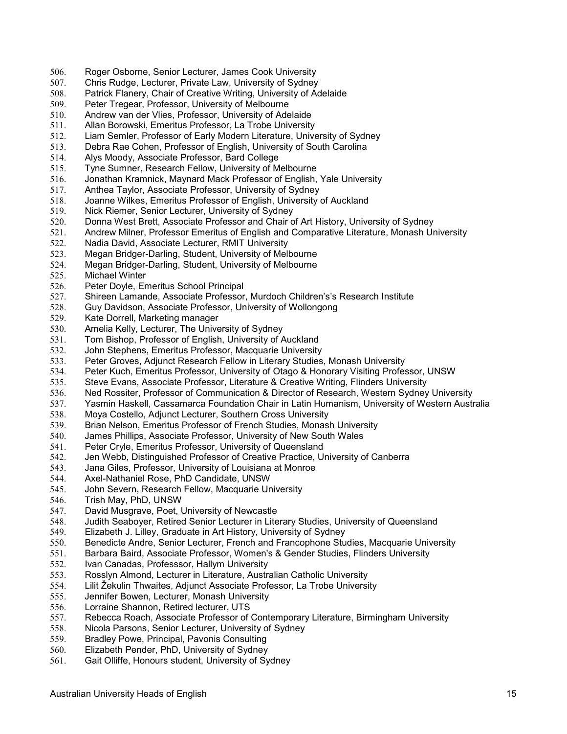506. Roger Osborne, Senior Lecturer, James Cook University
507. Chris Rudge, Lecturer, Private Law, University of Sydney
508. Patrick Flanery, Chair of Creative Writing, University of Adelaide
509. Peter Tregear, Professor, University of Melbourne
510. Andrew van der Vlies, Professor, University of Adelaide
511. Allan Borowski, Emeritus Professor, La Trobe University
512. Liam Semler, Professor of Early Modern Literature, University of Sydney
513. Debra Rae Cohen, Professor of English, University of South Carolina
514. Alys Moody, Associate Professor, Bard College
515. Tyne Sumner, Research Fellow, University of Melbourne
516. Jonathan Kramnick, Maynard Mack Professor of English, Yale University
517. Anthea Taylor, Associate Professor, University of Sydney
518. Joanne Wilkes, Emeritus Professor of English, University of Auckland
519. Nick Riemer, Senior Lecturer, University of Sydney
520. Donna West Brett, Associate Professor and Chair of Art History, University of Sydney
521. Andrew Milner, Professor Emeritus of English and Comparative Literature, Monash University
522. Nadia David, Associate Lecturer, RMIT University
523. Megan Bridger-Darling, Student, University of Melbourne
524. Megan Bridger-Darling, Student, University of Melbourne
525. Michael Winter
526. Peter Doyle, Emeritus School Principal
527. Shireen Lamande, Associate Professor, Murdoch Children's's Research Institute
528. Guy Davidson, Associate Professor, University of Wollongong
529. Kate Dorrell, Marketing manager
530. Amelia Kelly, Lecturer, The University of Sydney
531. Tom Bishop, Professor of English, University of Auckland
532. John Stephens, Emeritus Professor, Macquarie University
533. Peter Groves, Adjunct Research Fellow in Literary Studies, Monash University
534. Peter Kuch, Emeritus Professor, University of Otago & Honorary Visiting Professor, UNSW
535. Steve Evans, Associate Professor, Literature & Creative Writing, Flinders University
536. Ned Rossiter, Professor of Communication & Director of Research, Western Sydney University
537. Yasmin Haskell, Cassamarca Foundation Chair in Latin Humanism, University of Western Australia
538. Moya Costello, Adjunct Lecturer, Southern Cross University
539. Brian Nelson, Emeritus Professor of French Studies, Monash University
540. James Phillips, Associate Professor, University of New South Wales
541. Peter Cryle, Emeritus Professor, University of Queensland
542. Jen Webb, Distinguished Professor of Creative Practice, University of Canberra
543. Jana Giles, Professor, University of Louisiana at Monroe
544. Axel-Nathaniel Rose, PhD Candidate, UNSW
545. John Severn, Research Fellow, Macquarie University
546. Trish May, PhD, UNSW
547. David Musgrave, Poet, University of Newcastle
548. Judith Seaboyer, Retired Senior Lecturer in Literary Studies, University of Queensland
549. Elizabeth J. Lilley, Graduate in Art History, University of Sydney
550. Benedicte Andre, Senior Lecturer, French and Francophone Studies, Macquarie University
551. Barbara Baird, Associate Professor, Women's & Gender Studies, Flinders University
552. Ivan Canadas, Professsor, Hallym University
553. Rosslyn Almond, Lecturer in Literature, Australian Catholic University
554. Lilit Žekulin Thwaites, Adjunct Associate Professor, La Trobe University
555. Jennifer Bowen, Lecturer, Monash University
556. Lorraine Shannon, Retired lecturer, UTS
557. Rebecca Roach, Associate Professor of Contemporary Literature, Birmingham University
558. Nicola Parsons, Senior Lecturer, University of Sydney
559. Bradley Powe, Principal, Pavonis Consulting
560. Elizabeth Pender, PhD, University of Sydney
561. Gait Olliffe, Honours student, University of Sydney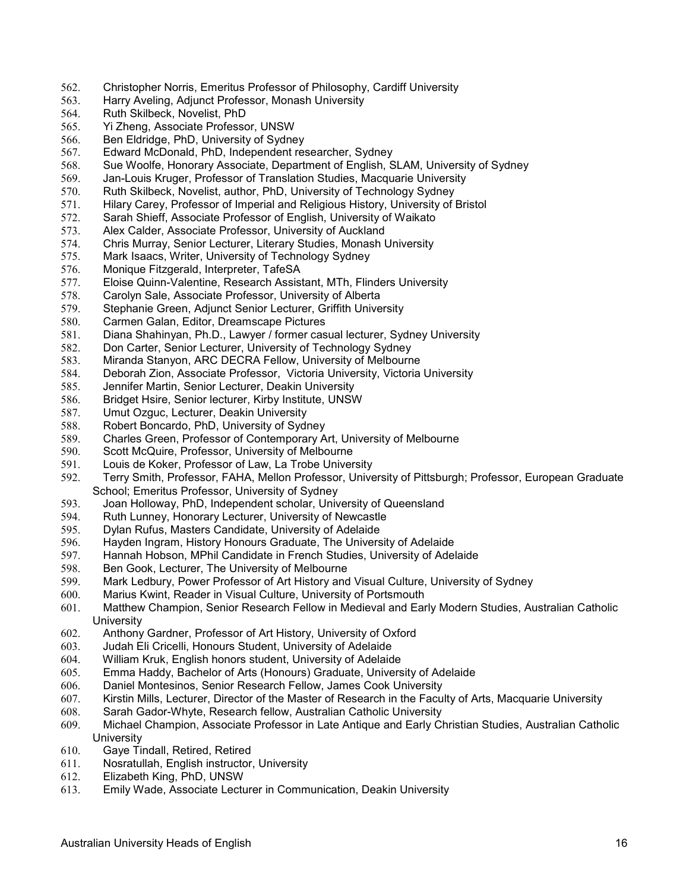562. Christopher Norris, Emeritus Professor of Philosophy, Cardiff University
563. Harry Aveling, Adjunct Professor, Monash University
564. Ruth Skilbeck, Novelist, PhD
565. Yi Zheng, Associate Professor, UNSW
566. Ben Eldridge, PhD, University of Sydney
567. Edward McDonald, PhD, Independent researcher, Sydney
568. Sue Woolfe, Honorary Associate, Department of English, SLAM, University of Sydney
569. Jan-Louis Kruger, Professor of Translation Studies, Macquarie University
570. Ruth Skilbeck, Novelist, author, PhD, University of Technology Sydney
571. Hilary Carey, Professor of Imperial and Religious History, University of Bristol
572. Sarah Shieff, Associate Professor of English, University of Waikato
573. Alex Calder, Associate Professor, University of Auckland
574. Chris Murray, Senior Lecturer, Literary Studies, Monash University
575. Mark Isaacs, Writer, University of Technology Sydney
576. Monique Fitzgerald, Interpreter, TafeSA
577. Eloise Quinn-Valentine, Research Assistant, MTh, Flinders University
578. Carolyn Sale, Associate Professor, University of Alberta
579. Stephanie Green, Adjunct Senior Lecturer, Griffith University
580. Carmen Galan, Editor, Dreamscape Pictures
581. Diana Shahinyan, Ph.D., Lawyer / former casual lecturer, Sydney University
582. Don Carter, Senior Lecturer, University of Technology Sydney
583. Miranda Stanyon, ARC DECRA Fellow, University of Melbourne
584. Deborah Zion, Associate Professor, Victoria University, Victoria University
585. Jennifer Martin, Senior Lecturer, Deakin University
586. Bridget Hsire, Senior lecturer, Kirby Institute, UNSW
587. Umut Ozguc, Lecturer, Deakin University
588. Robert Boncardo, PhD, University of Sydney
589. Charles Green, Professor of Contemporary Art, University of Melbourne
590. Scott McQuire, Professor, University of Melbourne
591. Louis de Koker, Professor of Law, La Trobe University
592. Terry Smith, Professor, FAHA, Mellon Professor, University of Pittsburgh; Professor, European Graduate School; Emeritus Professor, University of Sydney
593. Joan Holloway, PhD, Independent scholar, University of Queensland
594. Ruth Lunney, Honorary Lecturer, University of Newcastle
595. Dylan Rufus, Masters Candidate, University of Adelaide
596. Hayden Ingram, History Honours Graduate, The University of Adelaide
597. Hannah Hobson, MPhil Candidate in French Studies, University of Adelaide
598. Ben Gook, Lecturer, The University of Melbourne
599. Mark Ledbury, Power Professor of Art History and Visual Culture, University of Sydney
600. Marius Kwint, Reader in Visual Culture, University of Portsmouth
601. Matthew Champion, Senior Research Fellow in Medieval and Early Modern Studies, Australian Catholic University
602. Anthony Gardner, Professor of Art History, University of Oxford
603. Judah Eli Cricelli, Honours Student, University of Adelaide
604. William Kruk, English honors student, University of Adelaide
605. Emma Haddy, Bachelor of Arts (Honours) Graduate, University of Adelaide
606. Daniel Montesinos, Senior Research Fellow, James Cook University
607. Kirstin Mills, Lecturer, Director of the Master of Research in the Faculty of Arts, Macquarie University
608. Sarah Gador-Whyte, Research fellow, Australian Catholic University
609. Michael Champion, Associate Professor in Late Antique and Early Christian Studies, Australian Catholic University
610. Gaye Tindall, Retired, Retired
611. Nosratullah, English instructor, University
612. Elizabeth King, PhD, UNSW
613. Emily Wade, Associate Lecturer in Communication, Deakin University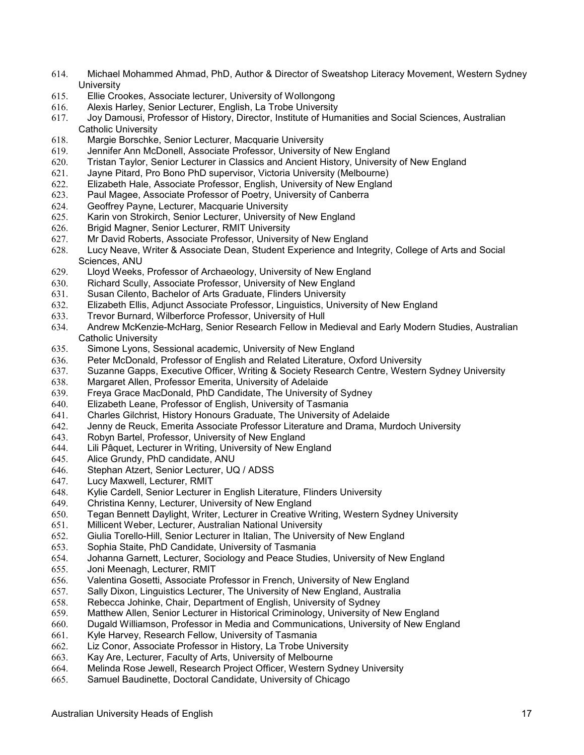614. Michael Mohammed Ahmad, PhD, Author & Director of Sweatshop Literacy Movement, Western Sydney University
615. Ellie Crookes, Associate lecturer, University of Wollongong
616. Alexis Harley, Senior Lecturer, English, La Trobe University
617. Joy Damousi, Professor of History, Director, Institute of Humanities and Social Sciences, Australian Catholic University
618. Margie Borschke, Senior Lecturer, Macquarie University
619. Jennifer Ann McDonell, Associate Professor, University of New England
620. Tristan Taylor, Senior Lecturer in Classics and Ancient History, University of New England
621. Jayne Pitard, Pro Bono PhD supervisor, Victoria University (Melbourne)
622. Elizabeth Hale, Associate Professor, English, University of New England
623. Paul Magee, Associate Professor of Poetry, University of Canberra
624. Geoffrey Payne, Lecturer, Macquarie University
625. Karin von Strokirch, Senior Lecturer, University of New England
626. Brigid Magner, Senior Lecturer, RMIT University
627. Mr David Roberts, Associate Professor, University of New England
628. Lucy Neave, Writer & Associate Dean, Student Experience and Integrity, College of Arts and Social Sciences, ANU
629. Lloyd Weeks, Professor of Archaeology, University of New England
630. Richard Scully, Associate Professor, University of New England
631. Susan Cilento, Bachelor of Arts Graduate, Flinders University
632. Elizabeth Ellis, Adjunct Associate Professor, Linguistics, University of New England
633. Trevor Burnard, Wilberforce Professor, University of Hull
634. Andrew McKenzie-McHarg, Senior Research Fellow in Medieval and Early Modern Studies, Australian Catholic University
635. Simone Lyons, Sessional academic, University of New England
636. Peter McDonald, Professor of English and Related Literature, Oxford University
637. Suzanne Gapps, Executive Officer, Writing & Society Research Centre, Western Sydney University
638. Margaret Allen, Professor Emerita, University of Adelaide
639. Freya Grace MacDonald, PhD Candidate, The University of Sydney
640. Elizabeth Leane, Professor of English, University of Tasmania
641. Charles Gilchrist, History Honours Graduate, The University of Adelaide
642. Jenny de Reuck, Emerita Associate Professor Literature and Drama, Murdoch University
643. Robyn Bartel, Professor, University of New England
644. Lili Pâquet, Lecturer in Writing, University of New England
645. Alice Grundy, PhD candidate, ANU
646. Stephan Atzert, Senior Lecturer, UQ / ADSS
647. Lucy Maxwell, Lecturer, RMIT
648. Kylie Cardell, Senior Lecturer in English Literature, Flinders University
649. Christina Kenny, Lecturer, University of New England
650. Tegan Bennett Daylight, Writer, Lecturer in Creative Writing, Western Sydney University
651. Millicent Weber, Lecturer, Australian National University
652. Giulia Torello-Hill, Senior Lecturer in Italian, The University of New England
653. Sophia Staite, PhD Candidate, University of Tasmania
654. Johanna Garnett, Lecturer, Sociology and Peace Studies, University of New England
655. Joni Meenagh, Lecturer, RMIT
656. Valentina Gosetti, Associate Professor in French, University of New England
657. Sally Dixon, Linguistics Lecturer, The University of New England, Australia
658. Rebecca Johinke, Chair, Department of English, University of Sydney
659. Matthew Allen, Senior Lecturer in Historical Criminology, University of New England
660. Dugald Williamson, Professor in Media and Communications, University of New England
661. Kyle Harvey, Research Fellow, University of Tasmania
662. Liz Conor, Associate Professor in History, La Trobe University
663. Kay Are, Lecturer, Faculty of Arts, University of Melbourne
664. Melinda Rose Jewell, Research Project Officer, Western Sydney University
665. Samuel Baudinette, Doctoral Candidate, University of Chicago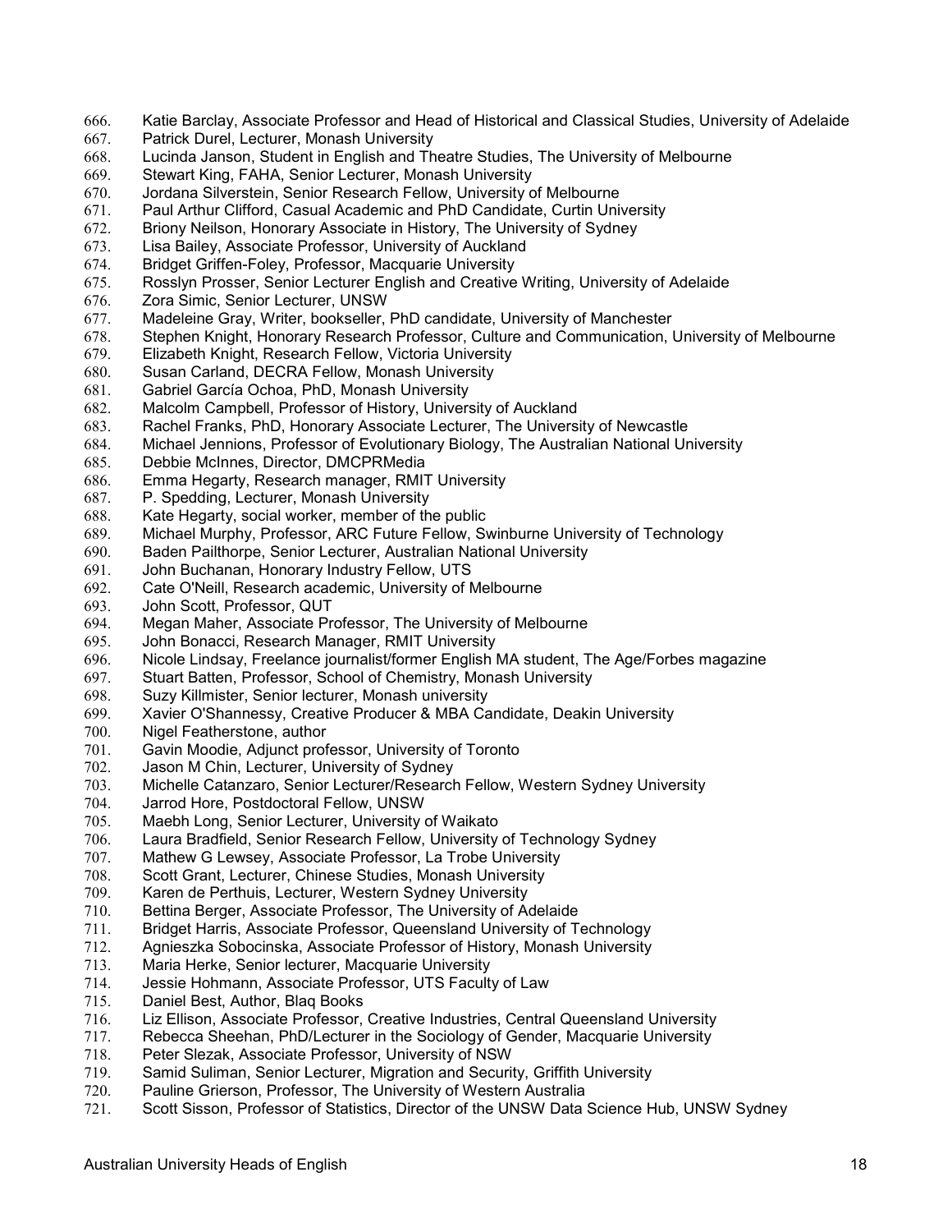666. Katie Barclay, Associate Professor and Head of Historical and Classical Studies, University of Adelaide
667. Patrick Durel, Lecturer, Monash University
668. Lucinda Janson, Student in English and Theatre Studies, The University of Melbourne
669. Stewart King, FAHA, Senior Lecturer, Monash University
670. Jordana Silverstein, Senior Research Fellow, University of Melbourne
671. Paul Arthur Clifford, Casual Academic and PhD Candidate, Curtin University
672. Briony Neilson, Honorary Associate in History, The University of Sydney
673. Lisa Bailey, Associate Professor, University of Auckland
674. Bridget Griffen-Foley, Professor, Macquarie University
675. Rosslyn Prosser, Senior Lecturer English and Creative Writing, University of Adelaide
676. Zora Simic, Senior Lecturer, UNSW
677. Madeleine Gray, Writer, bookseller, PhD candidate, University of Manchester
678. Stephen Knight, Honorary Research Professor, Culture and Communication, University of Melbourne
679. Elizabeth Knight, Research Fellow, Victoria University
680. Susan Carland, DECRA Fellow, Monash University
681. Gabriel García Ochoa, PhD, Monash University
682. Malcolm Campbell, Professor of History, University of Auckland
683. Rachel Franks, PhD, Honorary Associate Lecturer, The University of Newcastle
684. Michael Jennions, Professor of Evolutionary Biology, The Australian National University
685. Debbie McInnes, Director, DMCPRMedia
686. Emma Hegarty, Research manager, RMIT University
687. P. Spedding, Lecturer, Monash University
688. Kate Hegarty, social worker, member of the public
689. Michael Murphy, Professor, ARC Future Fellow, Swinburne University of Technology
690. Baden Pailthorpe, Senior Lecturer, Australian National University
691. John Buchanan, Honorary Industry Fellow, UTS
692. Cate O'Neill, Research academic, University of Melbourne
693. John Scott, Professor, QUT
694. Megan Maher, Associate Professor, The University of Melbourne
695. John Bonacci, Research Manager, RMIT University
696. Nicole Lindsay, Freelance journalist/former English MA student, The Age/Forbes magazine
697. Stuart Batten, Professor, School of Chemistry, Monash University
698. Suzy Killmister, Senior lecturer, Monash university
699. Xavier O'Shannessy, Creative Producer & MBA Candidate, Deakin University
700. Nigel Featherstone, author
701. Gavin Moodie, Adjunct professor, University of Toronto
702. Jason M Chin, Lecturer, University of Sydney
703. Michelle Catanzaro, Senior Lecturer/Research Fellow, Western Sydney University
704. Jarrod Hore, Postdoctoral Fellow, UNSW
705. Maebh Long, Senior Lecturer, University of Waikato
706. Laura Bradfield, Senior Research Fellow, University of Technology Sydney
707. Mathew G Lewsey, Associate Professor, La Trobe University
708. Scott Grant, Lecturer, Chinese Studies, Monash University
709. Karen de Perthuis, Lecturer, Western Sydney University
710. Bettina Berger, Associate Professor, The University of Adelaide
711. Bridget Harris, Associate Professor, Queensland University of Technology
712. Agnieszka Sobocinska, Associate Professor of History, Monash University
713. Maria Herke, Senior lecturer, Macquarie University
714. Jessie Hohmann, Associate Professor, UTS Faculty of Law
715. Daniel Best, Author, Blaq Books
716. Liz Ellison, Associate Professor, Creative Industries, Central Queensland University
717. Rebecca Sheehan, PhD/Lecturer in the Sociology of Gender, Macquarie University
718. Peter Slezak, Associate Professor, University of NSW
719. Samid Suliman, Senior Lecturer, Migration and Security, Griffith University
720. Pauline Grierson, Professor, The University of Western Australia
721. Scott Sisson, Professor of Statistics, Director of the UNSW Data Science Hub, UNSW Sydney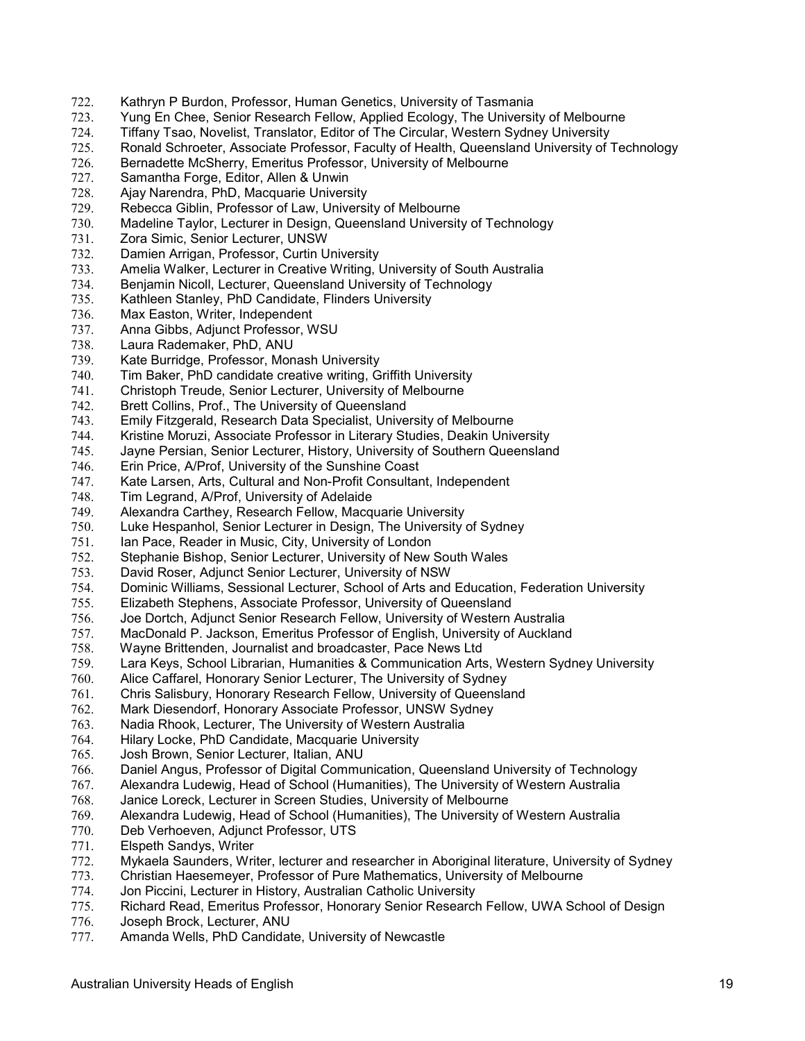722. Kathryn P Burdon, Professor, Human Genetics, University of Tasmania
723. Yung En Chee, Senior Research Fellow, Applied Ecology, The University of Melbourne
724. Tiffany Tsao, Novelist, Translator, Editor of The Circular, Western Sydney University
725. Ronald Schroeter, Associate Professor, Faculty of Health, Queensland University of Technology
726. Bernadette McSherry, Emeritus Professor, University of Melbourne
727. Samantha Forge, Editor, Allen & Unwin
728. Ajay Narendra, PhD, Macquarie University
729. Rebecca Giblin, Professor of Law, University of Melbourne
730. Madeline Taylor, Lecturer in Design, Queensland University of Technology
731. Zora Simic, Senior Lecturer, UNSW
732. Damien Arrigan, Professor, Curtin University
733. Amelia Walker, Lecturer in Creative Writing, University of South Australia
734. Benjamin Nicoll, Lecturer, Queensland University of Technology
735. Kathleen Stanley, PhD Candidate, Flinders University
736. Max Easton, Writer, Independent
737. Anna Gibbs, Adjunct Professor, WSU
738. Laura Rademaker, PhD, ANU
739. Kate Burridge, Professor, Monash University
740. Tim Baker, PhD candidate creative writing, Griffith University
741. Christoph Treude, Senior Lecturer, University of Melbourne
742. Brett Collins, Prof., The University of Queensland
743. Emily Fitzgerald, Research Data Specialist, University of Melbourne
744. Kristine Moruzi, Associate Professor in Literary Studies, Deakin University
745. Jayne Persian, Senior Lecturer, History, University of Southern Queensland
746. Erin Price, A/Prof, University of the Sunshine Coast
747. Kate Larsen, Arts, Cultural and Non-Profit Consultant, Independent
748. Tim Legrand, A/Prof, University of Adelaide
749. Alexandra Carthey, Research Fellow, Macquarie University
750. Luke Hespanhol, Senior Lecturer in Design, The University of Sydney
751. Ian Pace, Reader in Music, City, University of London
752. Stephanie Bishop, Senior Lecturer, University of New South Wales
753. David Roser, Adjunct Senior Lecturer, University of NSW
754. Dominic Williams, Sessional Lecturer, School of Arts and Education, Federation University
755. Elizabeth Stephens, Associate Professor, University of Queensland
756. Joe Dortch, Adjunct Senior Research Fellow, University of Western Australia
757. MacDonald P. Jackson, Emeritus Professor of English, University of Auckland
758. Wayne Brittenden, Journalist and broadcaster, Pace News Ltd
759. Lara Keys, School Librarian, Humanities & Communication Arts, Western Sydney University
760. Alice Caffarel, Honorary Senior Lecturer, The University of Sydney
761. Chris Salisbury, Honorary Research Fellow, University of Queensland
762. Mark Diesendorf, Honorary Associate Professor, UNSW Sydney
763. Nadia Rhook, Lecturer, The University of Western Australia
764. Hilary Locke, PhD Candidate, Macquarie University
765. Josh Brown, Senior Lecturer, Italian, ANU
766. Daniel Angus, Professor of Digital Communication, Queensland University of Technology
767. Alexandra Ludewig, Head of School (Humanities), The University of Western Australia
768. Janice Loreck, Lecturer in Screen Studies, University of Melbourne
769. Alexandra Ludewig, Head of School (Humanities), The University of Western Australia
770. Deb Verhoeven, Adjunct Professor, UTS
771. Elspeth Sandys, Writer
772. Mykaela Saunders, Writer, lecturer and researcher in Aboriginal literature, University of Sydney
773. Christian Haesemeyer, Professor of Pure Mathematics, University of Melbourne
774. Jon Piccini, Lecturer in History, Australian Catholic University
775. Richard Read, Emeritus Professor, Honorary Senior Research Fellow, UWA School of Design
776. Joseph Brock, Lecturer, ANU
777. Amanda Wells, PhD Candidate, University of Newcastle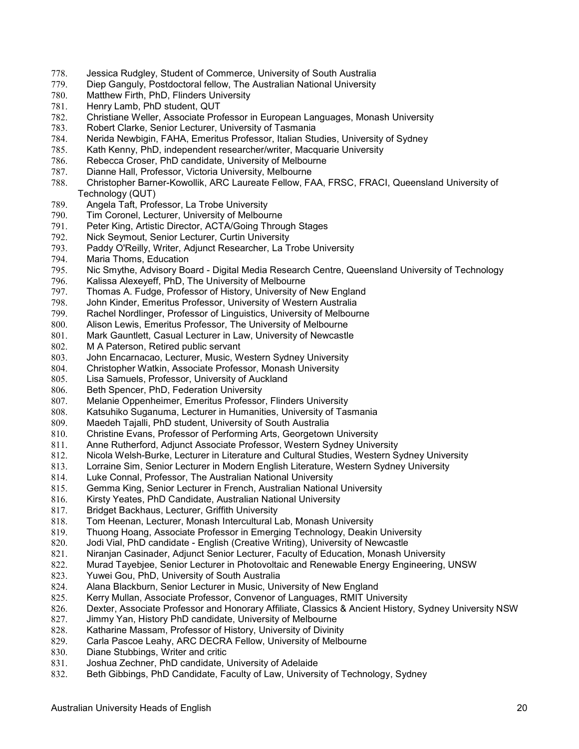778. Jessica Rudgley, Student of Commerce, University of South Australia
779. Diep Ganguly, Postdoctoral fellow, The Australian National University
780. Matthew Firth, PhD, Flinders University
781. Henry Lamb, PhD student, QUT
782. Christiane Weller, Associate Professor in European Languages, Monash University
783. Robert Clarke, Senior Lecturer, University of Tasmania
784. Nerida Newbigin, FAHA, Emeritus Professor, Italian Studies, University of Sydney
785. Kath Kenny, PhD, independent researcher/writer, Macquarie University
786. Rebecca Croser, PhD candidate, University of Melbourne
787. Dianne Hall, Professor, Victoria University, Melbourne
788. Christopher Barner-Kowollik, ARC Laureate Fellow, FAA, FRSC, FRACI, Queensland University of Technology (QUT)
789. Angela Taft, Professor, La Trobe University
790. Tim Coronel, Lecturer, University of Melbourne
791. Peter King, Artistic Director, ACTA/Going Through Stages
792. Nick Seymout, Senior Lecturer, Curtin University
793. Paddy O'Reilly, Writer, Adjunct Researcher, La Trobe University
794. Maria Thoms, Education
795. Nic Smythe, Advisory Board - Digital Media Research Centre, Queensland University of Technology
796. Kalissa Alexeyeff, PhD, The University of Melbourne
797. Thomas A. Fudge, Professor of History, University of New England
798. John Kinder, Emeritus Professor, University of Western Australia
799. Rachel Nordlinger, Professor of Linguistics, University of Melbourne
800. Alison Lewis, Emeritus Professor, The University of Melbourne
801. Mark Gauntlett, Casual Lecturer in Law, University of Newcastle
802. M A Paterson, Retired public servant
803. John Encarnacao, Lecturer, Music, Western Sydney University
804. Christopher Watkin, Associate Professor, Monash University
805. Lisa Samuels, Professor, University of Auckland
806. Beth Spencer, PhD, Federation University
807. Melanie Oppenheimer, Emeritus Professor, Flinders University
808. Katsuhiko Suganuma, Lecturer in Humanities, University of Tasmania
809. Maedeh Tajalli, PhD student, University of South Australia
810. Christine Evans, Professor of Performing Arts, Georgetown University
811. Anne Rutherford, Adjunct Associate Professor, Western Sydney University
812. Nicola Welsh-Burke, Lecturer in Literature and Cultural Studies, Western Sydney University
813. Lorraine Sim, Senior Lecturer in Modern English Literature, Western Sydney University
814. Luke Connal, Professor, The Australian National University
815. Gemma King, Senior Lecturer in French, Australian National University
816. Kirsty Yeates, PhD Candidate, Australian National University
817. Bridget Backhaus, Lecturer, Griffith University
818. Tom Heenan, Lecturer, Monash Intercultural Lab, Monash University
819. Thuong Hoang, Associate Professor in Emerging Technology, Deakin University
820. Jodi Vial, PhD candidate - English (Creative Writing), University of Newcastle
821. Niranjan Casinader, Adjunct Senior Lecturer, Faculty of Education, Monash University
822. Murad Tayebjee, Senior Lecturer in Photovoltaic and Renewable Energy Engineering, UNSW
823. Yuwei Gou, PhD, University of South Australia
824. Alana Blackburn, Senior Lecturer in Music, University of New England
825. Kerry Mullan, Associate Professor, Convenor of Languages, RMIT University
826. Dexter, Associate Professor and Honorary Affiliate, Classics & Ancient History, Sydney University NSW
827. Jimmy Yan, History PhD candidate, University of Melbourne
828. Katharine Massam, Professor of History, University of Divinity
829. Carla Pascoe Leahy, ARC DECRA Fellow, University of Melbourne
830. Diane Stubbings, Writer and critic
831. Joshua Zechner, PhD candidate, University of Adelaide
832. Beth Gibbings, PhD Candidate, Faculty of Law, University of Technology, Sydney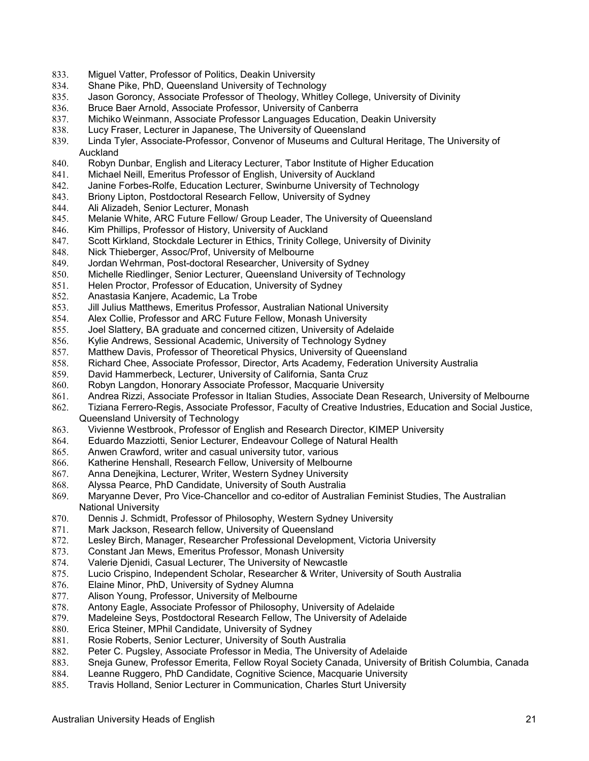833. Miguel Vatter, Professor of Politics, Deakin University
834. Shane Pike, PhD, Queensland University of Technology
835. Jason Goroncy, Associate Professor of Theology, Whitley College, University of Divinity
836. Bruce Baer Arnold, Associate Professor, University of Canberra
837. Michiko Weinmann, Associate Professor Languages Education, Deakin University
838. Lucy Fraser, Lecturer in Japanese, The University of Queensland
839. Linda Tyler, Associate-Professor, Convenor of Museums and Cultural Heritage, The University of Auckland
840. Robyn Dunbar, English and Literacy Lecturer, Tabor Institute of Higher Education
841. Michael Neill, Emeritus Professor of English, University of Auckland
842. Janine Forbes-Rolfe, Education Lecturer, Swinburne University of Technology
843. Briony Lipton, Postdoctoral Research Fellow, University of Sydney
844. Ali Alizadeh, Senior Lecturer, Monash
845. Melanie White, ARC Future Fellow/ Group Leader, The University of Queensland
846. Kim Phillips, Professor of History, University of Auckland
847. Scott Kirkland, Stockdale Lecturer in Ethics, Trinity College, University of Divinity
848. Nick Thieberger, Assoc/Prof, University of Melbourne
849. Jordan Wehrman, Post-doctoral Researcher, University of Sydney
850. Michelle Riedlinger, Senior Lecturer, Queensland University of Technology
851. Helen Proctor, Professor of Education, University of Sydney
852. Anastasia Kanjere, Academic, La Trobe
853. Jill Julius Matthews, Emeritus Professor, Australian National University
854. Alex Collie, Professor and ARC Future Fellow, Monash University
855. Joel Slattery, BA graduate and concerned citizen, University of Adelaide
856. Kylie Andrews, Sessional Academic, University of Technology Sydney
857. Matthew Davis, Professor of Theoretical Physics, University of Queensland
858. Richard Chee, Associate Professor, Director, Arts Academy, Federation University Australia
859. David Hammerbeck, Lecturer, University of California, Santa Cruz
860. Robyn Langdon, Honorary Associate Professor, Macquarie University
861. Andrea Rizzi, Associate Professor in Italian Studies, Associate Dean Research, University of Melbourne
862. Tiziana Ferrero-Regis, Associate Professor, Faculty of Creative Industries, Education and Social Justice, Queensland University of Technology
863. Vivienne Westbrook, Professor of English and Research Director, KIMEP University
864. Eduardo Mazziotti, Senior Lecturer, Endeavour College of Natural Health
865. Anwen Crawford, writer and casual university tutor, various
866. Katherine Henshall, Research Fellow, University of Melbourne
867. Anna Denejkina, Lecturer, Writer, Western Sydney University
868. Alyssa Pearce, PhD Candidate, University of South Australia
869. Maryanne Dever, Pro Vice-Chancellor and co-editor of Australian Feminist Studies, The Australian National University
870. Dennis J. Schmidt, Professor of Philosophy, Western Sydney University
871. Mark Jackson, Research fellow, University of Queensland
872. Lesley Birch, Manager, Researcher Professional Development, Victoria University
873. Constant Jan Mews, Emeritus Professor, Monash University
874. Valerie Djenidi, Casual Lecturer, The University of Newcastle
875. Lucio Crispino, Independent Scholar, Researcher & Writer, University of South Australia
876. Elaine Minor, PhD, University of Sydney Alumna
877. Alison Young, Professor, University of Melbourne
878. Antony Eagle, Associate Professor of Philosophy, University of Adelaide
879. Madeleine Seys, Postdoctoral Research Fellow, The University of Adelaide
880. Erica Steiner, MPhil Candidate, University of Sydney
881. Rosie Roberts, Senior Lecturer, University of South Australia
882. Peter C. Pugsley, Associate Professor in Media, The University of Adelaide
883. Sneja Gunew, Professor Emerita, Fellow Royal Society Canada, University of British Columbia, Canada
884. Leanne Ruggero, PhD Candidate, Cognitive Science, Macquarie University
885. Travis Holland, Senior Lecturer in Communication, Charles Sturt University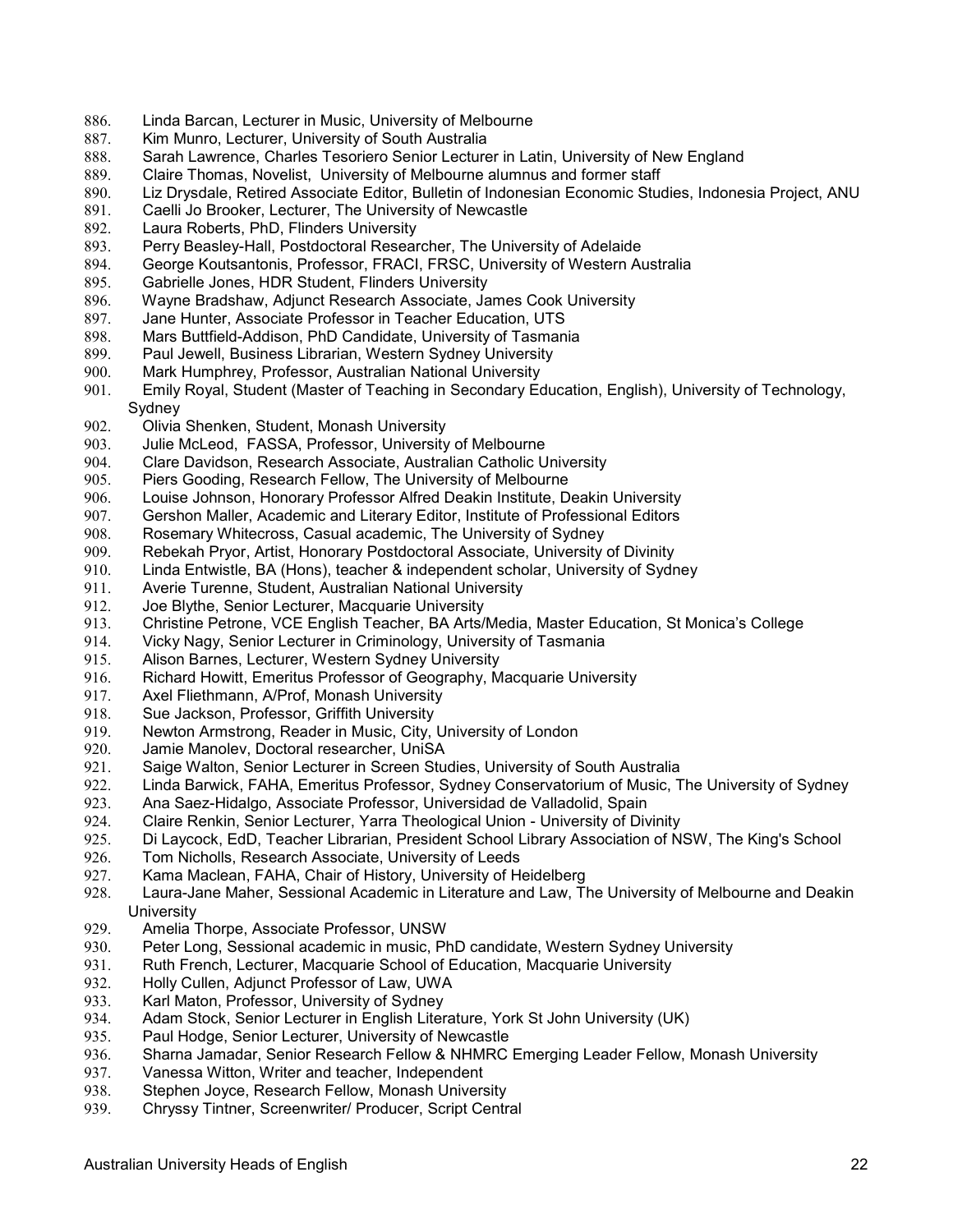886. Linda Barcan, Lecturer in Music, University of Melbourne
887. Kim Munro, Lecturer, University of South Australia
888. Sarah Lawrence, Charles Tesoriero Senior Lecturer in Latin, University of New England
889. Claire Thomas, Novelist, University of Melbourne alumnus and former staff
890. Liz Drysdale, Retired Associate Editor, Bulletin of Indonesian Economic Studies, Indonesia Project, ANU
891. Caelli Jo Brooker, Lecturer, The University of Newcastle
892. Laura Roberts, PhD, Flinders University
893. Perry Beasley-Hall, Postdoctoral Researcher, The University of Adelaide
894. George Koutsantonis, Professor, FRACI, FRSC, University of Western Australia
895. Gabrielle Jones, HDR Student, Flinders University
896. Wayne Bradshaw, Adjunct Research Associate, James Cook University
897. Jane Hunter, Associate Professor in Teacher Education, UTS
898. Mars Buttfield-Addison, PhD Candidate, University of Tasmania
899. Paul Jewell, Business Librarian, Western Sydney University
900. Mark Humphrey, Professor, Australian National University
901. Emily Royal, Student (Master of Teaching in Secondary Education, English), University of Technology, Sydney
902. Olivia Shenken, Student, Monash University
903. Julie McLeod, FASSA, Professor, University of Melbourne
904. Clare Davidson, Research Associate, Australian Catholic University
905. Piers Gooding, Research Fellow, The University of Melbourne
906. Louise Johnson, Honorary Professor Alfred Deakin Institute, Deakin University
907. Gershon Maller, Academic and Literary Editor, Institute of Professional Editors
908. Rosemary Whitecross, Casual academic, The University of Sydney
909. Rebekah Pryor, Artist, Honorary Postdoctoral Associate, University of Divinity
910. Linda Entwistle, BA (Hons), teacher & independent scholar, University of Sydney
911. Averie Turenne, Student, Australian National University
912. Joe Blythe, Senior Lecturer, Macquarie University
913. Christine Petrone, VCE English Teacher, BA Arts/Media, Master Education, St Monica's College
914. Vicky Nagy, Senior Lecturer in Criminology, University of Tasmania
915. Alison Barnes, Lecturer, Western Sydney University
916. Richard Howitt, Emeritus Professor of Geography, Macquarie University
917. Axel Fliethmann, A/Prof, Monash University
918. Sue Jackson, Professor, Griffith University
919. Newton Armstrong, Reader in Music, City, University of London
920. Jamie Manolev, Doctoral researcher, UniSA
921. Saige Walton, Senior Lecturer in Screen Studies, University of South Australia
922. Linda Barwick, FAHA, Emeritus Professor, Sydney Conservatorium of Music, The University of Sydney
923. Ana Saez-Hidalgo, Associate Professor, Universidad de Valladolid, Spain
924. Claire Renkin, Senior Lecturer, Yarra Theological Union - University of Divinity
925. Di Laycock, EdD, Teacher Librarian, President School Library Association of NSW, The King's School
926. Tom Nicholls, Research Associate, University of Leeds
927. Kama Maclean, FAHA, Chair of History, University of Heidelberg
928. Laura-Jane Maher, Sessional Academic in Literature and Law, The University of Melbourne and Deakin University
929. Amelia Thorpe, Associate Professor, UNSW
930. Peter Long, Sessional academic in music, PhD candidate, Western Sydney University
931. Ruth French, Lecturer, Macquarie School of Education, Macquarie University
932. Holly Cullen, Adjunct Professor of Law, UWA
933. Karl Maton, Professor, University of Sydney
934. Adam Stock, Senior Lecturer in English Literature, York St John University (UK)
935. Paul Hodge, Senior Lecturer, University of Newcastle
936. Sharna Jamadar, Senior Research Fellow & NHMRC Emerging Leader Fellow, Monash University
937. Vanessa Witton, Writer and teacher, Independent
938. Stephen Joyce, Research Fellow, Monash University
939. Chryssy Tintner, Screenwriter/ Producer, Script Central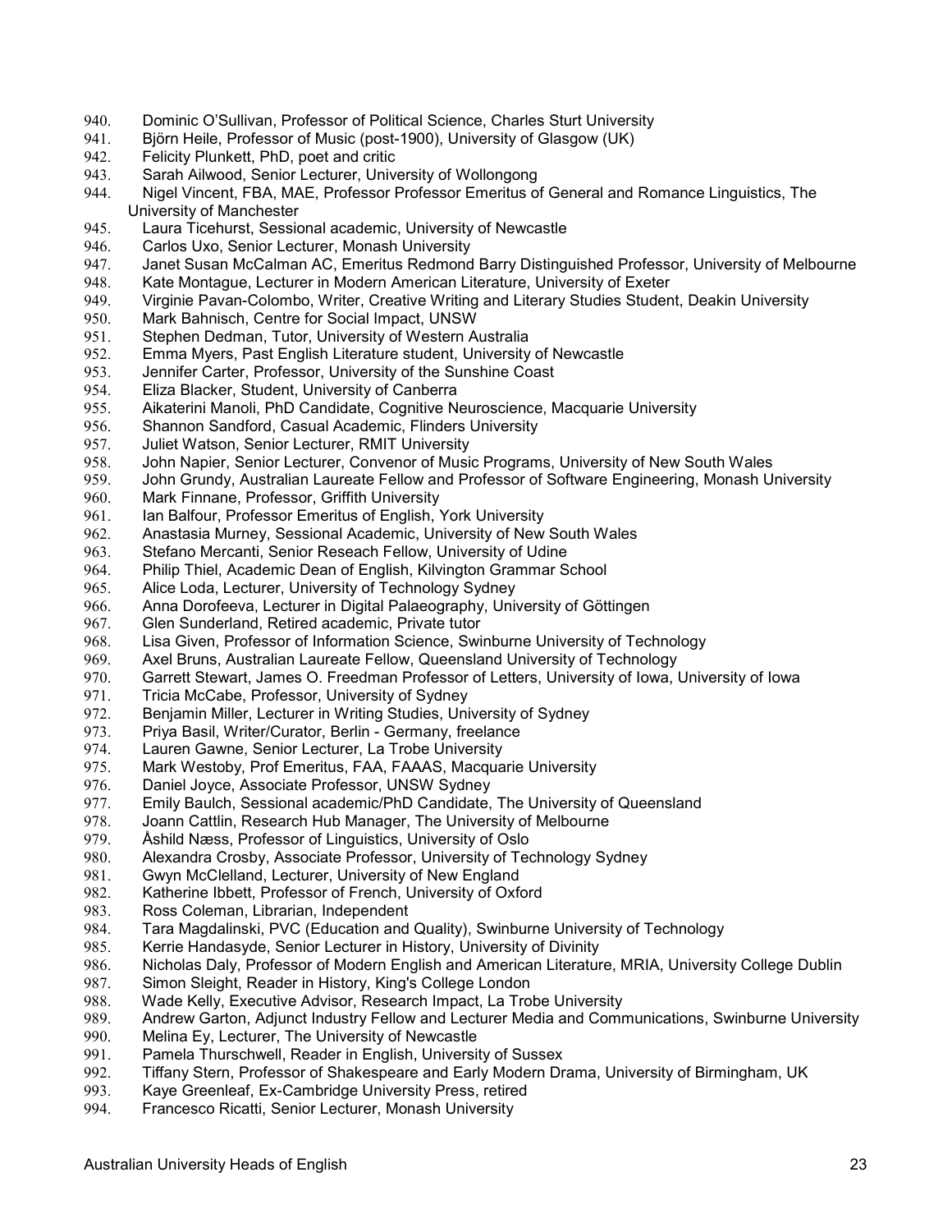940. Dominic O'Sullivan, Professor of Political Science, Charles Sturt University
941. Björn Heile, Professor of Music (post-1900), University of Glasgow (UK)
942. Felicity Plunkett, PhD, poet and critic
943. Sarah Ailwood, Senior Lecturer, University of Wollongong
944. Nigel Vincent, FBA, MAE, Professor Professor Emeritus of General and Romance Linguistics, The University of Manchester
945. Laura Ticehurst, Sessional academic, University of Newcastle
946. Carlos Uxo, Senior Lecturer, Monash University
947. Janet Susan McCalman AC, Emeritus Redmond Barry Distinguished Professor, University of Melbourne
948. Kate Montague, Lecturer in Modern American Literature, University of Exeter
949. Virginie Pavan-Colombo, Writer, Creative Writing and Literary Studies Student, Deakin University
950. Mark Bahnisch, Centre for Social Impact, UNSW
951. Stephen Dedman, Tutor, University of Western Australia
952. Emma Myers, Past English Literature student, University of Newcastle
953. Jennifer Carter, Professor, University of the Sunshine Coast
954. Eliza Blacker, Student, University of Canberra
955. Aikaterini Manoli, PhD Candidate, Cognitive Neuroscience, Macquarie University
956. Shannon Sandford, Casual Academic, Flinders University
957. Juliet Watson, Senior Lecturer, RMIT University
958. John Napier, Senior Lecturer, Convenor of Music Programs, University of New South Wales
959. John Grundy, Australian Laureate Fellow and Professor of Software Engineering, Monash University
960. Mark Finnane, Professor, Griffith University
961. Ian Balfour, Professor Emeritus of English, York University
962. Anastasia Murney, Sessional Academic, University of New South Wales
963. Stefano Mercanti, Senior Reseach Fellow, University of Udine
964. Philip Thiel, Academic Dean of English, Kilvington Grammar School
965. Alice Loda, Lecturer, University of Technology Sydney
966. Anna Dorofeeva, Lecturer in Digital Palaeography, University of Göttingen
967. Glen Sunderland, Retired academic, Private tutor
968. Lisa Given, Professor of Information Science, Swinburne University of Technology
969. Axel Bruns, Australian Laureate Fellow, Queensland University of Technology
970. Garrett Stewart, James O. Freedman Professor of Letters, University of Iowa, University of Iowa
971. Tricia McCabe, Professor, University of Sydney
972. Benjamin Miller, Lecturer in Writing Studies, University of Sydney
973. Priya Basil, Writer/Curator, Berlin - Germany, freelance
974. Lauren Gawne, Senior Lecturer, La Trobe University
975. Mark Westoby, Prof Emeritus, FAA, FAAAS, Macquarie University
976. Daniel Joyce, Associate Professor, UNSW Sydney
977. Emily Baulch, Sessional academic/PhD Candidate, The University of Queensland
978. Joann Cattlin, Research Hub Manager, The University of Melbourne
979. Åshild Næss, Professor of Linguistics, University of Oslo
980. Alexandra Crosby, Associate Professor, University of Technology Sydney
981. Gwyn McClelland, Lecturer, University of New England
982. Katherine Ibbett, Professor of French, University of Oxford
983. Ross Coleman, Librarian, Independent
984. Tara Magdalinski, PVC (Education and Quality), Swinburne University of Technology
985. Kerrie Handasyde, Senior Lecturer in History, University of Divinity
986. Nicholas Daly, Professor of Modern English and American Literature, MRIA, University College Dublin
987. Simon Sleight, Reader in History, King's College London
988. Wade Kelly, Executive Advisor, Research Impact, La Trobe University
989. Andrew Garton, Adjunct Industry Fellow and Lecturer Media and Communications, Swinburne University
990. Melina Ey, Lecturer, The University of Newcastle
991. Pamela Thurschwell, Reader in English, University of Sussex
992. Tiffany Stern, Professor of Shakespeare and Early Modern Drama, University of Birmingham, UK
993. Kaye Greenleaf, Ex-Cambridge University Press, retired
994. Francesco Ricatti, Senior Lecturer, Monash University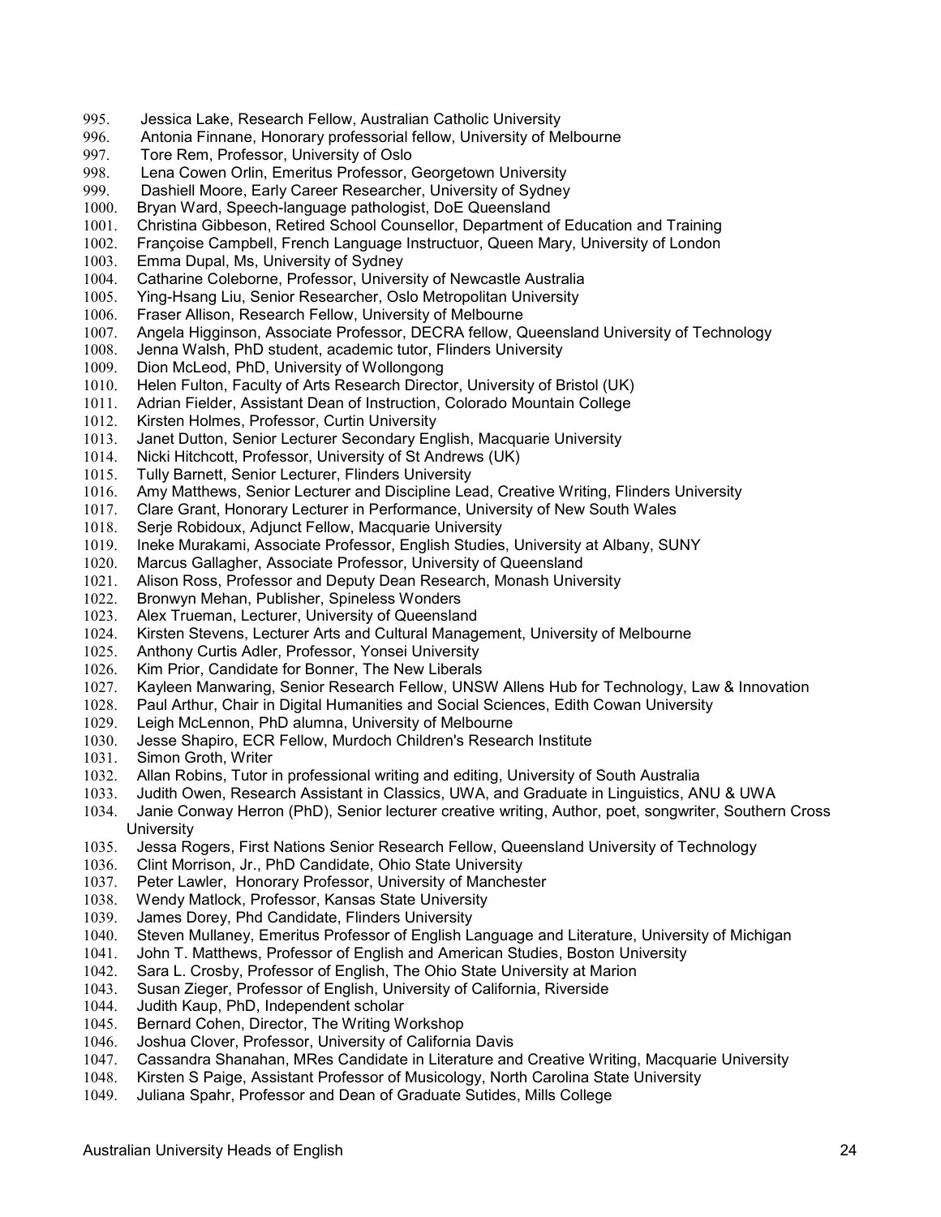995. Jessica Lake, Research Fellow, Australian Catholic University
996. Antonia Finnane, Honorary professorial fellow, University of Melbourne
997. Tore Rem, Professor, University of Oslo
998. Lena Cowen Orlin, Emeritus Professor, Georgetown University
999. Dashiell Moore, Early Career Researcher, University of Sydney
1000. Bryan Ward, Speech-language pathologist, DoE Queensland
1001. Christina Gibbeson, Retired School Counsellor, Department of Education and Training
1002. Françoise Campbell, French Language Instructuor, Queen Mary, University of London
1003. Emma Dupal, Ms, University of Sydney
1004. Catharine Coleborne, Professor, University of Newcastle Australia
1005. Ying-Hsang Liu, Senior Researcher, Oslo Metropolitan University
1006. Fraser Allison, Research Fellow, University of Melbourne
1007. Angela Higginson, Associate Professor, DECRA fellow, Queensland University of Technology
1008. Jenna Walsh, PhD student, academic tutor, Flinders University
1009. Dion McLeod, PhD, University of Wollongong
1010. Helen Fulton, Faculty of Arts Research Director, University of Bristol (UK)
1011. Adrian Fielder, Assistant Dean of Instruction, Colorado Mountain College
1012. Kirsten Holmes, Professor, Curtin University
1013. Janet Dutton, Senior Lecturer Secondary English, Macquarie University
1014. Nicki Hitchcott, Professor, University of St Andrews (UK)
1015. Tully Barnett, Senior Lecturer, Flinders University
1016. Amy Matthews, Senior Lecturer and Discipline Lead, Creative Writing, Flinders University
1017. Clare Grant, Honorary Lecturer in Performance, University of New South Wales
1018. Serje Robidoux, Adjunct Fellow, Macquarie University
1019. Ineke Murakami, Associate Professor, English Studies, University at Albany, SUNY
1020. Marcus Gallagher, Associate Professor, University of Queensland
1021. Alison Ross, Professor and Deputy Dean Research, Monash University
1022. Bronwyn Mehan, Publisher, Spineless Wonders
1023. Alex Trueman, Lecturer, University of Queensland
1024. Kirsten Stevens, Lecturer Arts and Cultural Management, University of Melbourne
1025. Anthony Curtis Adler, Professor, Yonsei University
1026. Kim Prior, Candidate for Bonner, The New Liberals
1027. Kayleen Manwaring, Senior Research Fellow, UNSW Allens Hub for Technology, Law & Innovation
1028. Paul Arthur, Chair in Digital Humanities and Social Sciences, Edith Cowan University
1029. Leigh McLennon, PhD alumna, University of Melbourne
1030. Jesse Shapiro, ECR Fellow, Murdoch Children's Research Institute
1031. Simon Groth, Writer
1032. Allan Robins, Tutor in professional writing and editing, University of South Australia
1033. Judith Owen, Research Assistant in Classics, UWA, and Graduate in Linguistics, ANU & UWA
1034. Janie Conway Herron (PhD), Senior lecturer creative writing, Author, poet, songwriter, Southern Cross University
1035. Jessa Rogers, First Nations Senior Research Fellow, Queensland University of Technology
1036. Clint Morrison, Jr., PhD Candidate, Ohio State University
1037. Peter Lawler, Honorary Professor, University of Manchester
1038. Wendy Matlock, Professor, Kansas State University
1039. James Dorey, Phd Candidate, Flinders University
1040. Steven Mullaney, Emeritus Professor of English Language and Literature, University of Michigan
1041. John T. Matthews, Professor of English and American Studies, Boston University
1042. Sara L. Crosby, Professor of English, The Ohio State University at Marion
1043. Susan Zieger, Professor of English, University of California, Riverside
1044. Judith Kaup, PhD, Independent scholar
1045. Bernard Cohen, Director, The Writing Workshop
1046. Joshua Clover, Professor, University of California Davis
1047. Cassandra Shanahan, MRes Candidate in Literature and Creative Writing, Macquarie University
1048. Kirsten S Paige, Assistant Professor of Musicology, North Carolina State University
1049. Juliana Spahr, Professor and Dean of Graduate Sutides, Mills College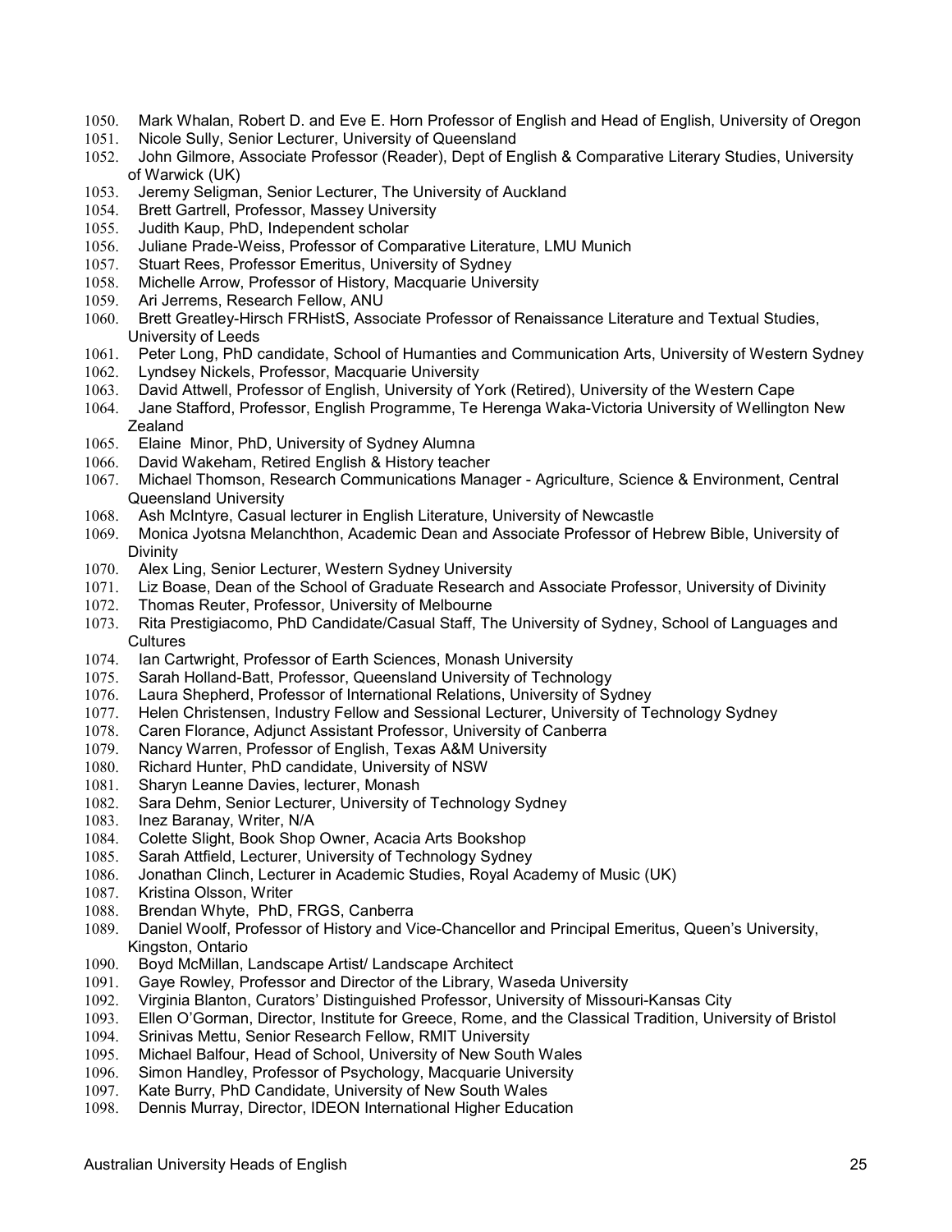1050. Mark Whalan, Robert D. and Eve E. Horn Professor of English and Head of English, University of Oregon
1051. Nicole Sully, Senior Lecturer, University of Queensland
1052. John Gilmore, Associate Professor (Reader), Dept of English & Comparative Literary Studies, University of Warwick (UK)
1053. Jeremy Seligman, Senior Lecturer, The University of Auckland
1054. Brett Gartrell, Professor, Massey University
1055. Judith Kaup, PhD, Independent scholar
1056. Juliane Prade-Weiss, Professor of Comparative Literature, LMU Munich
1057. Stuart Rees, Professor Emeritus, University of Sydney
1058. Michelle Arrow, Professor of History, Macquarie University
1059. Ari Jerrems, Research Fellow, ANU
1060. Brett Greatley-Hirsch FRHistS, Associate Professor of Renaissance Literature and Textual Studies, University of Leeds
1061. Peter Long, PhD candidate, School of Humanties and Communication Arts, University of Western Sydney
1062. Lyndsey Nickels, Professor, Macquarie University
1063. David Attwell, Professor of English, University of York (Retired), University of the Western Cape
1064. Jane Stafford, Professor, English Programme, Te Herenga Waka-Victoria University of Wellington New Zealand
1065. Elaine Minor, PhD, University of Sydney Alumna
1066. David Wakeham, Retired English & History teacher
1067. Michael Thomson, Research Communications Manager - Agriculture, Science & Environment, Central Queensland University
1068. Ash McIntyre, Casual lecturer in English Literature, University of Newcastle
1069. Monica Jyotsna Melanchthon, Academic Dean and Associate Professor of Hebrew Bible, University of Divinity
1070. Alex Ling, Senior Lecturer, Western Sydney University
1071. Liz Boase, Dean of the School of Graduate Research and Associate Professor, University of Divinity
1072. Thomas Reuter, Professor, University of Melbourne
1073. Rita Prestigiacomo, PhD Candidate/Casual Staff, The University of Sydney, School of Languages and Cultures
1074. Ian Cartwright, Professor of Earth Sciences, Monash University
1075. Sarah Holland-Batt, Professor, Queensland University of Technology
1076. Laura Shepherd, Professor of International Relations, University of Sydney
1077. Helen Christensen, Industry Fellow and Sessional Lecturer, University of Technology Sydney
1078. Caren Florance, Adjunct Assistant Professor, University of Canberra
1079. Nancy Warren, Professor of English, Texas A&M University
1080. Richard Hunter, PhD candidate, University of NSW
1081. Sharyn Leanne Davies, lecturer, Monash
1082. Sara Dehm, Senior Lecturer, University of Technology Sydney
1083. Inez Baranay, Writer, N/A
1084. Colette Slight, Book Shop Owner, Acacia Arts Bookshop
1085. Sarah Attfield, Lecturer, University of Technology Sydney
1086. Jonathan Clinch, Lecturer in Academic Studies, Royal Academy of Music (UK)
1087. Kristina Olsson, Writer
1088. Brendan Whyte, PhD, FRGS, Canberra
1089. Daniel Woolf, Professor of History and Vice-Chancellor and Principal Emeritus, Queen's University, Kingston, Ontario
1090. Boyd McMillan, Landscape Artist/ Landscape Architect
1091. Gaye Rowley, Professor and Director of the Library, Waseda University
1092. Virginia Blanton, Curators' Distinguished Professor, University of Missouri-Kansas City
1093. Ellen O'Gorman, Director, Institute for Greece, Rome, and the Classical Tradition, University of Bristol
1094. Srinivas Mettu, Senior Research Fellow, RMIT University
1095. Michael Balfour, Head of School, University of New South Wales
1096. Simon Handley, Professor of Psychology, Macquarie University
1097. Kate Burry, PhD Candidate, University of New South Wales
1098. Dennis Murray, Director, IDEON International Higher Education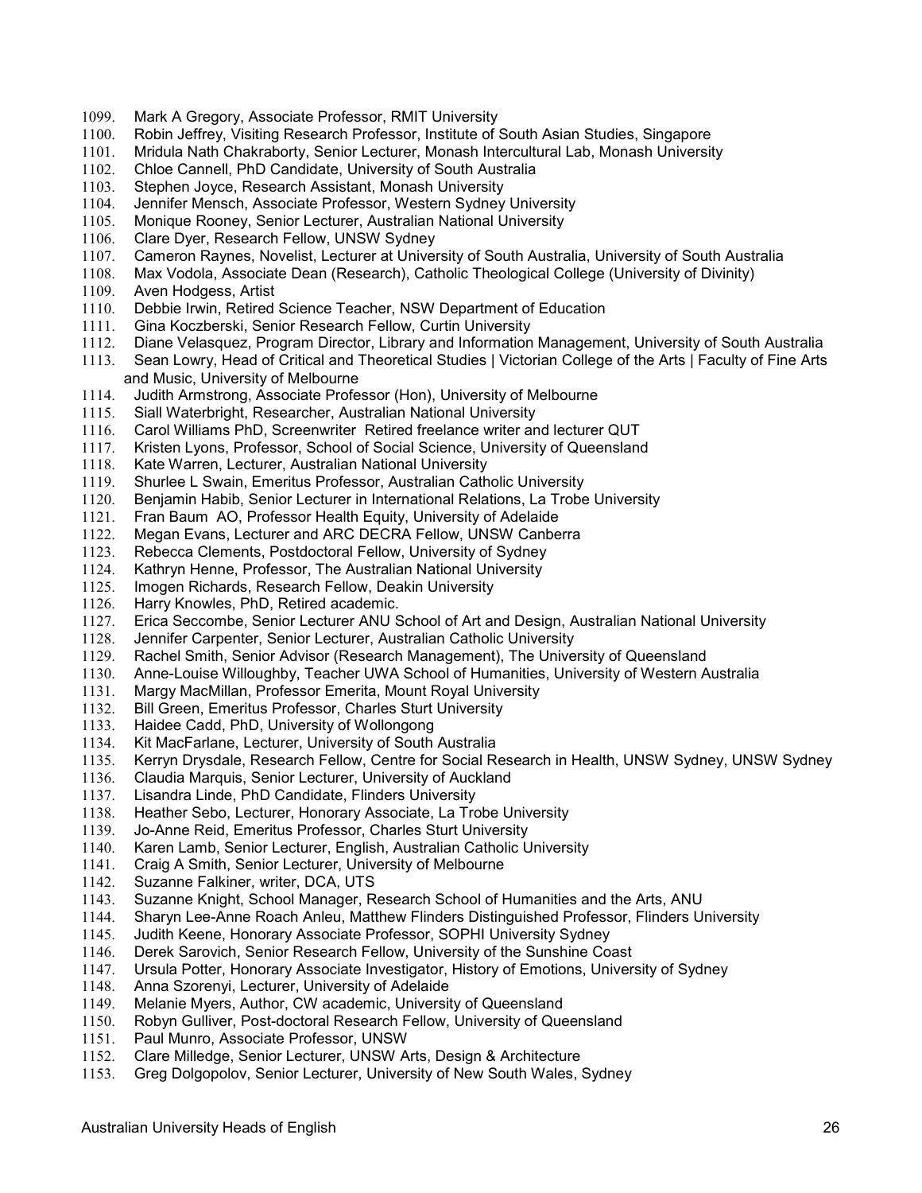1099. Mark A Gregory, Associate Professor, RMIT University
1100. Robin Jeffrey, Visiting Research Professor, Institute of South Asian Studies, Singapore
1101. Mridula Nath Chakraborty, Senior Lecturer, Monash Intercultural Lab, Monash University
1102. Chloe Cannell, PhD Candidate, University of South Australia
1103. Stephen Joyce, Research Assistant, Monash University
1104. Jennifer Mensch, Associate Professor, Western Sydney University
1105. Monique Rooney, Senior Lecturer, Australian National University
1106. Clare Dyer, Research Fellow, UNSW Sydney
1107. Cameron Raynes, Novelist, Lecturer at University of South Australia, University of South Australia
1108. Max Vodola, Associate Dean (Research), Catholic Theological College (University of Divinity)
1109. Aven Hodgess, Artist
1110. Debbie Irwin, Retired Science Teacher, NSW Department of Education
1111. Gina Koczberski, Senior Research Fellow, Curtin University
1112. Diane Velasquez, Program Director, Library and Information Management, University of South Australia
1113. Sean Lowry, Head of Critical and Theoretical Studies | Victorian College of the Arts | Faculty of Fine Arts and Music, University of Melbourne
1114. Judith Armstrong, Associate Professor (Hon), University of Melbourne
1115. Siall Waterbright, Researcher, Australian National University
1116. Carol Williams PhD, Screenwriter Retired freelance writer and lecturer QUT
1117. Kristen Lyons, Professor, School of Social Science, University of Queensland
1118. Kate Warren, Lecturer, Australian National University
1119. Shurlee L Swain, Emeritus Professor, Australian Catholic University
1120. Benjamin Habib, Senior Lecturer in International Relations, La Trobe University
1121. Fran Baum AO, Professor Health Equity, University of Adelaide
1122. Megan Evans, Lecturer and ARC DECRA Fellow, UNSW Canberra
1123. Rebecca Clements, Postdoctoral Fellow, University of Sydney
1124. Kathryn Henne, Professor, The Australian National University
1125. Imogen Richards, Research Fellow, Deakin University
1126. Harry Knowles, PhD, Retired academic.
1127. Erica Seccombe, Senior Lecturer ANU School of Art and Design, Australian National University
1128. Jennifer Carpenter, Senior Lecturer, Australian Catholic University
1129. Rachel Smith, Senior Advisor (Research Management), The University of Queensland
1130. Anne-Louise Willoughby, Teacher UWA School of Humanities, University of Western Australia
1131. Margy MacMillan, Professor Emerita, Mount Royal University
1132. Bill Green, Emeritus Professor, Charles Sturt University
1133. Haidee Cadd, PhD, University of Wollongong
1134. Kit MacFarlane, Lecturer, University of South Australia
1135. Kerryn Drysdale, Research Fellow, Centre for Social Research in Health, UNSW Sydney, UNSW Sydney
1136. Claudia Marquis, Senior Lecturer, University of Auckland
1137. Lisandra Linde, PhD Candidate, Flinders University
1138. Heather Sebo, Lecturer, Honorary Associate, La Trobe University
1139. Jo-Anne Reid, Emeritus Professor, Charles Sturt University
1140. Karen Lamb, Senior Lecturer, English, Australian Catholic University
1141. Craig A Smith, Senior Lecturer, University of Melbourne
1142. Suzanne Falkiner, writer, DCA, UTS
1143. Suzanne Knight, School Manager, Research School of Humanities and the Arts, ANU
1144. Sharyn Lee-Anne Roach Anleu, Matthew Flinders Distinguished Professor, Flinders University
1145. Judith Keene, Honorary Associate Professor, SOPHI University Sydney
1146. Derek Sarovich, Senior Research Fellow, University of the Sunshine Coast
1147. Ursula Potter, Honorary Associate Investigator, History of Emotions, University of Sydney
1148. Anna Szorenyi, Lecturer, University of Adelaide
1149. Melanie Myers, Author, CW academic, University of Queensland
1150. Robyn Gulliver, Post-doctoral Research Fellow, University of Queensland
1151. Paul Munro, Associate Professor, UNSW
1152. Clare Milledge, Senior Lecturer, UNSW Arts, Design & Architecture
1153. Greg Dolgopolov, Senior Lecturer, University of New South Wales, Sydney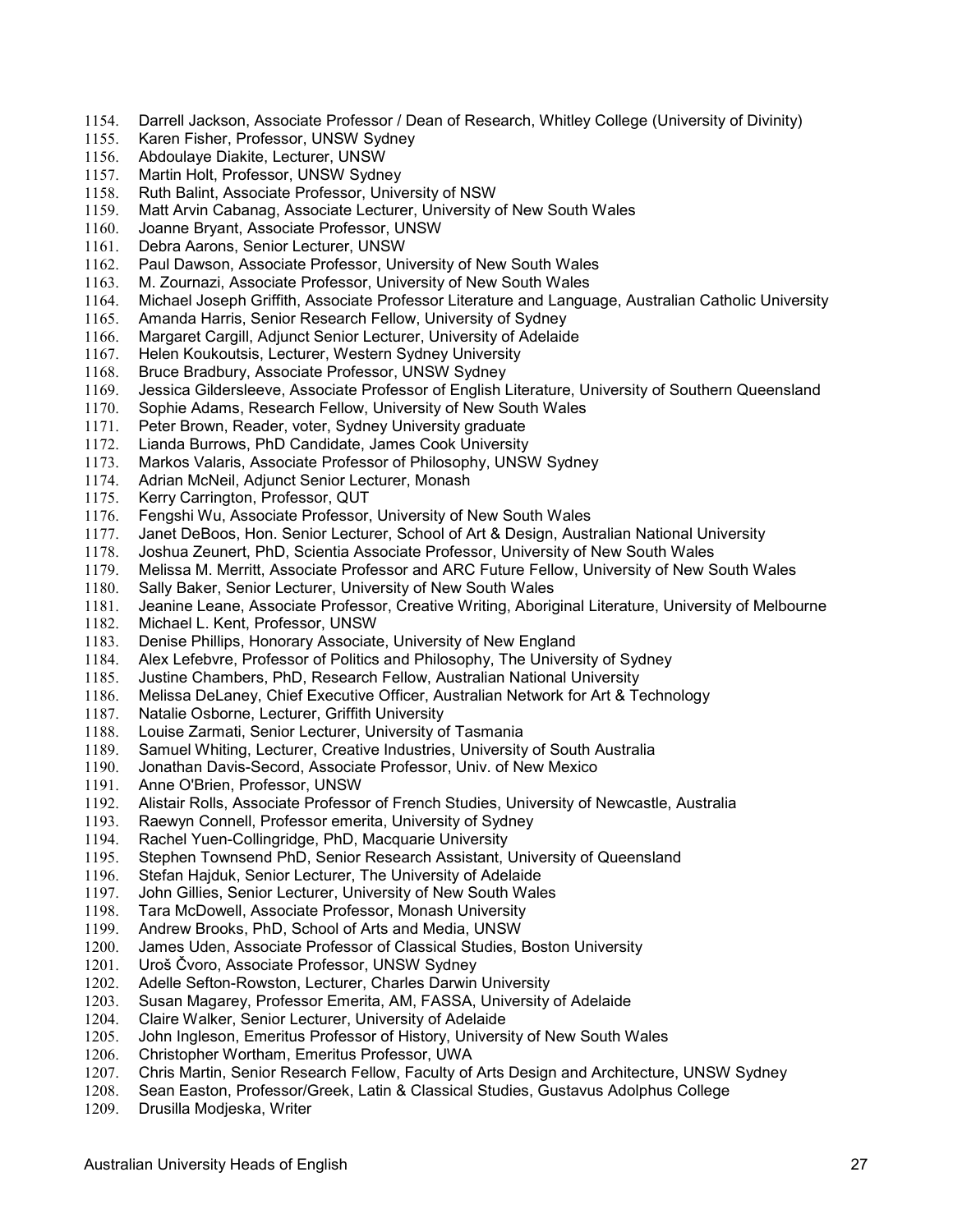1154. Darrell Jackson, Associate Professor / Dean of Research, Whitley College (University of Divinity)
1155. Karen Fisher, Professor, UNSW Sydney
1156. Abdoulaye Diakite, Lecturer, UNSW
1157. Martin Holt, Professor, UNSW Sydney
1158. Ruth Balint, Associate Professor, University of NSW
1159. Matt Arvin Cabanag, Associate Lecturer, University of New South Wales
1160. Joanne Bryant, Associate Professor, UNSW
1161. Debra Aarons, Senior Lecturer, UNSW
1162. Paul Dawson, Associate Professor, University of New South Wales
1163. M. Zournazi, Associate Professor, University of New South Wales
1164. Michael Joseph Griffith, Associate Professor Literature and Language, Australian Catholic University
1165. Amanda Harris, Senior Research Fellow, University of Sydney
1166. Margaret Cargill, Adjunct Senior Lecturer, University of Adelaide
1167. Helen Koukoutsis, Lecturer, Western Sydney University
1168. Bruce Bradbury, Associate Professor, UNSW Sydney
1169. Jessica Gildersleeve, Associate Professor of English Literature, University of Southern Queensland
1170. Sophie Adams, Research Fellow, University of New South Wales
1171. Peter Brown, Reader, voter, Sydney University graduate
1172. Lianda Burrows, PhD Candidate, James Cook University
1173. Markos Valaris, Associate Professor of Philosophy, UNSW Sydney
1174. Adrian McNeil, Adjunct Senior Lecturer, Monash
1175. Kerry Carrington, Professor, QUT
1176. Fengshi Wu, Associate Professor, University of New South Wales
1177. Janet DeBoos, Hon. Senior Lecturer, School of Art & Design, Australian National University
1178. Joshua Zeunert, PhD, Scientia Associate Professor, University of New South Wales
1179. Melissa M. Merritt, Associate Professor and ARC Future Fellow, University of New South Wales
1180. Sally Baker, Senior Lecturer, University of New South Wales
1181. Jeanine Leane, Associate Professor, Creative Writing, Aboriginal Literature, University of Melbourne
1182. Michael L. Kent, Professor, UNSW
1183. Denise Phillips, Honorary Associate, University of New England
1184. Alex Lefebvre, Professor of Politics and Philosophy, The University of Sydney
1185. Justine Chambers, PhD, Research Fellow, Australian National University
1186. Melissa DeLaney, Chief Executive Officer, Australian Network for Art & Technology
1187. Natalie Osborne, Lecturer, Griffith University
1188. Louise Zarmati, Senior Lecturer, University of Tasmania
1189. Samuel Whiting, Lecturer, Creative Industries, University of South Australia
1190. Jonathan Davis-Secord, Associate Professor, Univ. of New Mexico
1191. Anne O'Brien, Professor, UNSW
1192. Alistair Rolls, Associate Professor of French Studies, University of Newcastle, Australia
1193. Raewyn Connell, Professor emerita, University of Sydney
1194. Rachel Yuen-Collingridge, PhD, Macquarie University
1195. Stephen Townsend PhD, Senior Research Assistant, University of Queensland
1196. Stefan Hajduk, Senior Lecturer, The University of Adelaide
1197. John Gillies, Senior Lecturer, University of New South Wales
1198. Tara McDowell, Associate Professor, Monash University
1199. Andrew Brooks, PhD, School of Arts and Media, UNSW
1200. James Uden, Associate Professor of Classical Studies, Boston University
1201. Uroš Čvoro, Associate Professor, UNSW Sydney
1202. Adelle Sefton-Rowston, Lecturer, Charles Darwin University
1203. Susan Magarey, Professor Emerita, AM, FASSA, University of Adelaide
1204. Claire Walker, Senior Lecturer, University of Adelaide
1205. John Ingleson, Emeritus Professor of History, University of New South Wales
1206. Christopher Wortham, Emeritus Professor, UWA
1207. Chris Martin, Senior Research Fellow, Faculty of Arts Design and Architecture, UNSW Sydney
1208. Sean Easton, Professor/Greek, Latin & Classical Studies, Gustavus Adolphus College
1209. Drusilla Modjeska, Writer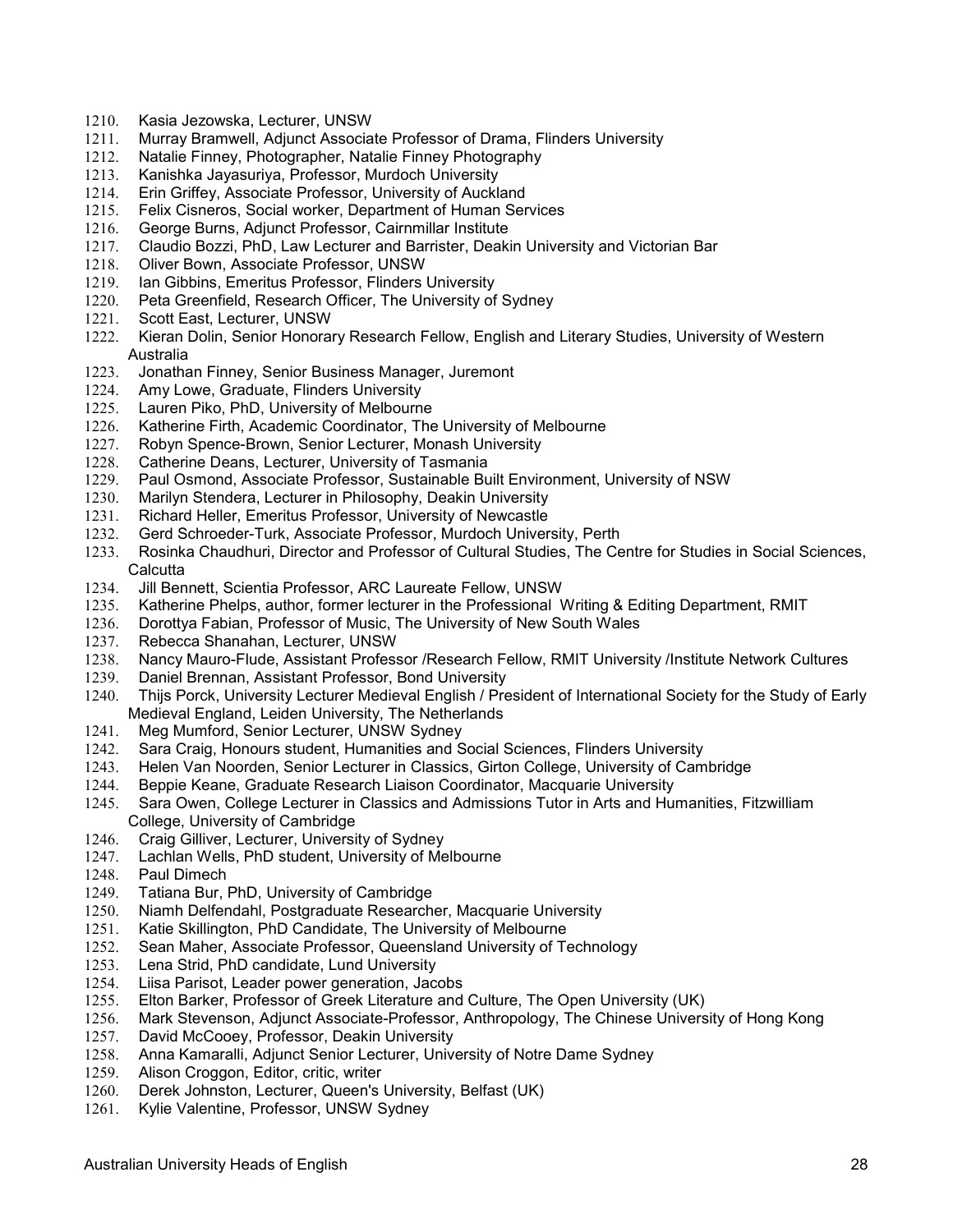1210. Kasia Jezowska, Lecturer, UNSW
1211. Murray Bramwell, Adjunct Associate Professor of Drama, Flinders University
1212. Natalie Finney, Photographer, Natalie Finney Photography
1213. Kanishka Jayasuriya, Professor, Murdoch University
1214. Erin Griffey, Associate Professor, University of Auckland
1215. Felix Cisneros, Social worker, Department of Human Services
1216. George Burns, Adjunct Professor, Cairnmillar Institute
1217. Claudio Bozzi, PhD, Law Lecturer and Barrister, Deakin University and Victorian Bar
1218. Oliver Bown, Associate Professor, UNSW
1219. Ian Gibbins, Emeritus Professor, Flinders University
1220. Peta Greenfield, Research Officer, The University of Sydney
1221. Scott East, Lecturer, UNSW
1222. Kieran Dolin, Senior Honorary Research Fellow, English and Literary Studies, University of Western Australia
1223. Jonathan Finney, Senior Business Manager, Juremont
1224. Amy Lowe, Graduate, Flinders University
1225. Lauren Piko, PhD, University of Melbourne
1226. Katherine Firth, Academic Coordinator, The University of Melbourne
1227. Robyn Spence-Brown, Senior Lecturer, Monash University
1228. Catherine Deans, Lecturer, University of Tasmania
1229. Paul Osmond, Associate Professor, Sustainable Built Environment, University of NSW
1230. Marilyn Stendera, Lecturer in Philosophy, Deakin University
1231. Richard Heller, Emeritus Professor, University of Newcastle
1232. Gerd Schroeder-Turk, Associate Professor, Murdoch University, Perth
1233. Rosinka Chaudhuri, Director and Professor of Cultural Studies, The Centre for Studies in Social Sciences, Calcutta
1234. Jill Bennett, Scientia Professor, ARC Laureate Fellow, UNSW
1235. Katherine Phelps, author, former lecturer in the Professional Writing & Editing Department, RMIT
1236. Dorottya Fabian, Professor of Music, The University of New South Wales
1237. Rebecca Shanahan, Lecturer, UNSW
1238. Nancy Mauro-Flude, Assistant Professor /Research Fellow, RMIT University /Institute Network Cultures
1239. Daniel Brennan, Assistant Professor, Bond University
1240. Thijs Porck, University Lecturer Medieval English / President of International Society for the Study of Early Medieval England, Leiden University, The Netherlands
1241. Meg Mumford, Senior Lecturer, UNSW Sydney
1242. Sara Craig, Honours student, Humanities and Social Sciences, Flinders University
1243. Helen Van Noorden, Senior Lecturer in Classics, Girton College, University of Cambridge
1244. Beppie Keane, Graduate Research Liaison Coordinator, Macquarie University
1245. Sara Owen, College Lecturer in Classics and Admissions Tutor in Arts and Humanities, Fitzwilliam College, University of Cambridge
1246. Craig Gilliver, Lecturer, University of Sydney
1247. Lachlan Wells, PhD student, University of Melbourne
1248. Paul Dimech
1249. Tatiana Bur, PhD, University of Cambridge
1250. Niamh Delfendahl, Postgraduate Researcher, Macquarie University
1251. Katie Skillington, PhD Candidate, The University of Melbourne
1252. Sean Maher, Associate Professor, Queensland University of Technology
1253. Lena Strid, PhD candidate, Lund University
1254. Liisa Parisot, Leader power generation, Jacobs
1255. Elton Barker, Professor of Greek Literature and Culture, The Open University (UK)
1256. Mark Stevenson, Adjunct Associate-Professor, Anthropology, The Chinese University of Hong Kong
1257. David McCooey, Professor, Deakin University
1258. Anna Kamaralli, Adjunct Senior Lecturer, University of Notre Dame Sydney
1259. Alison Croggon, Editor, critic, writer
1260. Derek Johnston, Lecturer, Queen's University, Belfast (UK)
1261. Kylie Valentine, Professor, UNSW Sydney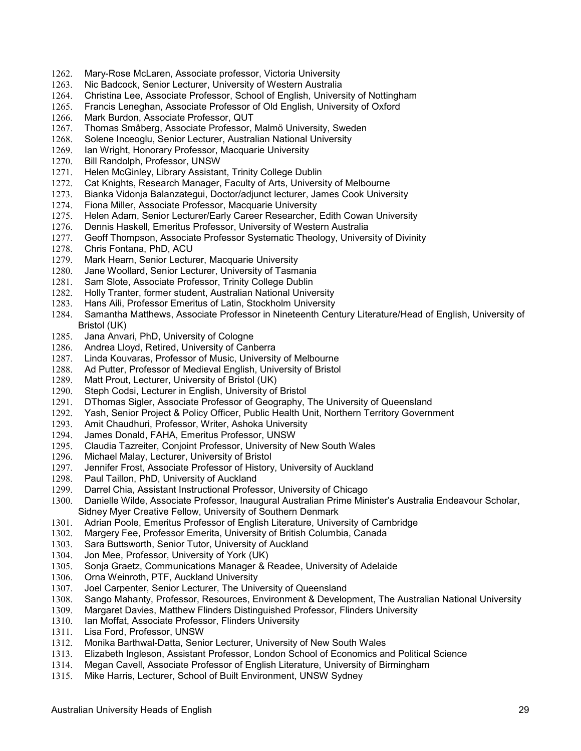1262. Mary-Rose McLaren, Associate professor, Victoria University
1263. Nic Badcock, Senior Lecturer, University of Western Australia
1264. Christina Lee, Associate Professor, School of English, University of Nottingham
1265. Francis Leneghan, Associate Professor of Old English, University of Oxford
1266. Mark Burdon, Associate Professor, QUT
1267. Thomas Småberg, Associate Professor, Malmö University, Sweden
1268. Solene Inceoglu, Senior Lecturer, Australian National University
1269. Ian Wright, Honorary Professor, Macquarie University
1270. Bill Randolph, Professor, UNSW
1271. Helen McGinley, Library Assistant, Trinity College Dublin
1272. Cat Knights, Research Manager, Faculty of Arts, University of Melbourne
1273. Bianka Vidonja Balanzategui, Doctor/adjunct lecturer, James Cook University
1274. Fiona Miller, Associate Professor, Macquarie University
1275. Helen Adam, Senior Lecturer/Early Career Researcher, Edith Cowan University
1276. Dennis Haskell, Emeritus Professor, University of Western Australia
1277. Geoff Thompson, Associate Professor Systematic Theology, University of Divinity
1278. Chris Fontana, PhD, ACU
1279. Mark Hearn, Senior Lecturer, Macquarie University
1280. Jane Woollard, Senior Lecturer, University of Tasmania
1281. Sam Slote, Associate Professor, Trinity College Dublin
1282. Holly Tranter, former student, Australian National University
1283. Hans Aili, Professor Emeritus of Latin, Stockholm University
1284. Samantha Matthews, Associate Professor in Nineteenth Century Literature/Head of English, University of Bristol (UK)
1285. Jana Anvari, PhD, University of Cologne
1286. Andrea Lloyd, Retired, University of Canberra
1287. Linda Kouvaras, Professor of Music, University of Melbourne
1288. Ad Putter, Professor of Medieval English, University of Bristol
1289. Matt Prout, Lecturer, University of Bristol (UK)
1290. Steph Codsi, Lecturer in English, University of Bristol
1291. DThomas Sigler, Associate Professor of Geography, The University of Queensland
1292. Yash, Senior Project & Policy Officer, Public Health Unit, Northern Territory Government
1293. Amit Chaudhuri, Professor, Writer, Ashoka University
1294. James Donald, FAHA, Emeritus Professor, UNSW
1295. Claudia Tazreiter, Conjoint Professor, University of New South Wales
1296. Michael Malay, Lecturer, University of Bristol
1297. Jennifer Frost, Associate Professor of History, University of Auckland
1298. Paul Taillon, PhD, University of Auckland
1299. Darrel Chia, Assistant Instructional Professor, University of Chicago
1300. Danielle Wilde, Associate Professor, Inaugural Australian Prime Minister's Australia Endeavour Scholar, Sidney Myer Creative Fellow, University of Southern Denmark
1301. Adrian Poole, Emeritus Professor of English Literature, University of Cambridge
1302. Margery Fee, Professor Emerita, University of British Columbia, Canada
1303. Sara Buttsworth, Senior Tutor, University of Auckland
1304. Jon Mee, Professor, University of York (UK)
1305. Sonja Graetz, Communications Manager & Readee, University of Adelaide
1306. Orna Weinroth, PTF, Auckland University
1307. Joel Carpenter, Senior Lecturer, The University of Queensland
1308. Sango Mahanty, Professor, Resources, Environment & Development, The Australian National University
1309. Margaret Davies, Matthew Flinders Distinguished Professor, Flinders University
1310. Ian Moffat, Associate Professor, Flinders University
1311. Lisa Ford, Professor, UNSW
1312. Monika Barthwal-Datta, Senior Lecturer, University of New South Wales
1313. Elizabeth Ingleson, Assistant Professor, London School of Economics and Political Science
1314. Megan Cavell, Associate Professor of English Literature, University of Birmingham
1315. Mike Harris, Lecturer, School of Built Environment, UNSW Sydney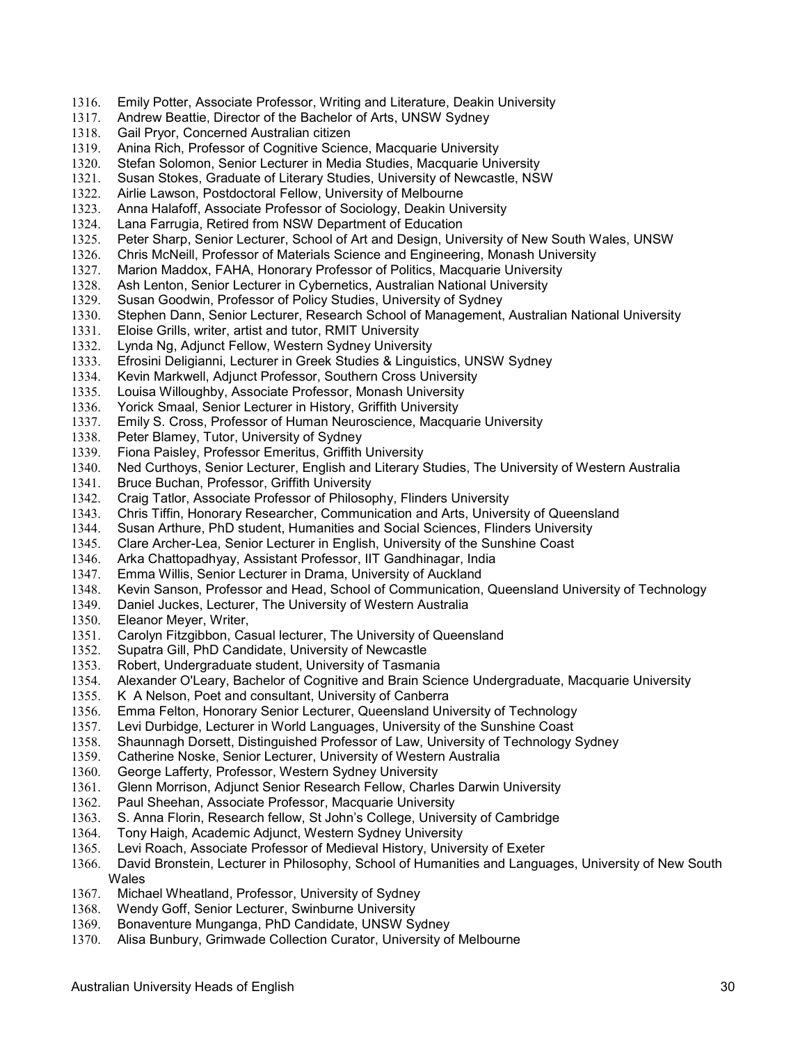1316. Emily Potter, Associate Professor, Writing and Literature, Deakin University
1317. Andrew Beattie, Director of the Bachelor of Arts, UNSW Sydney
1318. Gail Pryor, Concerned Australian citizen
1319. Anina Rich, Professor of Cognitive Science, Macquarie University
1320. Stefan Solomon, Senior Lecturer in Media Studies, Macquarie University
1321. Susan Stokes, Graduate of Literary Studies, University of Newcastle, NSW
1322. Airlie Lawson, Postdoctoral Fellow, University of Melbourne
1323. Anna Halafoff, Associate Professor of Sociology, Deakin University
1324. Lana Farrugia, Retired from NSW Department of Education
1325. Peter Sharp, Senior Lecturer, School of Art and Design, University of New South Wales, UNSW
1326. Chris McNeill, Professor of Materials Science and Engineering, Monash University
1327. Marion Maddox, FAHA, Honorary Professor of Politics, Macquarie University
1328. Ash Lenton, Senior Lecturer in Cybernetics, Australian National University
1329. Susan Goodwin, Professor of Policy Studies, University of Sydney
1330. Stephen Dann, Senior Lecturer, Research School of Management, Australian National University
1331. Eloise Grills, writer, artist and tutor, RMIT University
1332. Lynda Ng, Adjunct Fellow, Western Sydney University
1333. Efrosini Deligianni, Lecturer in Greek Studies & Linguistics, UNSW Sydney
1334. Kevin Markwell, Adjunct Professor, Southern Cross University
1335. Louisa Willoughby, Associate Professor, Monash University
1336. Yorick Smaal, Senior Lecturer in History, Griffith University
1337. Emily S. Cross, Professor of Human Neuroscience, Macquarie University
1338. Peter Blamey, Tutor, University of Sydney
1339. Fiona Paisley, Professor Emeritus, Griffith University
1340. Ned Curthoys, Senior Lecturer, English and Literary Studies, The University of Western Australia
1341. Bruce Buchan, Professor, Griffith University
1342. Craig Tatlor, Associate Professor of Philosophy, Flinders University
1343. Chris Tiffin, Honorary Researcher, Communication and Arts, University of Queensland
1344. Susan Arthure, PhD student, Humanities and Social Sciences, Flinders University
1345. Clare Archer-Lea, Senior Lecturer in English, University of the Sunshine Coast
1346. Arka Chattopadhyay, Assistant Professor, IIT Gandhinagar, India
1347. Emma Willis, Senior Lecturer in Drama, University of Auckland
1348. Kevin Sanson, Professor and Head, School of Communication, Queensland University of Technology
1349. Daniel Juckes, Lecturer, The University of Western Australia
1350. Eleanor Meyer, Writer,
1351. Carolyn Fitzgibbon, Casual lecturer, The University of Queensland
1352. Supatra Gill, PhD Candidate, University of Newcastle
1353. Robert, Undergraduate student, University of Tasmania
1354. Alexander O'Leary, Bachelor of Cognitive and Brain Science Undergraduate, Macquarie University
1355. K A Nelson, Poet and consultant, University of Canberra
1356. Emma Felton, Honorary Senior Lecturer, Queensland University of Technology
1357. Levi Durbidge, Lecturer in World Languages, University of the Sunshine Coast
1358. Shaunnagh Dorsett, Distinguished Professor of Law, University of Technology Sydney
1359. Catherine Noske, Senior Lecturer, University of Western Australia
1360. George Lafferty, Professor, Western Sydney University
1361. Glenn Morrison, Adjunct Senior Research Fellow, Charles Darwin University
1362. Paul Sheehan, Associate Professor, Macquarie University
1363. S. Anna Florin, Research fellow, St John's College, University of Cambridge
1364. Tony Haigh, Academic Adjunct, Western Sydney University
1365. Levi Roach, Associate Professor of Medieval History, University of Exeter
1366. David Bronstein, Lecturer in Philosophy, School of Humanities and Languages, University of New South Wales
1367. Michael Wheatland, Professor, University of Sydney
1368. Wendy Goff, Senior Lecturer, Swinburne University
1369. Bonaventure Munganga, PhD Candidate, UNSW Sydney
1370. Alisa Bunbury, Grimwade Collection Curator, University of Melbourne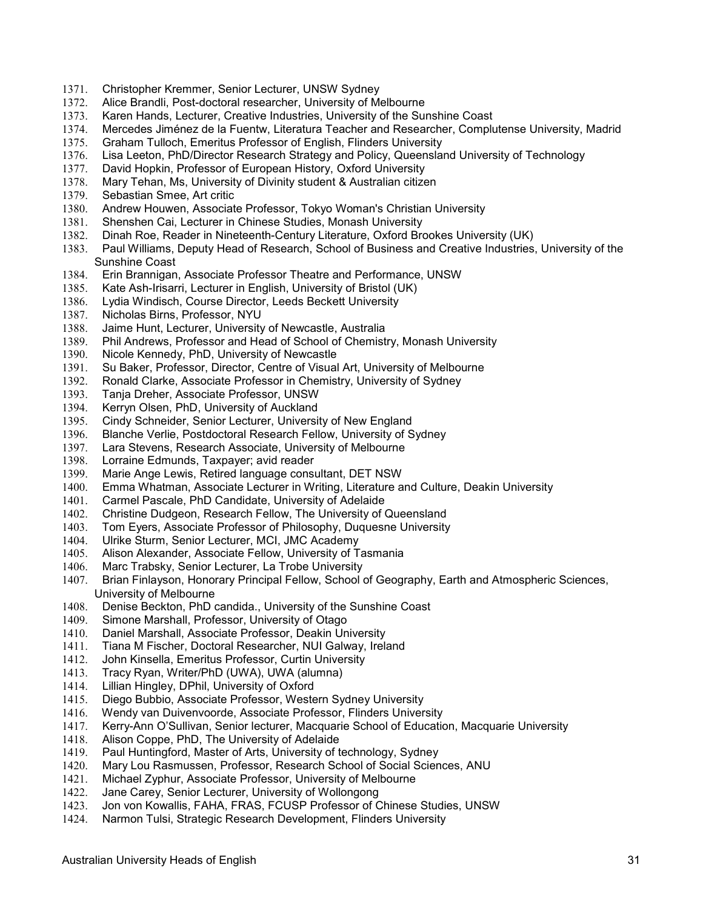1371. Christopher Kremmer, Senior Lecturer, UNSW Sydney
1372. Alice Brandli, Post-doctoral researcher, University of Melbourne
1373. Karen Hands, Lecturer, Creative Industries, University of the Sunshine Coast
1374. Mercedes Jiménez de la Fuentw, Literatura Teacher and Researcher, Complutense University, Madrid
1375. Graham Tulloch, Emeritus Professor of English, Flinders University
1376. Lisa Leeton, PhD/Director Research Strategy and Policy, Queensland University of Technology
1377. David Hopkin, Professor of European History, Oxford University
1378. Mary Tehan, Ms, University of Divinity student & Australian citizen
1379. Sebastian Smee, Art critic
1380. Andrew Houwen, Associate Professor, Tokyo Woman's Christian University
1381. Shenshen Cai, Lecturer in Chinese Studies, Monash University
1382. Dinah Roe, Reader in Nineteenth-Century Literature, Oxford Brookes University (UK)
1383. Paul Williams, Deputy Head of Research, School of Business and Creative Industries, University of the Sunshine Coast
1384. Erin Brannigan, Associate Professor Theatre and Performance, UNSW
1385. Kate Ash-Irisarri, Lecturer in English, University of Bristol (UK)
1386. Lydia Windisch, Course Director, Leeds Beckett University
1387. Nicholas Birns, Professor, NYU
1388. Jaime Hunt, Lecturer, University of Newcastle, Australia
1389. Phil Andrews, Professor and Head of School of Chemistry, Monash University
1390. Nicole Kennedy, PhD, University of Newcastle
1391. Su Baker, Professor, Director, Centre of Visual Art, University of Melbourne
1392. Ronald Clarke, Associate Professor in Chemistry, University of Sydney
1393. Tanja Dreher, Associate Professor, UNSW
1394. Kerryn Olsen, PhD, University of Auckland
1395. Cindy Schneider, Senior Lecturer, University of New England
1396. Blanche Verlie, Postdoctoral Research Fellow, University of Sydney
1397. Lara Stevens, Research Associate, University of Melbourne
1398. Lorraine Edmunds, Taxpayer; avid reader
1399. Marie Ange Lewis, Retired language consultant, DET NSW
1400. Emma Whatman, Associate Lecturer in Writing, Literature and Culture, Deakin University
1401. Carmel Pascale, PhD Candidate, University of Adelaide
1402. Christine Dudgeon, Research Fellow, The University of Queensland
1403. Tom Eyers, Associate Professor of Philosophy, Duquesne University
1404. Ulrike Sturm, Senior Lecturer, MCI, JMC Academy
1405. Alison Alexander, Associate Fellow, University of Tasmania
1406. Marc Trabsky, Senior Lecturer, La Trobe University
1407. Brian Finlayson, Honorary Principal Fellow, School of Geography, Earth and Atmospheric Sciences, University of Melbourne
1408. Denise Beckton, PhD candida., University of the Sunshine Coast
1409. Simone Marshall, Professor, University of Otago
1410. Daniel Marshall, Associate Professor, Deakin University
1411. Tiana M Fischer, Doctoral Researcher, NUI Galway, Ireland
1412. John Kinsella, Emeritus Professor, Curtin University
1413. Tracy Ryan, Writer/PhD (UWA), UWA (alumna)
1414. Lillian Hingley, DPhil, University of Oxford
1415. Diego Bubbio, Associate Professor, Western Sydney University
1416. Wendy van Duivenvoorde, Associate Professor, Flinders University
1417. Kerry-Ann O'Sullivan, Senior lecturer, Macquarie School of Education, Macquarie University
1418. Alison Coppe, PhD, The University of Adelaide
1419. Paul Huntingford, Master of Arts, University of technology, Sydney
1420. Mary Lou Rasmussen, Professor, Research School of Social Sciences, ANU
1421. Michael Zyphur, Associate Professor, University of Melbourne
1422. Jane Carey, Senior Lecturer, University of Wollongong
1423. Jon von Kowallis, FAHA, FRAS, FCUSP Professor of Chinese Studies, UNSW
1424. Narmon Tulsi, Strategic Research Development, Flinders University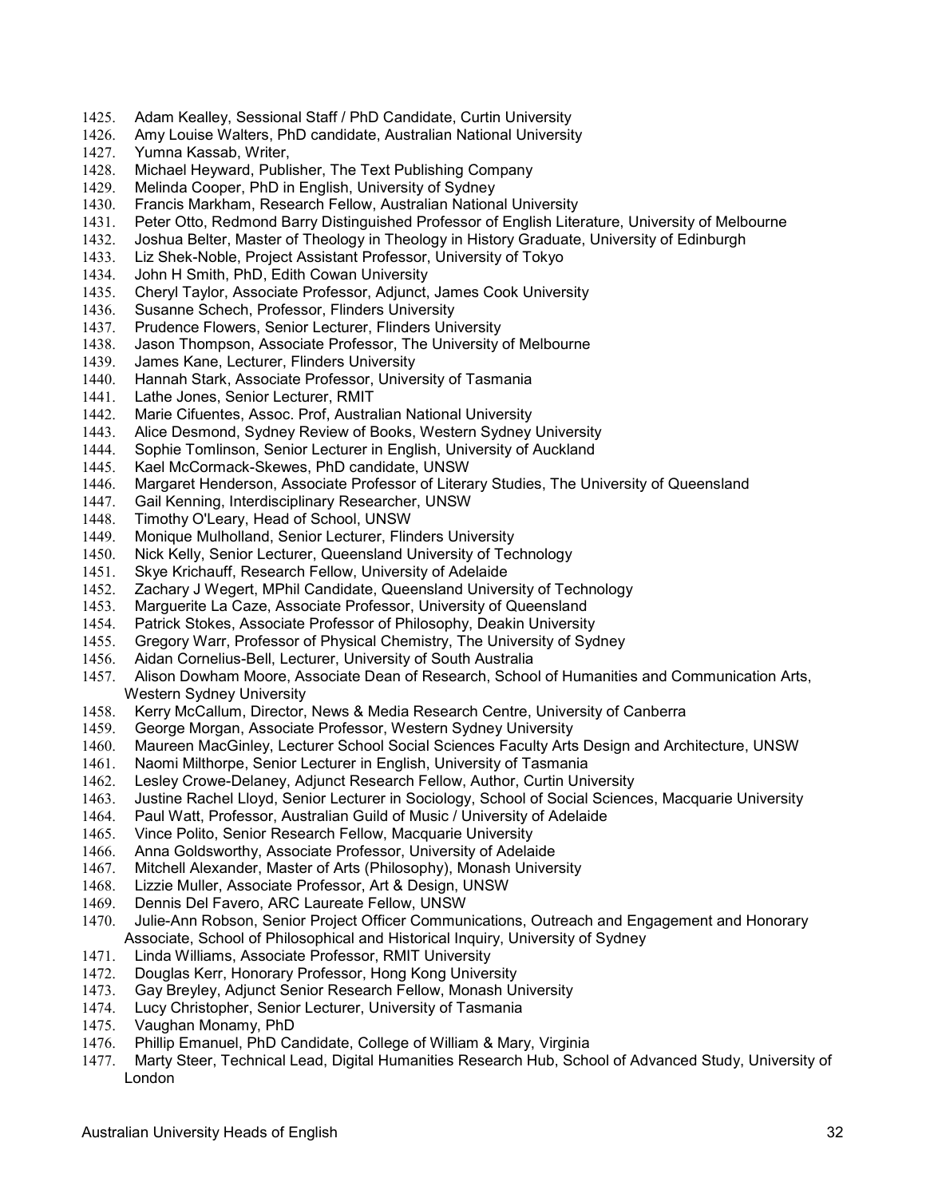1425. Adam Kealley, Sessional Staff / PhD Candidate, Curtin University
1426. Amy Louise Walters, PhD candidate, Australian National University
1427. Yumna Kassab, Writer,
1428. Michael Heyward, Publisher, The Text Publishing Company
1429. Melinda Cooper, PhD in English, University of Sydney
1430. Francis Markham, Research Fellow, Australian National University
1431. Peter Otto, Redmond Barry Distinguished Professor of English Literature, University of Melbourne
1432. Joshua Belter, Master of Theology in Theology in History Graduate, University of Edinburgh
1433. Liz Shek-Noble, Project Assistant Professor, University of Tokyo
1434. John H Smith, PhD, Edith Cowan University
1435. Cheryl Taylor, Associate Professor, Adjunct, James Cook University
1436. Susanne Schech, Professor, Flinders University
1437. Prudence Flowers, Senior Lecturer, Flinders University
1438. Jason Thompson, Associate Professor, The University of Melbourne
1439. James Kane, Lecturer, Flinders University
1440. Hannah Stark, Associate Professor, University of Tasmania
1441. Lathe Jones, Senior Lecturer, RMIT
1442. Marie Cifuentes, Assoc. Prof, Australian National University
1443. Alice Desmond, Sydney Review of Books, Western Sydney University
1444. Sophie Tomlinson, Senior Lecturer in English, University of Auckland
1445. Kael McCormack-Skewes, PhD candidate, UNSW
1446. Margaret Henderson, Associate Professor of Literary Studies, The University of Queensland
1447. Gail Kenning, Interdisciplinary Researcher, UNSW
1448. Timothy O'Leary, Head of School, UNSW
1449. Monique Mulholland, Senior Lecturer, Flinders University
1450. Nick Kelly, Senior Lecturer, Queensland University of Technology
1451. Skye Krichauff, Research Fellow, University of Adelaide
1452. Zachary J Wegert, MPhil Candidate, Queensland University of Technology
1453. Marguerite La Caze, Associate Professor, University of Queensland
1454. Patrick Stokes, Associate Professor of Philosophy, Deakin University
1455. Gregory Warr, Professor of Physical Chemistry, The University of Sydney
1456. Aidan Cornelius-Bell, Lecturer, University of South Australia
1457. Alison Dowham Moore, Associate Dean of Research, School of Humanities and Communication Arts, Western Sydney University
1458. Kerry McCallum, Director, News & Media Research Centre, University of Canberra
1459. George Morgan, Associate Professor, Western Sydney University
1460. Maureen MacGinley, Lecturer School Social Sciences Faculty Arts Design and Architecture, UNSW
1461. Naomi Milthorpe, Senior Lecturer in English, University of Tasmania
1462. Lesley Crowe-Delaney, Adjunct Research Fellow, Author, Curtin University
1463. Justine Rachel Lloyd, Senior Lecturer in Sociology, School of Social Sciences, Macquarie University
1464. Paul Watt, Professor, Australian Guild of Music / University of Adelaide
1465. Vince Polito, Senior Research Fellow, Macquarie University
1466. Anna Goldsworthy, Associate Professor, University of Adelaide
1467. Mitchell Alexander, Master of Arts (Philosophy), Monash University
1468. Lizzie Muller, Associate Professor, Art & Design, UNSW
1469. Dennis Del Favero, ARC Laureate Fellow, UNSW
1470. Julie-Ann Robson, Senior Project Officer Communications, Outreach and Engagement and Honorary Associate, School of Philosophical and Historical Inquiry, University of Sydney
1471. Linda Williams, Associate Professor, RMIT University
1472. Douglas Kerr, Honorary Professor, Hong Kong University
1473. Gay Breyley, Adjunct Senior Research Fellow, Monash University
1474. Lucy Christopher, Senior Lecturer, University of Tasmania
1475. Vaughan Monamy, PhD
1476. Phillip Emanuel, PhD Candidate, College of William & Mary, Virginia
1477. Marty Steer, Technical Lead, Digital Humanities Research Hub, School of Advanced Study, University of London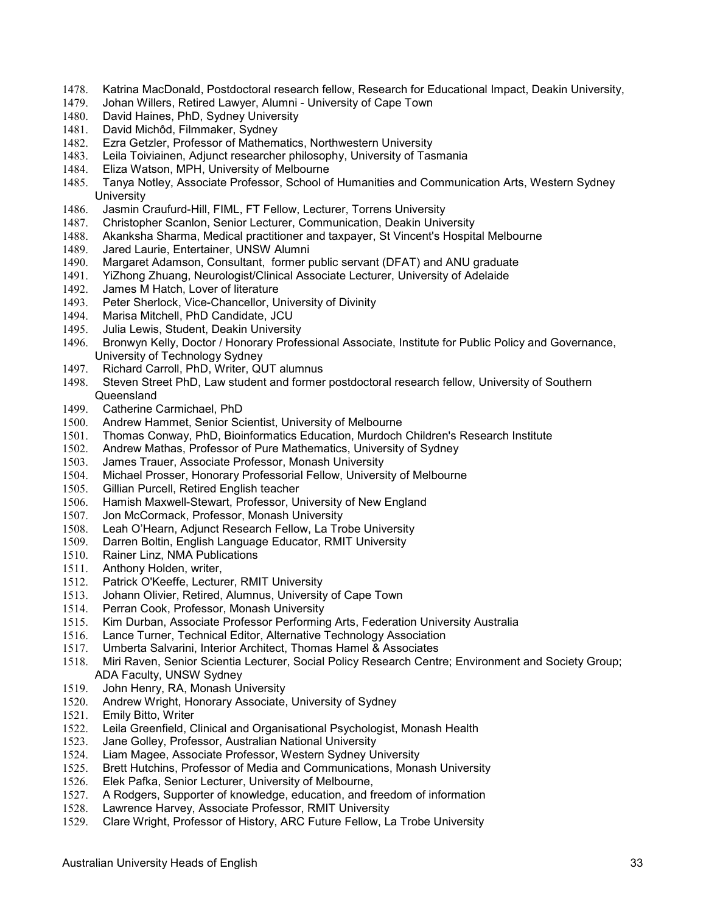1478. Katrina MacDonald, Postdoctoral research fellow, Research for Educational Impact, Deakin University,
1479. Johan Willers, Retired Lawyer, Alumni - University of Cape Town
1480. David Haines, PhD, Sydney University
1481. David Michôd, Filmmaker, Sydney
1482. Ezra Getzler, Professor of Mathematics, Northwestern University
1483. Leila Toiviainen, Adjunct researcher philosophy, University of Tasmania
1484. Eliza Watson, MPH, University of Melbourne
1485. Tanya Notley, Associate Professor, School of Humanities and Communication Arts, Western Sydney University
1486. Jasmin Craufurd-Hill, FIML, FT Fellow, Lecturer, Torrens University
1487. Christopher Scanlon, Senior Lecturer, Communication, Deakin University
1488. Akanksha Sharma, Medical practitioner and taxpayer, St Vincent's Hospital Melbourne
1489. Jared Laurie, Entertainer, UNSW Alumni
1490. Margaret Adamson, Consultant, former public servant (DFAT) and ANU graduate
1491. YiZhong Zhuang, Neurologist/Clinical Associate Lecturer, University of Adelaide
1492. James M Hatch, Lover of literature
1493. Peter Sherlock, Vice-Chancellor, University of Divinity
1494. Marisa Mitchell, PhD Candidate, JCU
1495. Julia Lewis, Student, Deakin University
1496. Bronwyn Kelly, Doctor / Honorary Professional Associate, Institute for Public Policy and Governance, University of Technology Sydney
1497. Richard Carroll, PhD, Writer, QUT alumnus
1498. Steven Street PhD, Law student and former postdoctoral research fellow, University of Southern Queensland
1499. Catherine Carmichael, PhD
1500. Andrew Hammet, Senior Scientist, University of Melbourne
1501. Thomas Conway, PhD, Bioinformatics Education, Murdoch Children's Research Institute
1502. Andrew Mathas, Professor of Pure Mathematics, University of Sydney
1503. James Trauer, Associate Professor, Monash University
1504. Michael Prosser, Honorary Professorial Fellow, University of Melbourne
1505. Gillian Purcell, Retired English teacher
1506. Hamish Maxwell-Stewart, Professor, University of New England
1507. Jon McCormack, Professor, Monash University
1508. Leah O'Hearn, Adjunct Research Fellow, La Trobe University
1509. Darren Boltin, English Language Educator, RMIT University
1510. Rainer Linz, NMA Publications
1511. Anthony Holden, writer,
1512. Patrick O'Keeffe, Lecturer, RMIT University
1513. Johann Olivier, Retired, Alumnus, University of Cape Town
1514. Perran Cook, Professor, Monash University
1515. Kim Durban, Associate Professor Performing Arts, Federation University Australia
1516. Lance Turner, Technical Editor, Alternative Technology Association
1517. Umberta Salvarini, Interior Architect, Thomas Hamel & Associates
1518. Miri Raven, Senior Scientia Lecturer, Social Policy Research Centre; Environment and Society Group; ADA Faculty, UNSW Sydney
1519. John Henry, RA, Monash University
1520. Andrew Wright, Honorary Associate, University of Sydney
1521. Emily Bitto, Writer
1522. Leila Greenfield, Clinical and Organisational Psychologist, Monash Health
1523. Jane Golley, Professor, Australian National University
1524. Liam Magee, Associate Professor, Western Sydney University
1525. Brett Hutchins, Professor of Media and Communications, Monash University
1526. Elek Pafka, Senior Lecturer, University of Melbourne,
1527. A Rodgers, Supporter of knowledge, education, and freedom of information
1528. Lawrence Harvey, Associate Professor, RMIT University
1529. Clare Wright, Professor of History, ARC Future Fellow, La Trobe University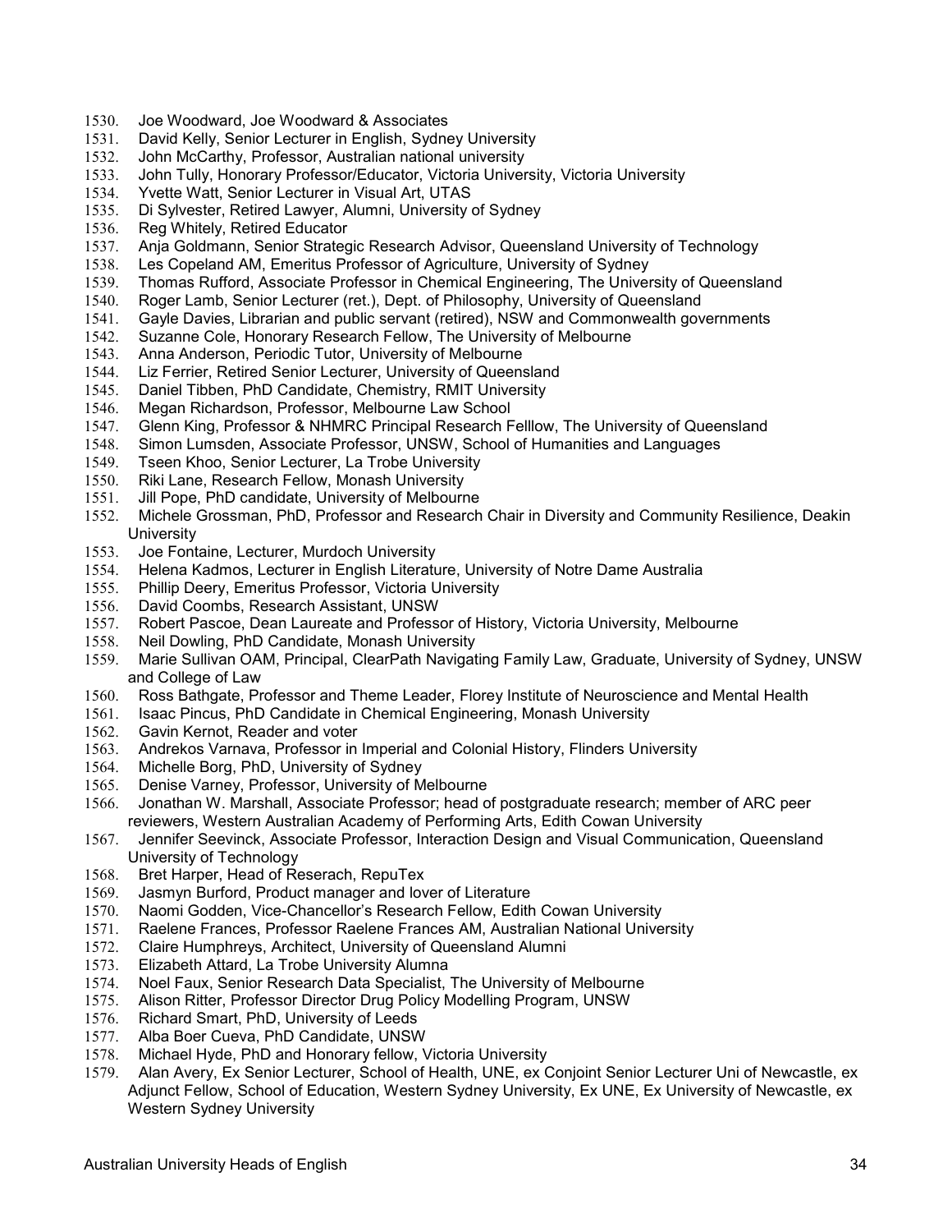1530. Joe Woodward, Joe Woodward & Associates
1531. David Kelly, Senior Lecturer in English, Sydney University
1532. John McCarthy, Professor, Australian national university
1533. John Tully, Honorary Professor/Educator, Victoria University, Victoria University
1534. Yvette Watt, Senior Lecturer in Visual Art, UTAS
1535. Di Sylvester, Retired Lawyer, Alumni, University of Sydney
1536. Reg Whitely, Retired Educator
1537. Anja Goldmann, Senior Strategic Research Advisor, Queensland University of Technology
1538. Les Copeland AM, Emeritus Professor of Agriculture, University of Sydney
1539. Thomas Rufford, Associate Professor in Chemical Engineering, The University of Queensland
1540. Roger Lamb, Senior Lecturer (ret.), Dept. of Philosophy, University of Queensland
1541. Gayle Davies, Librarian and public servant (retired), NSW and Commonwealth governments
1542. Suzanne Cole, Honorary Research Fellow, The University of Melbourne
1543. Anna Anderson, Periodic Tutor, University of Melbourne
1544. Liz Ferrier, Retired Senior Lecturer, University of Queensland
1545. Daniel Tibben, PhD Candidate, Chemistry, RMIT University
1546. Megan Richardson, Professor, Melbourne Law School
1547. Glenn King, Professor & NHMRC Principal Research Felllow, The University of Queensland
1548. Simon Lumsden, Associate Professor, UNSW, School of Humanities and Languages
1549. Tseen Khoo, Senior Lecturer, La Trobe University
1550. Riki Lane, Research Fellow, Monash University
1551. Jill Pope, PhD candidate, University of Melbourne
1552. Michele Grossman, PhD, Professor and Research Chair in Diversity and Community Resilience, Deakin University
1553. Joe Fontaine, Lecturer, Murdoch University
1554. Helena Kadmos, Lecturer in English Literature, University of Notre Dame Australia
1555. Phillip Deery, Emeritus Professor, Victoria University
1556. David Coombs, Research Assistant, UNSW
1557. Robert Pascoe, Dean Laureate and Professor of History, Victoria University, Melbourne
1558. Neil Dowling, PhD Candidate, Monash University
1559. Marie Sullivan OAM, Principal, ClearPath Navigating Family Law, Graduate, University of Sydney, UNSW and College of Law
1560. Ross Bathgate, Professor and Theme Leader, Florey Institute of Neuroscience and Mental Health
1561. Isaac Pincus, PhD Candidate in Chemical Engineering, Monash University
1562. Gavin Kernot, Reader and voter
1563. Andrekos Varnava, Professor in Imperial and Colonial History, Flinders University
1564. Michelle Borg, PhD, University of Sydney
1565. Denise Varney, Professor, University of Melbourne
1566. Jonathan W. Marshall, Associate Professor; head of postgraduate research; member of ARC peer reviewers, Western Australian Academy of Performing Arts, Edith Cowan University
1567. Jennifer Seevinck, Associate Professor, Interaction Design and Visual Communication, Queensland University of Technology
1568. Bret Harper, Head of Reserach, RepuTex
1569. Jasmyn Burford, Product manager and lover of Literature
1570. Naomi Godden, Vice-Chancellor's Research Fellow, Edith Cowan University
1571. Raelene Frances, Professor Raelene Frances AM, Australian National University
1572. Claire Humphreys, Architect, University of Queensland Alumni
1573. Elizabeth Attard, La Trobe University Alumna
1574. Noel Faux, Senior Research Data Specialist, The University of Melbourne
1575. Alison Ritter, Professor Director Drug Policy Modelling Program, UNSW
1576. Richard Smart, PhD, University of Leeds
1577. Alba Boer Cueva, PhD Candidate, UNSW
1578. Michael Hyde, PhD and Honorary fellow, Victoria University
1579. Alan Avery, Ex Senior Lecturer, School of Health, UNE, ex Conjoint Senior Lecturer Uni of Newcastle, ex Adjunct Fellow, School of Education, Western Sydney University, Ex UNE, Ex University of Newcastle, ex Western Sydney University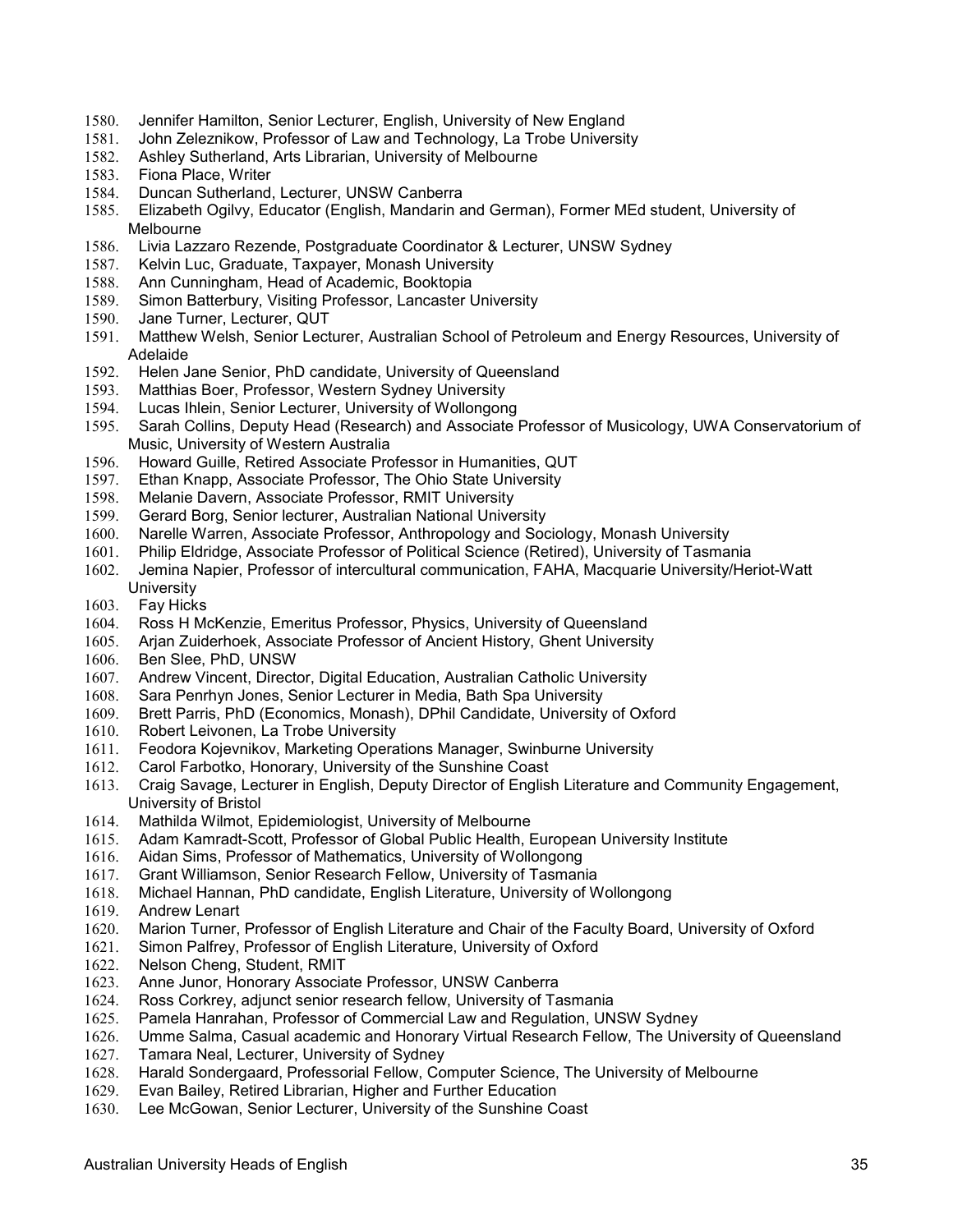1580. Jennifer Hamilton, Senior Lecturer, English, University of New England
1581. John Zeleznikow, Professor of Law and Technology, La Trobe University
1582. Ashley Sutherland, Arts Librarian, University of Melbourne
1583. Fiona Place, Writer
1584. Duncan Sutherland, Lecturer, UNSW Canberra
1585. Elizabeth Ogilvy, Educator (English, Mandarin and German), Former MEd student, University of Melbourne
1586. Livia Lazzaro Rezende, Postgraduate Coordinator & Lecturer, UNSW Sydney
1587. Kelvin Luc, Graduate, Taxpayer, Monash University
1588. Ann Cunningham, Head of Academic, Booktopia
1589. Simon Batterbury, Visiting Professor, Lancaster University
1590. Jane Turner, Lecturer, QUT
1591. Matthew Welsh, Senior Lecturer, Australian School of Petroleum and Energy Resources, University of Adelaide
1592. Helen Jane Senior, PhD candidate, University of Queensland
1593. Matthias Boer, Professor, Western Sydney University
1594. Lucas Ihlein, Senior Lecturer, University of Wollongong
1595. Sarah Collins, Deputy Head (Research) and Associate Professor of Musicology, UWA Conservatorium of Music, University of Western Australia
1596. Howard Guille, Retired Associate Professor in Humanities, QUT
1597. Ethan Knapp, Associate Professor, The Ohio State University
1598. Melanie Davern, Associate Professor, RMIT University
1599. Gerard Borg, Senior lecturer, Australian National University
1600. Narelle Warren, Associate Professor, Anthropology and Sociology, Monash University
1601. Philip Eldridge, Associate Professor of Political Science (Retired), University of Tasmania
1602. Jemina Napier, Professor of intercultural communication, FAHA, Macquarie University/Heriot-Watt University
1603. Fay Hicks
1604. Ross H McKenzie, Emeritus Professor, Physics, University of Queensland
1605. Arjan Zuiderhoek, Associate Professor of Ancient History, Ghent University
1606. Ben Slee, PhD, UNSW
1607. Andrew Vincent, Director, Digital Education, Australian Catholic University
1608. Sara Penrhyn Jones, Senior Lecturer in Media, Bath Spa University
1609. Brett Parris, PhD (Economics, Monash), DPhil Candidate, University of Oxford
1610. Robert Leivonen, La Trobe University
1611. Feodora Kojevnikov, Marketing Operations Manager, Swinburne University
1612. Carol Farbotko, Honorary, University of the Sunshine Coast
1613. Craig Savage, Lecturer in English, Deputy Director of English Literature and Community Engagement, University of Bristol
1614. Mathilda Wilmot, Epidemiologist, University of Melbourne
1615. Adam Kamradt-Scott, Professor of Global Public Health, European University Institute
1616. Aidan Sims, Professor of Mathematics, University of Wollongong
1617. Grant Williamson, Senior Research Fellow, University of Tasmania
1618. Michael Hannan, PhD candidate, English Literature, University of Wollongong
1619. Andrew Lenart
1620. Marion Turner, Professor of English Literature and Chair of the Faculty Board, University of Oxford
1621. Simon Palfrey, Professor of English Literature, University of Oxford
1622. Nelson Cheng, Student, RMIT
1623. Anne Junor, Honorary Associate Professor, UNSW Canberra
1624. Ross Corkrey, adjunct senior research fellow, University of Tasmania
1625. Pamela Hanrahan, Professor of Commercial Law and Regulation, UNSW Sydney
1626. Umme Salma, Casual academic and Honorary Virtual Research Fellow, The University of Queensland
1627. Tamara Neal, Lecturer, University of Sydney
1628. Harald Sondergaard, Professorial Fellow, Computer Science, The University of Melbourne
1629. Evan Bailey, Retired Librarian, Higher and Further Education
1630. Lee McGowan, Senior Lecturer, University of the Sunshine Coast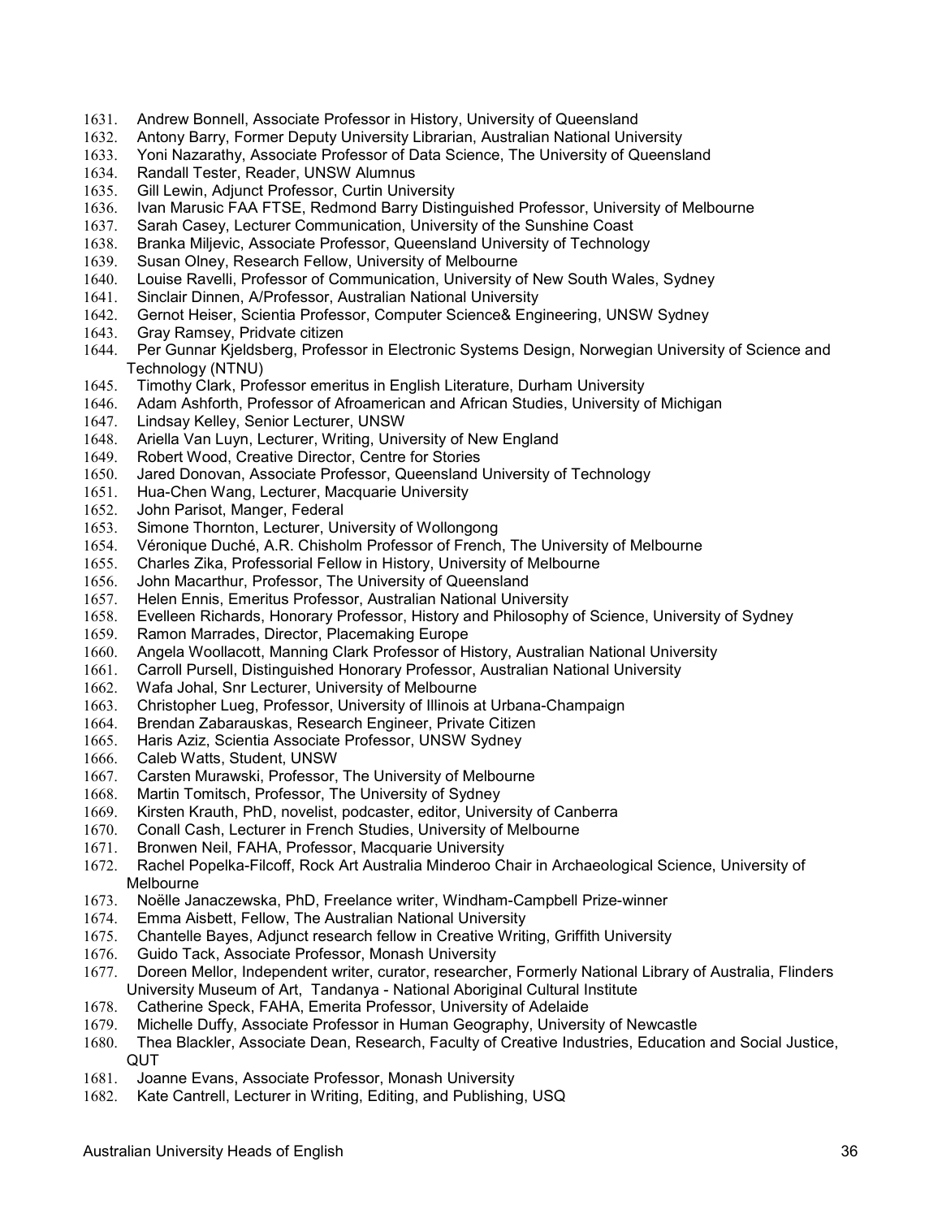1631. Andrew Bonnell, Associate Professor in History, University of Queensland
1632. Antony Barry, Former Deputy University Librarian, Australian National University
1633. Yoni Nazarathy, Associate Professor of Data Science, The University of Queensland
1634. Randall Tester, Reader, UNSW Alumnus
1635. Gill Lewin, Adjunct Professor, Curtin University
1636. Ivan Marusic FAA FTSE, Redmond Barry Distinguished Professor, University of Melbourne
1637. Sarah Casey, Lecturer Communication, University of the Sunshine Coast
1638. Branka Miljevic, Associate Professor, Queensland University of Technology
1639. Susan Olney, Research Fellow, University of Melbourne
1640. Louise Ravelli, Professor of Communication, University of New South Wales, Sydney
1641. Sinclair Dinnen, A/Professor, Australian National University
1642. Gernot Heiser, Scientia Professor, Computer Science& Engineering, UNSW Sydney
1643. Gray Ramsey, Pridvate citizen
1644. Per Gunnar Kjeldsberg, Professor in Electronic Systems Design, Norwegian University of Science and Technology (NTNU)
1645. Timothy Clark, Professor emeritus in English Literature, Durham University
1646. Adam Ashforth, Professor of Afroamerican and African Studies, University of Michigan
1647. Lindsay Kelley, Senior Lecturer, UNSW
1648. Ariella Van Luyn, Lecturer, Writing, University of New England
1649. Robert Wood, Creative Director, Centre for Stories
1650. Jared Donovan, Associate Professor, Queensland University of Technology
1651. Hua-Chen Wang, Lecturer, Macquarie University
1652. John Parisot, Manger, Federal
1653. Simone Thornton, Lecturer, University of Wollongong
1654. Véronique Duché, A.R. Chisholm Professor of French, The University of Melbourne
1655. Charles Zika, Professorial Fellow in History, University of Melbourne
1656. John Macarthur, Professor, The University of Queensland
1657. Helen Ennis, Emeritus Professor, Australian National University
1658. Evelleen Richards, Honorary Professor, History and Philosophy of Science, University of Sydney
1659. Ramon Marrades, Director, Placemaking Europe
1660. Angela Woollacott, Manning Clark Professor of History, Australian National University
1661. Carroll Pursell, Distinguished Honorary Professor, Australian National University
1662. Wafa Johal, Snr Lecturer, University of Melbourne
1663. Christopher Lueg, Professor, University of Illinois at Urbana-Champaign
1664. Brendan Zabarauskas, Research Engineer, Private Citizen
1665. Haris Aziz, Scientia Associate Professor, UNSW Sydney
1666. Caleb Watts, Student, UNSW
1667. Carsten Murawski, Professor, The University of Melbourne
1668. Martin Tomitsch, Professor, The University of Sydney
1669. Kirsten Krauth, PhD, novelist, podcaster, editor, University of Canberra
1670. Conall Cash, Lecturer in French Studies, University of Melbourne
1671. Bronwen Neil, FAHA, Professor, Macquarie University
1672. Rachel Popelka-Filcoff, Rock Art Australia Minderoo Chair in Archaeological Science, University of Melbourne
1673. Noëlle Janaczewska, PhD, Freelance writer, Windham-Campbell Prize-winner
1674. Emma Aisbett, Fellow, The Australian National University
1675. Chantelle Bayes, Adjunct research fellow in Creative Writing, Griffith University
1676. Guido Tack, Associate Professor, Monash University
1677. Doreen Mellor, Independent writer, curator, researcher, Formerly National Library of Australia, Flinders University Museum of Art, Tandanya - National Aboriginal Cultural Institute
1678. Catherine Speck, FAHA, Emerita Professor, University of Adelaide
1679. Michelle Duffy, Associate Professor in Human Geography, University of Newcastle
1680. Thea Blackler, Associate Dean, Research, Faculty of Creative Industries, Education and Social Justice, QUT
1681. Joanne Evans, Associate Professor, Monash University
1682. Kate Cantrell, Lecturer in Writing, Editing, and Publishing, USQ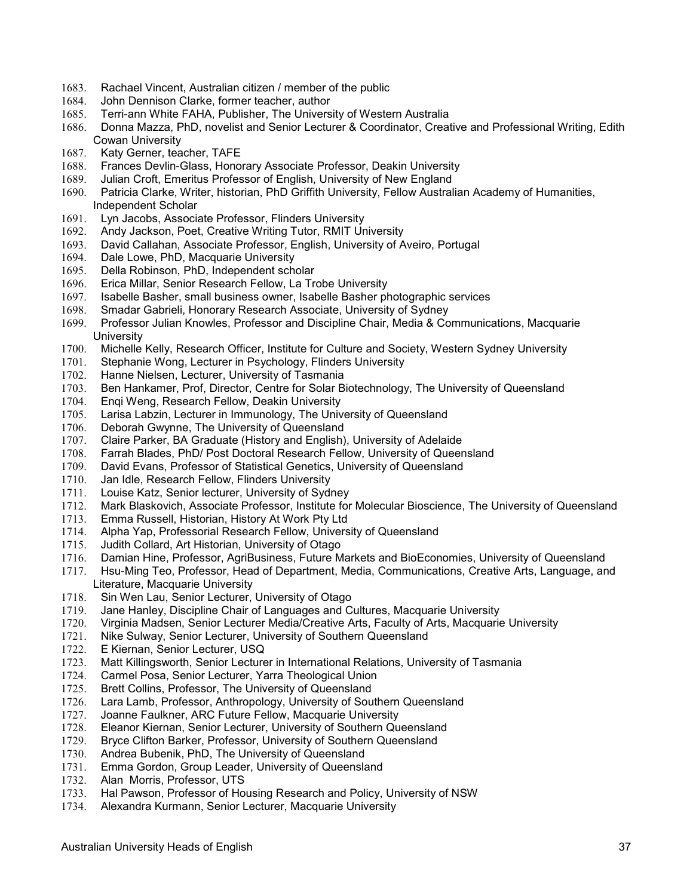1683. Rachael Vincent, Australian citizen / member of the public
1684. John Dennison Clarke, former teacher, author
1685. Terri-ann White FAHA, Publisher, The University of Western Australia
1686. Donna Mazza, PhD, novelist and Senior Lecturer & Coordinator, Creative and Professional Writing, Edith Cowan University
1687. Katy Gerner, teacher, TAFE
1688. Frances Devlin-Glass, Honorary Associate Professor, Deakin University
1689. Julian Croft, Emeritus Professor of English, University of New England
1690. Patricia Clarke, Writer, historian, PhD Griffith University, Fellow Australian Academy of Humanities, Independent Scholar
1691. Lyn Jacobs, Associate Professor, Flinders University
1692. Andy Jackson, Poet, Creative Writing Tutor, RMIT University
1693. David Callahan, Associate Professor, English, University of Aveiro, Portugal
1694. Dale Lowe, PhD, Macquarie University
1695. Della Robinson, PhD, Independent scholar
1696. Erica Millar, Senior Research Fellow, La Trobe University
1697. Isabelle Basher, small business owner, Isabelle Basher photographic services
1698. Smadar Gabrieli, Honorary Research Associate, University of Sydney
1699. Professor Julian Knowles, Professor and Discipline Chair, Media & Communications, Macquarie University
1700. Michelle Kelly, Research Officer, Institute for Culture and Society, Western Sydney University
1701. Stephanie Wong, Lecturer in Psychology, Flinders University
1702. Hanne Nielsen, Lecturer, University of Tasmania
1703. Ben Hankamer, Prof, Director, Centre for Solar Biotechnology, The University of Queensland
1704. Enqi Weng, Research Fellow, Deakin University
1705. Larisa Labzin, Lecturer in Immunology, The University of Queensland
1706. Deborah Gwynne, The University of Queensland
1707. Claire Parker, BA Graduate (History and English), University of Adelaide
1708. Farrah Blades, PhD/ Post Doctoral Research Fellow, University of Queensland
1709. David Evans, Professor of Statistical Genetics, University of Queensland
1710. Jan Idle, Research Fellow, Flinders University
1711. Louise Katz, Senior lecturer, University of Sydney
1712. Mark Blaskovich, Associate Professor, Institute for Molecular Bioscience, The University of Queensland
1713. Emma Russell, Historian, History At Work Pty Ltd
1714. Alpha Yap, Professorial Research Fellow, University of Queensland
1715. Judith Collard, Art Historian, University of Otago
1716. Damian Hine, Professor, AgriBusiness, Future Markets and BioEconomies, University of Queensland
1717. Hsu-Ming Teo, Professor, Head of Department, Media, Communications, Creative Arts, Language, and Literature, Macquarie University
1718. Sin Wen Lau, Senior Lecturer, University of Otago
1719. Jane Hanley, Discipline Chair of Languages and Cultures, Macquarie University
1720. Virginia Madsen, Senior Lecturer Media/Creative Arts, Faculty of Arts, Macquarie University
1721. Nike Sulway, Senior Lecturer, University of Southern Queensland
1722. E Kiernan, Senior Lecturer, USQ
1723. Matt Killingsworth, Senior Lecturer in International Relations, University of Tasmania
1724. Carmel Posa, Senior Lecturer, Yarra Theological Union
1725. Brett Collins, Professor, The University of Queensland
1726. Lara Lamb, Professor, Anthropology, University of Southern Queensland
1727. Joanne Faulkner, ARC Future Fellow, Macquarie University
1728. Eleanor Kiernan, Senior Lecturer, University of Southern Queensland
1729. Bryce Clifton Barker, Professor, University of Southern Queensland
1730. Andrea Bubenik, PhD, The University of Queensland
1731. Emma Gordon, Group Leader, University of Queensland
1732. Alan Morris, Professor, UTS
1733. Hal Pawson, Professor of Housing Research and Policy, University of NSW
1734. Alexandra Kurmann, Senior Lecturer, Macquarie University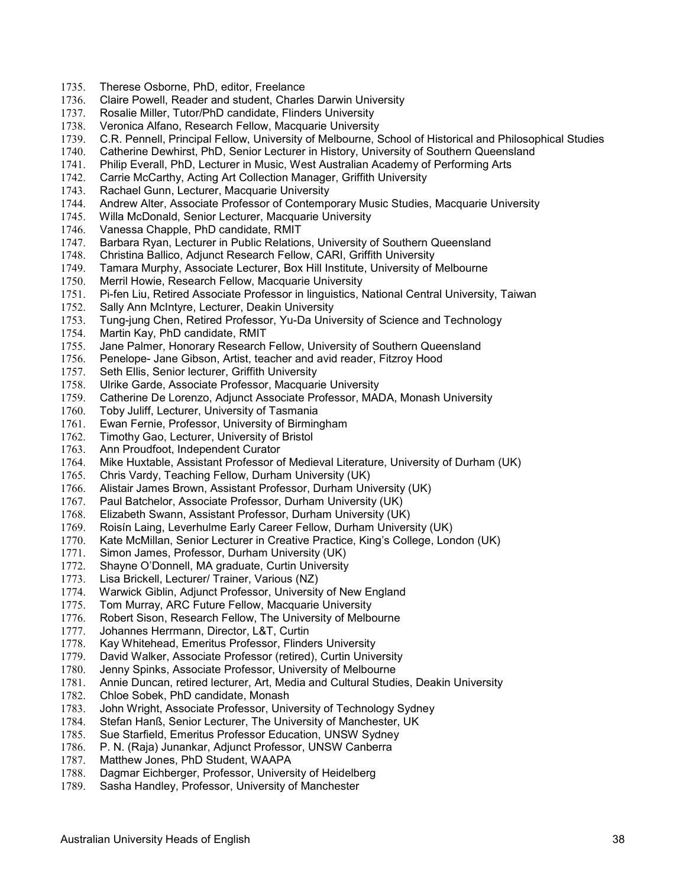1735. Therese Osborne, PhD, editor, Freelance
1736. Claire Powell, Reader and student, Charles Darwin University
1737. Rosalie Miller, Tutor/PhD candidate, Flinders University
1738. Veronica Alfano, Research Fellow, Macquarie University
1739. C.R. Pennell, Principal Fellow, University of Melbourne, School of Historical and Philosophical Studies
1740. Catherine Dewhirst, PhD, Senior Lecturer in History, University of Southern Queensland
1741. Philip Everall, PhD, Lecturer in Music, West Australian Academy of Performing Arts
1742. Carrie McCarthy, Acting Art Collection Manager, Griffith University
1743. Rachael Gunn, Lecturer, Macquarie University
1744. Andrew Alter, Associate Professor of Contemporary Music Studies, Macquarie University
1745. Willa McDonald, Senior Lecturer, Macquarie University
1746. Vanessa Chapple, PhD candidate, RMIT
1747. Barbara Ryan, Lecturer in Public Relations, University of Southern Queensland
1748. Christina Ballico, Adjunct Research Fellow, CARI, Griffith University
1749. Tamara Murphy, Associate Lecturer, Box Hill Institute, University of Melbourne
1750. Merril Howie, Research Fellow, Macquarie University
1751. Pi-fen Liu, Retired Associate Professor in linguistics, National Central University, Taiwan
1752. Sally Ann McIntyre, Lecturer, Deakin University
1753. Tung-jung Chen, Retired Professor, Yu-Da University of Science and Technology
1754. Martin Kay, PhD candidate, RMIT
1755. Jane Palmer, Honorary Research Fellow, University of Southern Queensland
1756. Penelope- Jane Gibson, Artist, teacher and avid reader, Fitzroy Hood
1757. Seth Ellis, Senior lecturer, Griffith University
1758. Ulrike Garde, Associate Professor, Macquarie University
1759. Catherine De Lorenzo, Adjunct Associate Professor, MADA, Monash University
1760. Toby Juliff, Lecturer, University of Tasmania
1761. Ewan Fernie, Professor, University of Birmingham
1762. Timothy Gao, Lecturer, University of Bristol
1763. Ann Proudfoot, Independent Curator
1764. Mike Huxtable, Assistant Professor of Medieval Literature, University of Durham (UK)
1765. Chris Vardy, Teaching Fellow, Durham University (UK)
1766. Alistair James Brown, Assistant Professor, Durham University (UK)
1767. Paul Batchelor, Associate Professor, Durham University (UK)
1768. Elizabeth Swann, Assistant Professor, Durham University (UK)
1769. Roisín Laing, Leverhulme Early Career Fellow, Durham University (UK)
1770. Kate McMillan, Senior Lecturer in Creative Practice, King's College, London (UK)
1771. Simon James, Professor, Durham University (UK)
1772. Shayne O'Donnell, MA graduate, Curtin University
1773. Lisa Brickell, Lecturer/ Trainer, Various (NZ)
1774. Warwick Giblin, Adjunct Professor, University of New England
1775. Tom Murray, ARC Future Fellow, Macquarie University
1776. Robert Sison, Research Fellow, The University of Melbourne
1777. Johannes Herrmann, Director, L&T, Curtin
1778. Kay Whitehead, Emeritus Professor, Flinders University
1779. David Walker, Associate Professor (retired), Curtin University
1780. Jenny Spinks, Associate Professor, University of Melbourne
1781. Annie Duncan, retired lecturer, Art, Media and Cultural Studies, Deakin University
1782. Chloe Sobek, PhD candidate, Monash
1783. John Wright, Associate Professor, University of Technology Sydney
1784. Stefan Hanß, Senior Lecturer, The University of Manchester, UK
1785. Sue Starfield, Emeritus Professor Education, UNSW Sydney
1786. P. N. (Raja) Junankar, Adjunct Professor, UNSW Canberra
1787. Matthew Jones, PhD Student, WAAPA
1788. Dagmar Eichberger, Professor, University of Heidelberg
1789. Sasha Handley, Professor, University of Manchester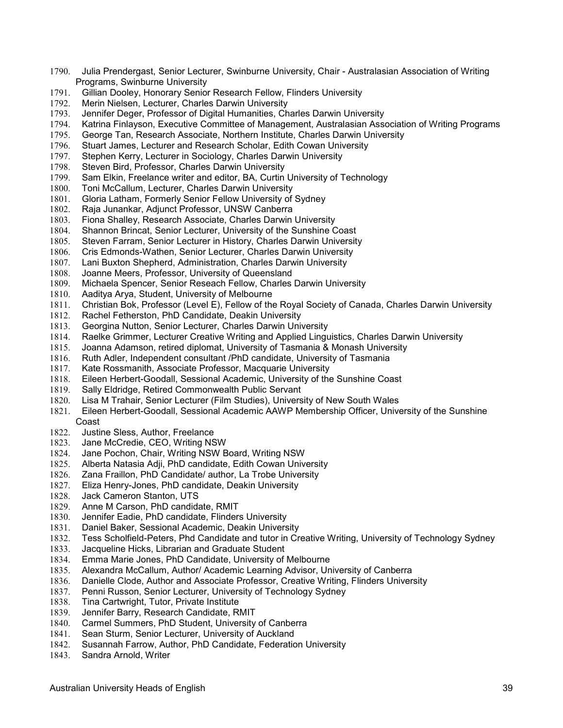1790. Julia Prendergast, Senior Lecturer, Swinburne University, Chair - Australasian Association of Writing Programs, Swinburne University
1791. Gillian Dooley, Honorary Senior Research Fellow, Flinders University
1792. Merin Nielsen, Lecturer, Charles Darwin University
1793. Jennifer Deger, Professor of Digital Humanities, Charles Darwin University
1794. Katrina Finlayson, Executive Committee of Management, Australasian Association of Writing Programs
1795. George Tan, Research Associate, Northern Institute, Charles Darwin University
1796. Stuart James, Lecturer and Research Scholar, Edith Cowan University
1797. Stephen Kerry, Lecturer in Sociology, Charles Darwin University
1798. Steven Bird, Professor, Charles Darwin University
1799. Sam Elkin, Freelance writer and editor, BA, Curtin University of Technology
1800. Toni McCallum, Lecturer, Charles Darwin University
1801. Gloria Latham, Formerly Senior Fellow University of Sydney
1802. Raja Junankar, Adjunct Professor, UNSW Canberra
1803. Fiona Shalley, Research Associate, Charles Darwin University
1804. Shannon Brincat, Senior Lecturer, University of the Sunshine Coast
1805. Steven Farram, Senior Lecturer in History, Charles Darwin University
1806. Cris Edmonds-Wathen, Senior Lecturer, Charles Darwin University
1807. Lani Buxton Shepherd, Administration, Charles Darwin University
1808. Joanne Meers, Professor, University of Queensland
1809. Michaela Spencer, Senior Reseach Fellow, Charles Darwin University
1810. Aaditya Arya, Student, University of Melbourne
1811. Christian Bok, Professor (Level E), Fellow of the Royal Society of Canada, Charles Darwin University
1812. Rachel Fetherston, PhD Candidate, Deakin University
1813. Georgina Nutton, Senior Lecturer, Charles Darwin University
1814. Raelke Grimmer, Lecturer Creative Writing and Applied Linguistics, Charles Darwin University
1815. Joanna Adamson, retired diplomat, University of Tasmania & Monash University
1816. Ruth Adler, Independent consultant /PhD candidate, University of Tasmania
1817. Kate Rossmanith, Associate Professor, Macquarie University
1818. Eileen Herbert-Goodall, Sessional Academic, University of the Sunshine Coast
1819. Sally Eldridge, Retired Commonwealth Public Servant
1820. Lisa M Trahair, Senior Lecturer (Film Studies), University of New South Wales
1821. Eileen Herbert-Goodall, Sessional Academic AAWP Membership Officer, University of the Sunshine Coast
1822. Justine Sless, Author, Freelance
1823. Jane McCredie, CEO, Writing NSW
1824. Jane Pochon, Chair, Writing NSW Board, Writing NSW
1825. Alberta Natasia Adji, PhD candidate, Edith Cowan University
1826. Zana Fraillon, PhD Candidate/ author, La Trobe University
1827. Eliza Henry-Jones, PhD candidate, Deakin University
1828. Jack Cameron Stanton, UTS
1829. Anne M Carson, PhD candidate, RMIT
1830. Jennifer Eadie, PhD candidate, Flinders University
1831. Daniel Baker, Sessional Academic, Deakin University
1832. Tess Scholfield-Peters, Phd Candidate and tutor in Creative Writing, University of Technology Sydney
1833. Jacqueline Hicks, Librarian and Graduate Student
1834. Emma Marie Jones, PhD Candidate, University of Melbourne
1835. Alexandra McCallum, Author/ Academic Learning Advisor, University of Canberra
1836. Danielle Clode, Author and Associate Professor, Creative Writing, Flinders University
1837. Penni Russon, Senior Lecturer, University of Technology Sydney
1838. Tina Cartwright, Tutor, Private Institute
1839. Jennifer Barry, Research Candidate, RMIT
1840. Carmel Summers, PhD Student, University of Canberra
1841. Sean Sturm, Senior Lecturer, University of Auckland
1842. Susannah Farrow, Author, PhD Candidate, Federation University
1843. Sandra Arnold, Writer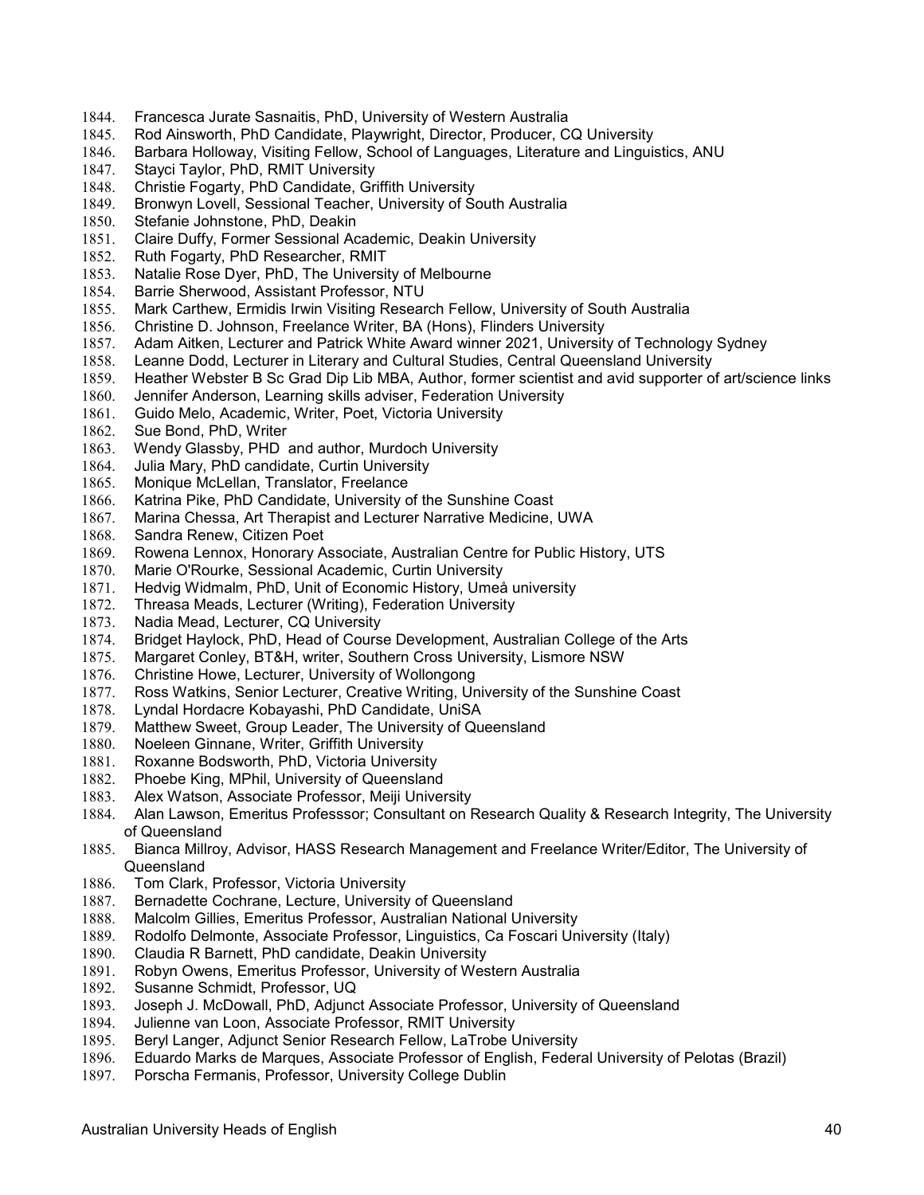1844. Francesca Jurate Sasnaitis, PhD, University of Western Australia
1845. Rod Ainsworth, PhD Candidate, Playwright, Director, Producer, CQ University
1846. Barbara Holloway, Visiting Fellow, School of Languages, Literature and Linguistics, ANU
1847. Stayci Taylor, PhD, RMIT University
1848. Christie Fogarty, PhD Candidate, Griffith University
1849. Bronwyn Lovell, Sessional Teacher, University of South Australia
1850. Stefanie Johnstone, PhD, Deakin
1851. Claire Duffy, Former Sessional Academic, Deakin University
1852. Ruth Fogarty, PhD Researcher, RMIT
1853. Natalie Rose Dyer, PhD, The University of Melbourne
1854. Barrie Sherwood, Assistant Professor, NTU
1855. Mark Carthew, Ermidis Irwin Visiting Research Fellow, University of South Australia
1856. Christine D. Johnson, Freelance Writer, BA (Hons), Flinders University
1857. Adam Aitken, Lecturer and Patrick White Award winner 2021, University of Technology Sydney
1858. Leanne Dodd, Lecturer in Literary and Cultural Studies, Central Queensland University
1859. Heather Webster B Sc Grad Dip Lib MBA, Author, former scientist and avid supporter of art/science links
1860. Jennifer Anderson, Learning skills adviser, Federation University
1861. Guido Melo, Academic, Writer, Poet, Victoria University
1862. Sue Bond, PhD, Writer
1863. Wendy Glassby, PHD and author, Murdoch University
1864. Julia Mary, PhD candidate, Curtin University
1865. Monique McLellan, Translator, Freelance
1866. Katrina Pike, PhD Candidate, University of the Sunshine Coast
1867. Marina Chessa, Art Therapist and Lecturer Narrative Medicine, UWA
1868. Sandra Renew, Citizen Poet
1869. Rowena Lennox, Honorary Associate, Australian Centre for Public History, UTS
1870. Marie O'Rourke, Sessional Academic, Curtin University
1871. Hedvig Widmalm, PhD, Unit of Economic History, Umeå university
1872. Threasa Meads, Lecturer (Writing), Federation University
1873. Nadia Mead, Lecturer, CQ University
1874. Bridget Haylock, PhD, Head of Course Development, Australian College of the Arts
1875. Margaret Conley, BT&H, writer, Southern Cross University, Lismore NSW
1876. Christine Howe, Lecturer, University of Wollongong
1877. Ross Watkins, Senior Lecturer, Creative Writing, University of the Sunshine Coast
1878. Lyndal Hordacre Kobayashi, PhD Candidate, UniSA
1879. Matthew Sweet, Group Leader, The University of Queensland
1880. Noeleen Ginnane, Writer, Griffith University
1881. Roxanne Bodsworth, PhD, Victoria University
1882. Phoebe King, MPhil, University of Queensland
1883. Alex Watson, Associate Professor, Meiji University
1884. Alan Lawson, Emeritus Professsor; Consultant on Research Quality & Research Integrity, The University of Queensland
1885. Bianca Millroy, Advisor, HASS Research Management and Freelance Writer/Editor, The University of Queensland
1886. Tom Clark, Professor, Victoria University
1887. Bernadette Cochrane, Lecture, University of Queensland
1888. Malcolm Gillies, Emeritus Professor, Australian National University
1889. Rodolfo Delmonte, Associate Professor, Linguistics, Ca Foscari University (Italy)
1890. Claudia R Barnett, PhD candidate, Deakin University
1891. Robyn Owens, Emeritus Professor, University of Western Australia
1892. Susanne Schmidt, Professor, UQ
1893. Joseph J. McDowall, PhD, Adjunct Associate Professor, University of Queensland
1894. Julienne van Loon, Associate Professor, RMIT University
1895. Beryl Langer, Adjunct Senior Research Fellow, LaTrobe University
1896. Eduardo Marks de Marques, Associate Professor of English, Federal University of Pelotas (Brazil)
1897. Porscha Fermanis, Professor, University College Dublin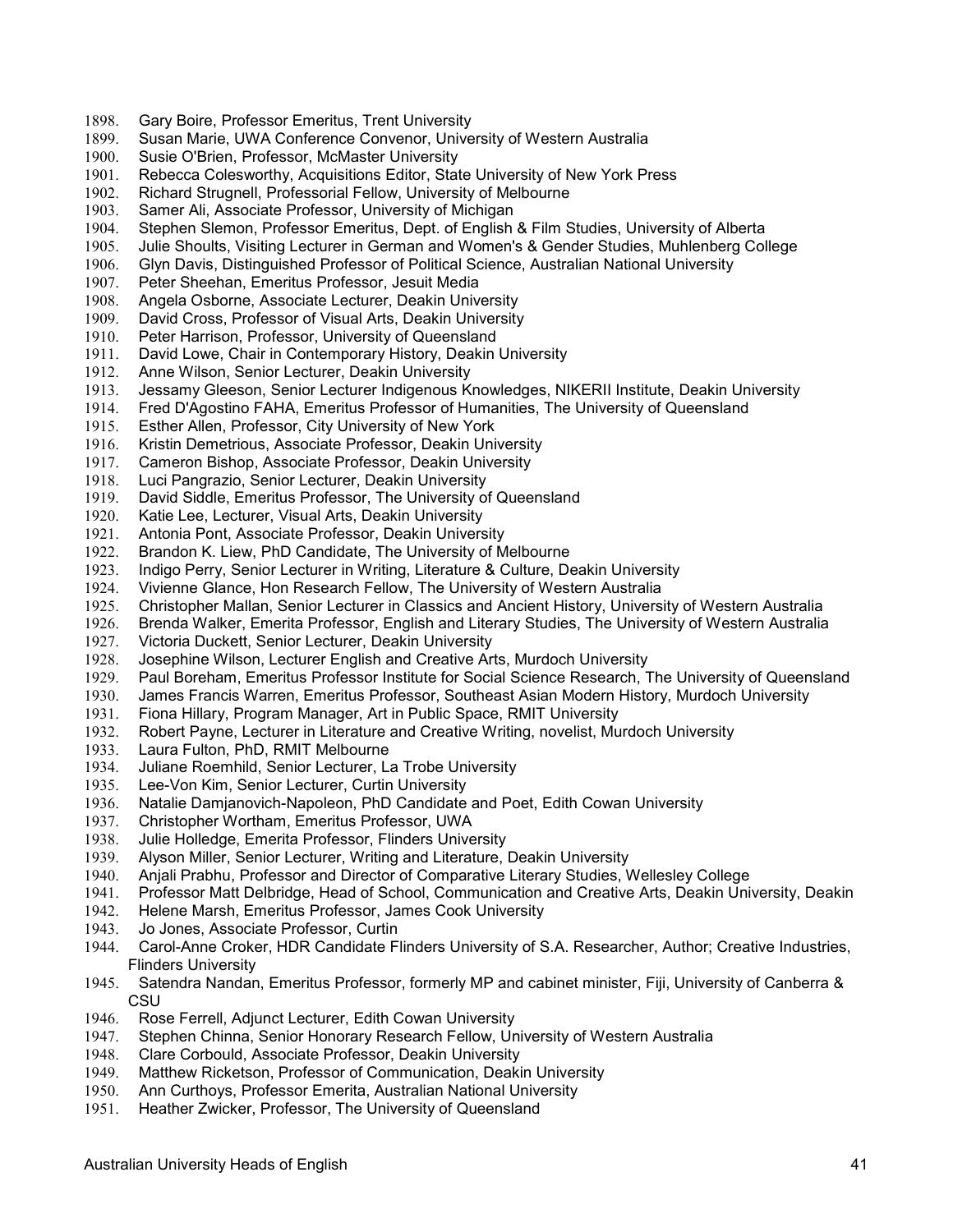1898. Gary Boire, Professor Emeritus, Trent University
1899. Susan Marie, UWA Conference Convenor, University of Western Australia
1900. Susie O'Brien, Professor, McMaster University
1901. Rebecca Colesworthy, Acquisitions Editor, State University of New York Press
1902. Richard Strugnell, Professorial Fellow, University of Melbourne
1903. Samer Ali, Associate Professor, University of Michigan
1904. Stephen Slemon, Professor Emeritus, Dept. of English & Film Studies, University of Alberta
1905. Julie Shoults, Visiting Lecturer in German and Women's & Gender Studies, Muhlenberg College
1906. Glyn Davis, Distinguished Professor of Political Science, Australian National University
1907. Peter Sheehan, Emeritus Professor, Jesuit Media
1908. Angela Osborne, Associate Lecturer, Deakin University
1909. David Cross, Professor of Visual Arts, Deakin University
1910. Peter Harrison, Professor, University of Queensland
1911. David Lowe, Chair in Contemporary History, Deakin University
1912. Anne Wilson, Senior Lecturer, Deakin University
1913. Jessamy Gleeson, Senior Lecturer Indigenous Knowledges, NIKERII Institute, Deakin University
1914. Fred D'Agostino FAHA, Emeritus Professor of Humanities, The University of Queensland
1915. Esther Allen, Professor, City University of New York
1916. Kristin Demetrious, Associate Professor, Deakin University
1917. Cameron Bishop, Associate Professor, Deakin University
1918. Luci Pangrazio, Senior Lecturer, Deakin University
1919. David Siddle, Emeritus Professor, The University of Queensland
1920. Katie Lee, Lecturer, Visual Arts, Deakin University
1921. Antonia Pont, Associate Professor, Deakin University
1922. Brandon K. Liew, PhD Candidate, The University of Melbourne
1923. Indigo Perry, Senior Lecturer in Writing, Literature & Culture, Deakin University
1924. Vivienne Glance, Hon Research Fellow, The University of Western Australia
1925. Christopher Mallan, Senior Lecturer in Classics and Ancient History, University of Western Australia
1926. Brenda Walker, Emerita Professor, English and Literary Studies, The University of Western Australia
1927. Victoria Duckett, Senior Lecturer, Deakin University
1928. Josephine Wilson, Lecturer English and Creative Arts, Murdoch University
1929. Paul Boreham, Emeritus Professor Institute for Social Science Research, The University of Queensland
1930. James Francis Warren, Emeritus Professor, Southeast Asian Modern History, Murdoch University
1931. Fiona Hillary, Program Manager, Art in Public Space, RMIT University
1932. Robert Payne, Lecturer in Literature and Creative Writing, novelist, Murdoch University
1933. Laura Fulton, PhD, RMIT Melbourne
1934. Juliane Roemhild, Senior Lecturer, La Trobe University
1935. Lee-Von Kim, Senior Lecturer, Curtin University
1936. Natalie Damjanovich-Napoleon, PhD Candidate and Poet, Edith Cowan University
1937. Christopher Wortham, Emeritus Professor, UWA
1938. Julie Holledge, Emerita Professor, Flinders University
1939. Alyson Miller, Senior Lecturer, Writing and Literature, Deakin University
1940. Anjali Prabhu, Professor and Director of Comparative Literary Studies, Wellesley College
1941. Professor Matt Delbridge, Head of School, Communication and Creative Arts, Deakin University, Deakin
1942. Helene Marsh, Emeritus Professor, James Cook University
1943. Jo Jones, Associate Professor, Curtin
1944. Carol-Anne Croker, HDR Candidate Flinders University of S.A. Researcher, Author; Creative Industries, Flinders University
1945. Satendra Nandan, Emeritus Professor, formerly MP and cabinet minister, Fiji, University of Canberra & CSU
1946. Rose Ferrell, Adjunct Lecturer, Edith Cowan University
1947. Stephen Chinna, Senior Honorary Research Fellow, University of Western Australia
1948. Clare Corbould, Associate Professor, Deakin University
1949. Matthew Ricketson, Professor of Communication, Deakin University
1950. Ann Curthoys, Professor Emerita, Australian National University
1951. Heather Zwicker, Professor, The University of Queensland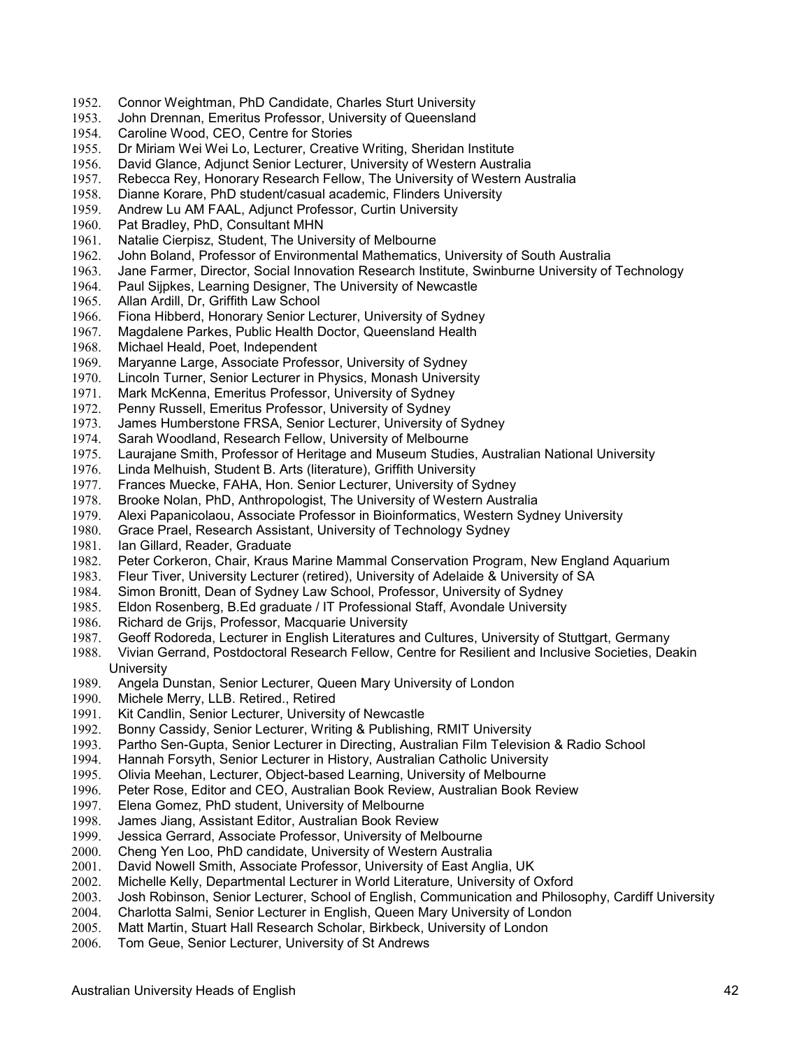1952. Connor Weightman, PhD Candidate, Charles Sturt University
1953. John Drennan, Emeritus Professor, University of Queensland
1954. Caroline Wood, CEO, Centre for Stories
1955. Dr Miriam Wei Wei Lo, Lecturer, Creative Writing, Sheridan Institute
1956. David Glance, Adjunct Senior Lecturer, University of Western Australia
1957. Rebecca Rey, Honorary Research Fellow, The University of Western Australia
1958. Dianne Korare, PhD student/casual academic, Flinders University
1959. Andrew Lu AM FAAL, Adjunct Professor, Curtin University
1960. Pat Bradley, PhD, Consultant MHN
1961. Natalie Cierpisz, Student, The University of Melbourne
1962. John Boland, Professor of Environmental Mathematics, University of South Australia
1963. Jane Farmer, Director, Social Innovation Research Institute, Swinburne University of Technology
1964. Paul Sijpkes, Learning Designer, The University of Newcastle
1965. Allan Ardill, Dr, Griffith Law School
1966. Fiona Hibberd, Honorary Senior Lecturer, University of Sydney
1967. Magdalene Parkes, Public Health Doctor, Queensland Health
1968. Michael Heald, Poet, Independent
1969. Maryanne Large, Associate Professor, University of Sydney
1970. Lincoln Turner, Senior Lecturer in Physics, Monash University
1971. Mark McKenna, Emeritus Professor, University of Sydney
1972. Penny Russell, Emeritus Professor, University of Sydney
1973. James Humberstone FRSA, Senior Lecturer, University of Sydney
1974. Sarah Woodland, Research Fellow, University of Melbourne
1975. Laurajane Smith, Professor of Heritage and Museum Studies, Australian National University
1976. Linda Melhuish, Student B. Arts (literature), Griffith University
1977. Frances Muecke, FAHA, Hon. Senior Lecturer, University of Sydney
1978. Brooke Nolan, PhD, Anthropologist, The University of Western Australia
1979. Alexi Papanicolaou, Associate Professor in Bioinformatics, Western Sydney University
1980. Grace Prael, Research Assistant, University of Technology Sydney
1981. Ian Gillard, Reader, Graduate
1982. Peter Corkeron, Chair, Kraus Marine Mammal Conservation Program, New England Aquarium
1983. Fleur Tiver, University Lecturer (retired), University of Adelaide & University of SA
1984. Simon Bronitt, Dean of Sydney Law School, Professor, University of Sydney
1985. Eldon Rosenberg, B.Ed graduate / IT Professional Staff, Avondale University
1986. Richard de Grijs, Professor, Macquarie University
1987. Geoff Rodoreda, Lecturer in English Literatures and Cultures, University of Stuttgart, Germany
1988. Vivian Gerrand, Postdoctoral Research Fellow, Centre for Resilient and Inclusive Societies, Deakin University
1989. Angela Dunstan, Senior Lecturer, Queen Mary University of London
1990. Michele Merry, LLB. Retired., Retired
1991. Kit Candlin, Senior Lecturer, University of Newcastle
1992. Bonny Cassidy, Senior Lecturer, Writing & Publishing, RMIT University
1993. Partho Sen-Gupta, Senior Lecturer in Directing, Australian Film Television & Radio School
1994. Hannah Forsyth, Senior Lecturer in History, Australian Catholic University
1995. Olivia Meehan, Lecturer, Object-based Learning, University of Melbourne
1996. Peter Rose, Editor and CEO, Australian Book Review, Australian Book Review
1997. Elena Gomez, PhD student, University of Melbourne
1998. James Jiang, Assistant Editor, Australian Book Review
1999. Jessica Gerrard, Associate Professor, University of Melbourne
2000. Cheng Yen Loo, PhD candidate, University of Western Australia
2001. David Nowell Smith, Associate Professor, University of East Anglia, UK
2002. Michelle Kelly, Departmental Lecturer in World Literature, University of Oxford
2003. Josh Robinson, Senior Lecturer, School of English, Communication and Philosophy, Cardiff University
2004. Charlotta Salmi, Senior Lecturer in English, Queen Mary University of London
2005. Matt Martin, Stuart Hall Research Scholar, Birkbeck, University of London
2006. Tom Geue, Senior Lecturer, University of St Andrews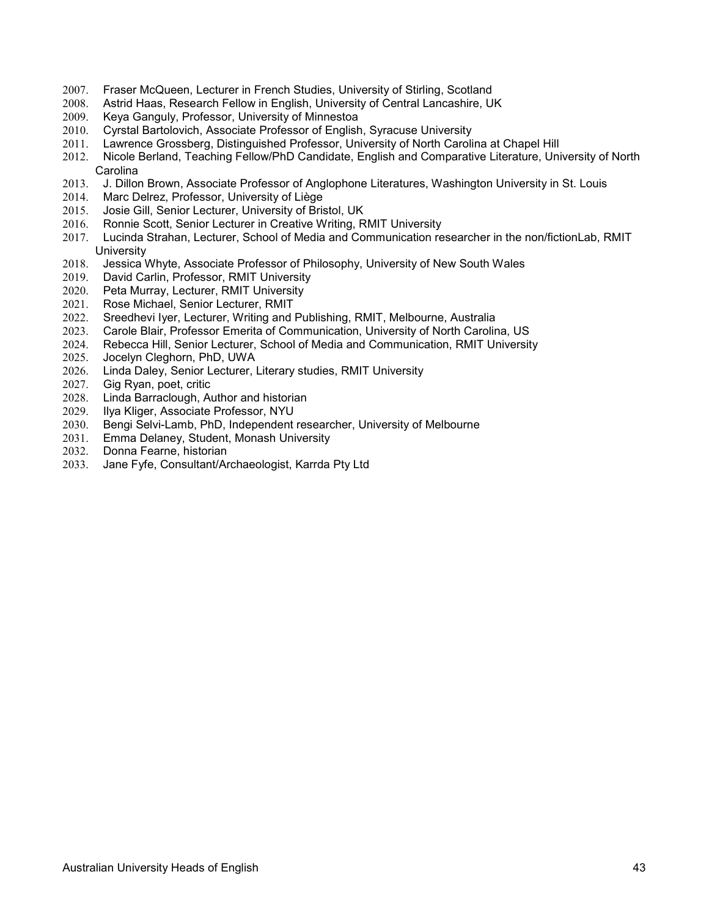2007. Fraser McQueen, Lecturer in French Studies, University of Stirling, Scotland
2008. Astrid Haas, Research Fellow in English, University of Central Lancashire, UK
2009. Keya Ganguly, Professor, University of Minnestoa
2010. Cyrstal Bartolovich, Associate Professor of English, Syracuse University
2011. Lawrence Grossberg, Distinguished Professor, University of North Carolina at Chapel Hill
2012. Nicole Berland, Teaching Fellow/PhD Candidate, English and Comparative Literature, University of North Carolina
2013. J. Dillon Brown, Associate Professor of Anglophone Literatures, Washington University in St. Louis
2014. Marc Delrez, Professor, University of Liège
2015. Josie Gill, Senior Lecturer, University of Bristol, UK
2016. Ronnie Scott, Senior Lecturer in Creative Writing, RMIT University
2017. Lucinda Strahan, Lecturer, School of Media and Communication researcher in the non/fictionLab, RMIT University
2018. Jessica Whyte, Associate Professor of Philosophy, University of New South Wales
2019. David Carlin, Professor, RMIT University
2020. Peta Murray, Lecturer, RMIT University
2021. Rose Michael, Senior Lecturer, RMIT
2022. Sreedhevi Iyer, Lecturer, Writing and Publishing, RMIT, Melbourne, Australia
2023. Carole Blair, Professor Emerita of Communication, University of North Carolina, US
2024. Rebecca Hill, Senior Lecturer, School of Media and Communication, RMIT University
2025. Jocelyn Cleghorn, PhD, UWA
2026. Linda Daley, Senior Lecturer, Literary studies, RMIT University
2027. Gig Ryan, poet, critic
2028. Linda Barraclough, Author and historian
2029. Ilya Kliger, Associate Professor, NYU
2030. Bengi Selvi-Lamb, PhD, Independent researcher, University of Melbourne
2031. Emma Delaney, Student, Monash University
2032. Donna Fearne, historian
2033. Jane Fyfe, Consultant/Archaeologist, Karrda Pty Ltd